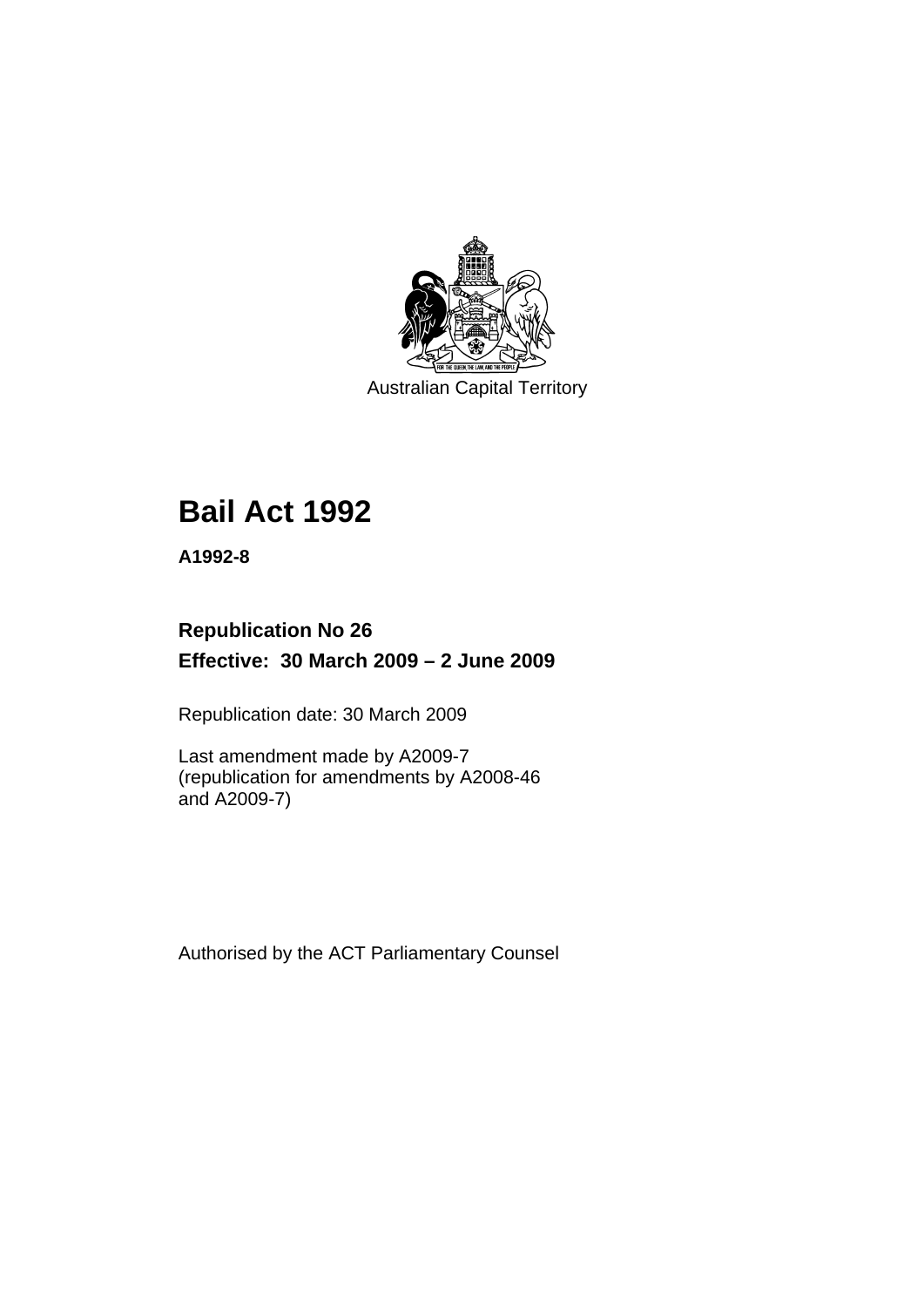Australian Capital Territory

# Bail Act 1992

**A1992-8**

**Republication No 26**

**Effective: 30 March 2009 – 2 June 2009**

Republication date: 30 March 2009

Last amendment made by A2009-7
(republication for amendments by A2008-46
and A2009-7)

Authorised by the ACT Parliamentary Counsel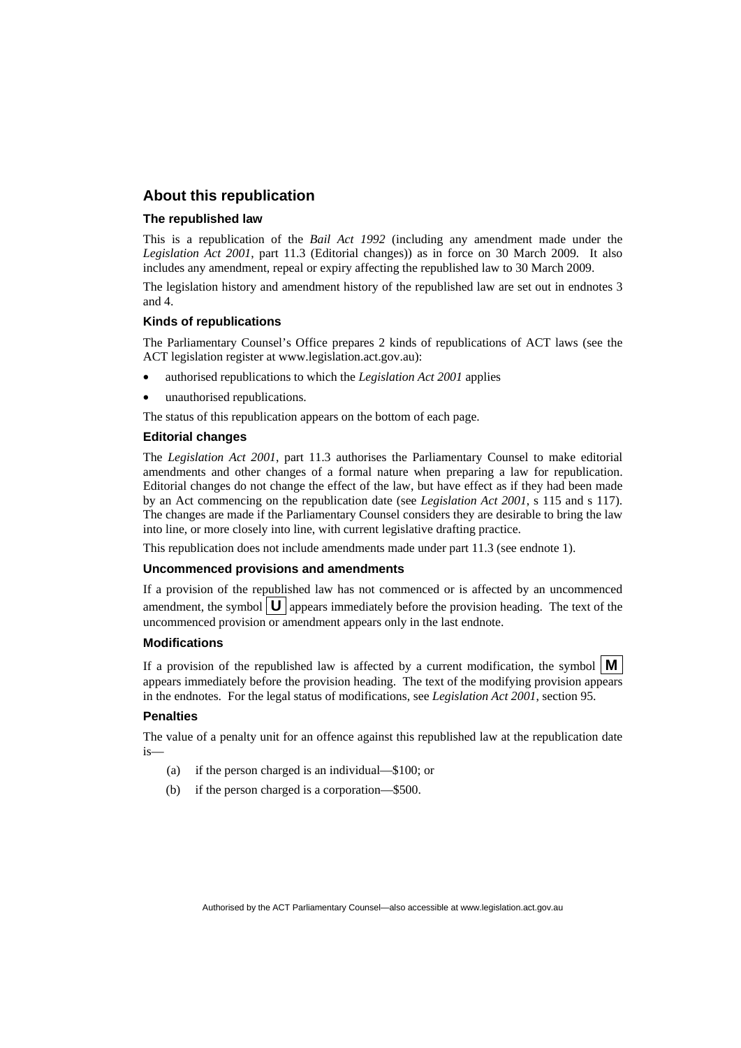## About this republication

### The republished law

This is a republication of the *Bail Act 1992* (including any amendment made under the *Legislation Act 2001*, part 11.3 (Editorial changes)) as in force on 30 March 2009. It also includes any amendment, repeal or expiry affecting the republished law to 30 March 2009.

The legislation history and amendment history of the republished law are set out in endnotes 3 and 4.

### Kinds of republications

The Parliamentary Counsel's Office prepares 2 kinds of republications of ACT laws (see the ACT legislation register at www.legislation.act.gov.au):

- authorised republications to which the *Legislation Act 2001* applies
- unauthorised republications.

The status of this republication appears on the bottom of each page.

### Editorial changes

The *Legislation Act 2001*, part 11.3 authorises the Parliamentary Counsel to make editorial amendments and other changes of a formal nature when preparing a law for republication. Editorial changes do not change the effect of the law, but have effect as if they had been made by an Act commencing on the republication date (see *Legislation Act 2001*, s 115 and s 117). The changes are made if the Parliamentary Counsel considers they are desirable to bring the law into line, or more closely into line, with current legislative drafting practice.

This republication does not include amendments made under part 11.3 (see endnote 1).

### Uncommenced provisions and amendments

If a provision of the republished law has not commenced or is affected by an uncommenced amendment, the symbol **U** appears immediately before the provision heading. The text of the uncommenced provision or amendment appears only in the last endnote.

### Modifications

If a provision of the republished law is affected by a current modification, the symbol **M** appears immediately before the provision heading. The text of the modifying provision appears in the endnotes. For the legal status of modifications, see *Legislation Act 2001*, section 95.

### Penalties

The value of a penalty unit for an offence against this republished law at the republication date is—

(a) if the person charged is an individual—$100; or

(b) if the person charged is a corporation—$500.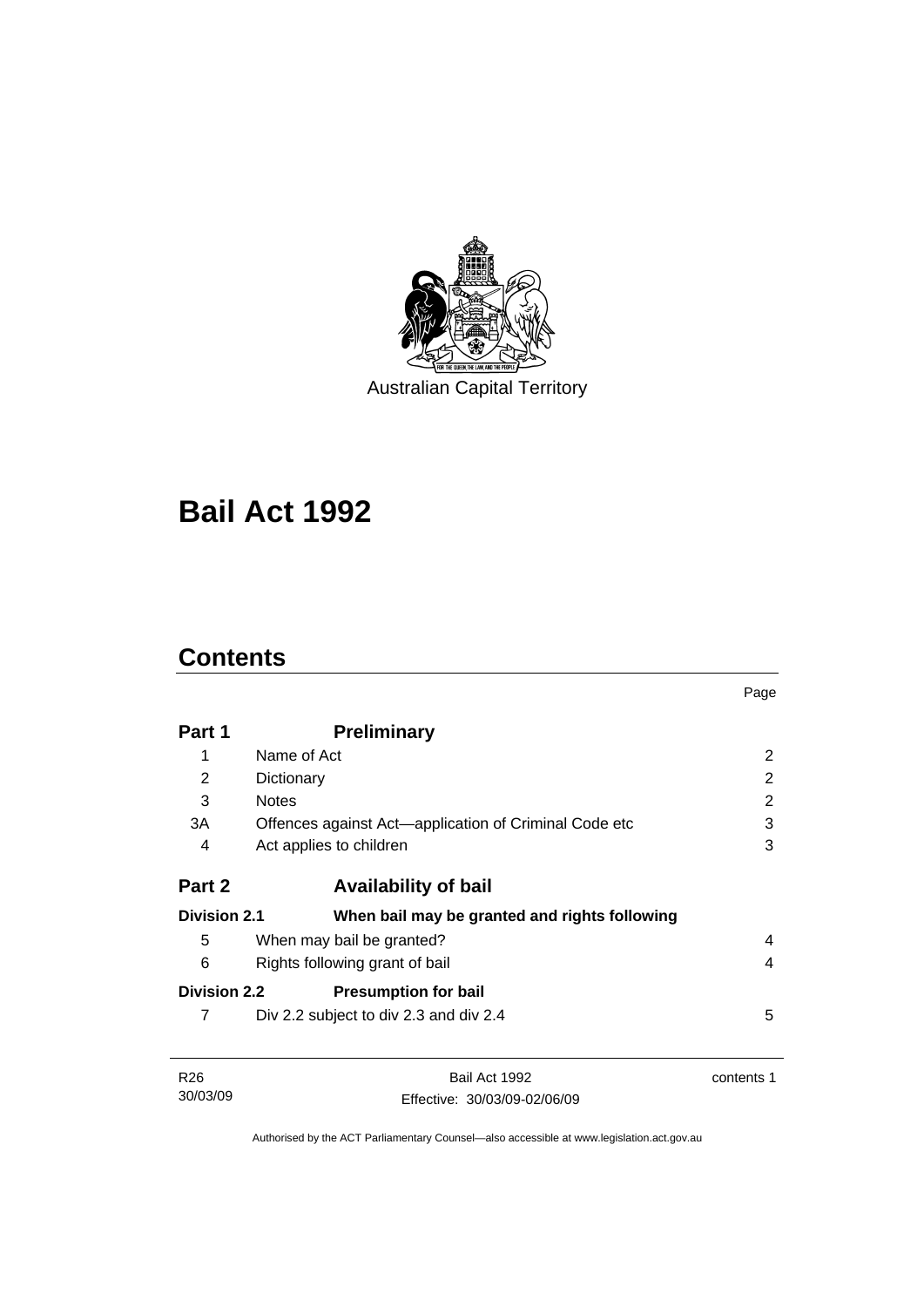Australian Capital Territory

# Bail Act 1992

## Contents

| | | Page |
|---|---|---|
| **Part 1** | **Preliminary** | |
| 1 | Name of Act | 2 |
| 2 | Dictionary | 2 |
| 3 | Notes | 2 |
| 3A | Offences against Act—application of Criminal Code etc | 3 |
| 4 | Act applies to children | 3 |
| **Part 2** | **Availability of bail** | |
| **Division 2.1** | **When bail may be granted and rights following** | |
| 5 | When may bail be granted? | 4 |
| 6 | Rights following grant of bail | 4 |
| **Division 2.2** | **Presumption for bail** | |
| 7 | Div 2.2 subject to div 2.3 and div 2.4 | 5 |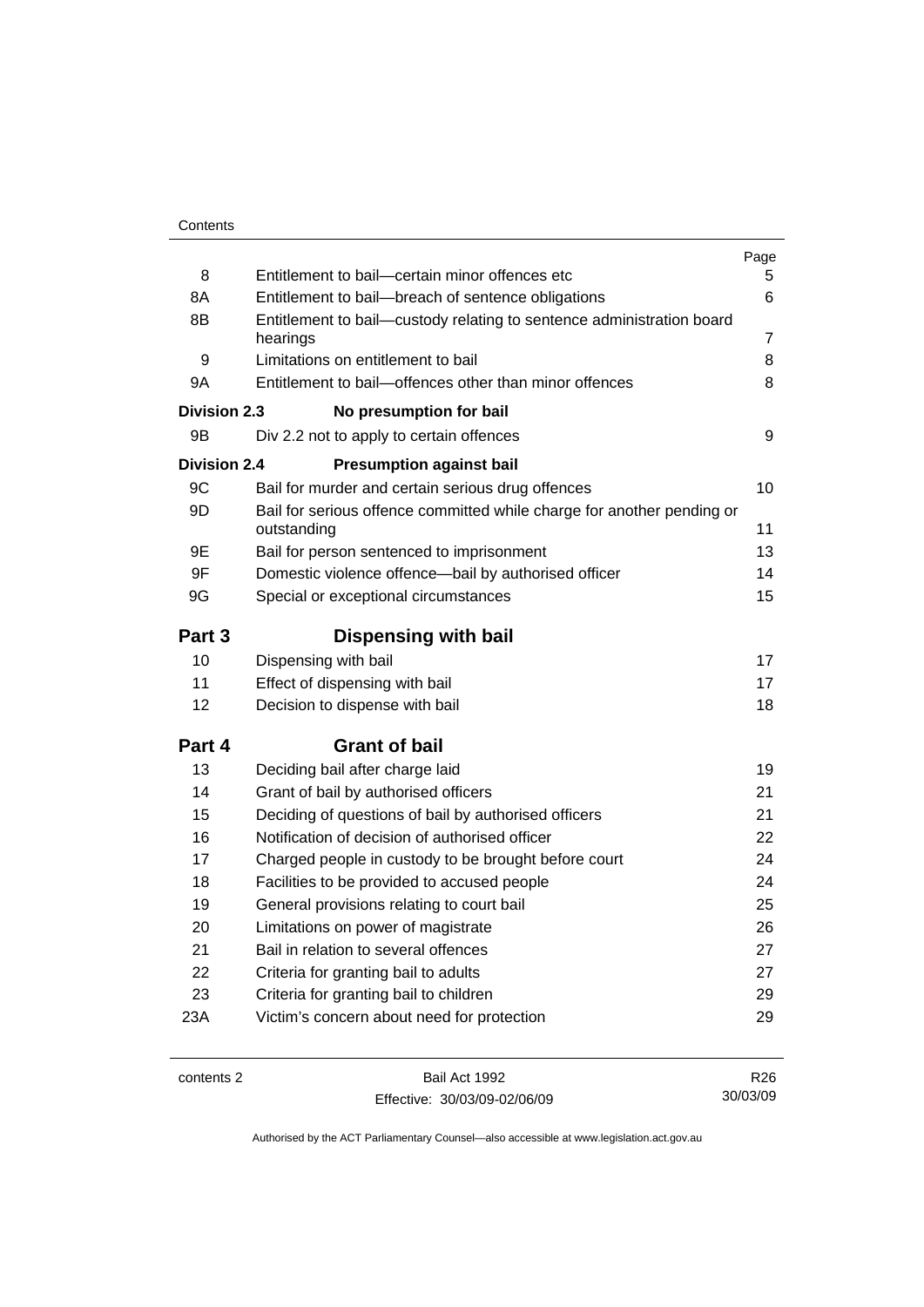| | | Page |
|---|---|---|
| 8 | Entitlement to bail—certain minor offences etc | 5 |
| 8A | Entitlement to bail—breach of sentence obligations | 6 |
| 8B | Entitlement to bail—custody relating to sentence administration board hearings | 7 |
| 9 | Limitations on entitlement to bail | 8 |
| 9A | Entitlement to bail—offences other than minor offences | 8 |
| **Division 2.3** | **No presumption for bail** | |
| 9B | Div 2.2 not to apply to certain offences | 9 |
| **Division 2.4** | **Presumption against bail** | |
| 9C | Bail for murder and certain serious drug offences | 10 |
| 9D | Bail for serious offence committed while charge for another pending or outstanding | 11 |
| 9E | Bail for person sentenced to imprisonment | 13 |
| 9F | Domestic violence offence—bail by authorised officer | 14 |
| 9G | Special or exceptional circumstances | 15 |
| **Part 3** | **Dispensing with bail** | |
| 10 | Dispensing with bail | 17 |
| 11 | Effect of dispensing with bail | 17 |
| 12 | Decision to dispense with bail | 18 |
| **Part 4** | **Grant of bail** | |
| 13 | Deciding bail after charge laid | 19 |
| 14 | Grant of bail by authorised officers | 21 |
| 15 | Deciding of questions of bail by authorised officers | 21 |
| 16 | Notification of decision of authorised officer | 22 |
| 17 | Charged people in custody to be brought before court | 24 |
| 18 | Facilities to be provided to accused people | 24 |
| 19 | General provisions relating to court bail | 25 |
| 20 | Limitations on power of magistrate | 26 |
| 21 | Bail in relation to several offences | 27 |
| 22 | Criteria for granting bail to adults | 27 |
| 23 | Criteria for granting bail to children | 29 |
| 23A | Victim's concern about need for protection | 29 |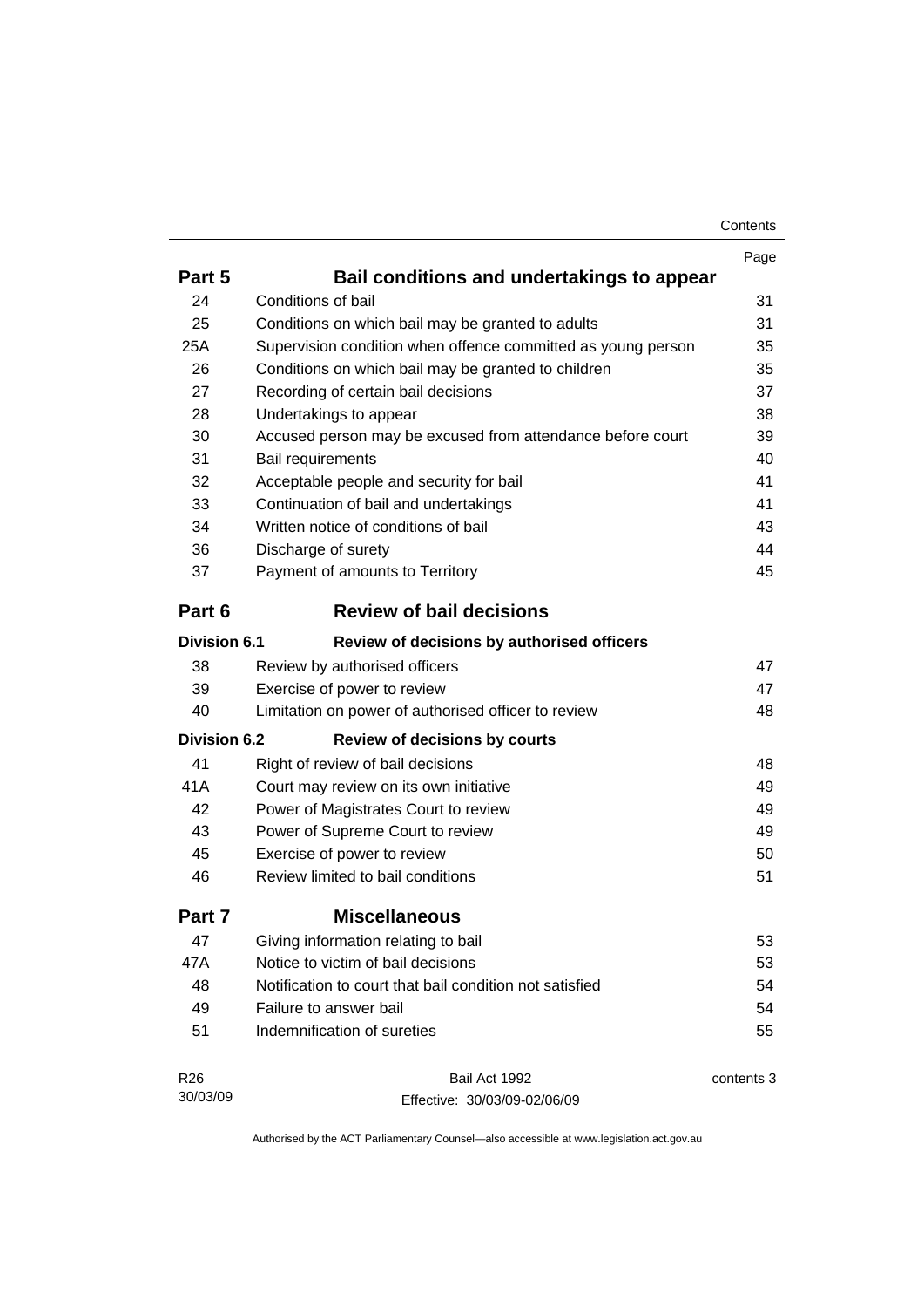| | | Page |
|---|---|---|
| **Part 5** | **Bail conditions and undertakings to appear** | |
| 24 | Conditions of bail | 31 |
| 25 | Conditions on which bail may be granted to adults | 31 |
| 25A | Supervision condition when offence committed as young person | 35 |
| 26 | Conditions on which bail may be granted to children | 35 |
| 27 | Recording of certain bail decisions | 37 |
| 28 | Undertakings to appear | 38 |
| 30 | Accused person may be excused from attendance before court | 39 |
| 31 | Bail requirements | 40 |
| 32 | Acceptable people and security for bail | 41 |
| 33 | Continuation of bail and undertakings | 41 |
| 34 | Written notice of conditions of bail | 43 |
| 36 | Discharge of surety | 44 |
| 37 | Payment of amounts to Territory | 45 |
| **Part 6** | **Review of bail decisions** | |
| **Division 6.1** | **Review of decisions by authorised officers** | |
| 38 | Review by authorised officers | 47 |
| 39 | Exercise of power to review | 47 |
| 40 | Limitation on power of authorised officer to review | 48 |
| **Division 6.2** | **Review of decisions by courts** | |
| 41 | Right of review of bail decisions | 48 |
| 41A | Court may review on its own initiative | 49 |
| 42 | Power of Magistrates Court to review | 49 |
| 43 | Power of Supreme Court to review | 49 |
| 45 | Exercise of power to review | 50 |
| 46 | Review limited to bail conditions | 51 |
| **Part 7** | **Miscellaneous** | |
| 47 | Giving information relating to bail | 53 |
| 47A | Notice to victim of bail decisions | 53 |
| 48 | Notification to court that bail condition not satisfied | 54 |
| 49 | Failure to answer bail | 54 |
| 51 | Indemnification of sureties | 55 |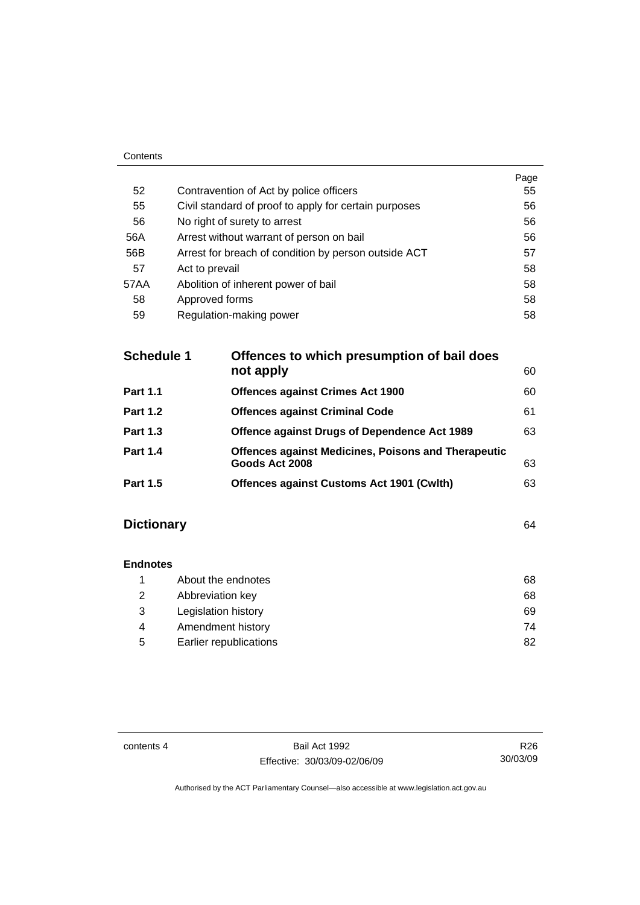| | | Page |
|---|---|---|
| 52 | Contravention of Act by police officers | 55 |
| 55 | Civil standard of proof to apply for certain purposes | 56 |
| 56 | No right of surety to arrest | 56 |
| 56A | Arrest without warrant of person on bail | 56 |
| 56B | Arrest for breach of condition by person outside ACT | 57 |
| 57 | Act to prevail | 58 |
| 57AA | Abolition of inherent power of bail | 58 |
| 58 | Approved forms | 58 |
| 59 | Regulation-making power | 58 |

| | | |
|---|---|---|
| **Schedule 1** | **Offences to which presumption of bail does not apply** | 60 |
| **Part 1.1** | **Offences against Crimes Act 1900** | 60 |
| **Part 1.2** | **Offences against Criminal Code** | 61 |
| **Part 1.3** | **Offence against Drugs of Dependence Act 1989** | 63 |
| **Part 1.4** | **Offences against Medicines, Poisons and Therapeutic Goods Act 2008** | 63 |
| **Part 1.5** | **Offences against Customs Act 1901 (Cwlth)** | 63 |

**Dictionary** 64

**Endnotes**

| | | |
|---|---|---|
| 1 | About the endnotes | 68 |
| 2 | Abbreviation key | 68 |
| 3 | Legislation history | 69 |
| 4 | Amendment history | 74 |
| 5 | Earlier republications | 82 |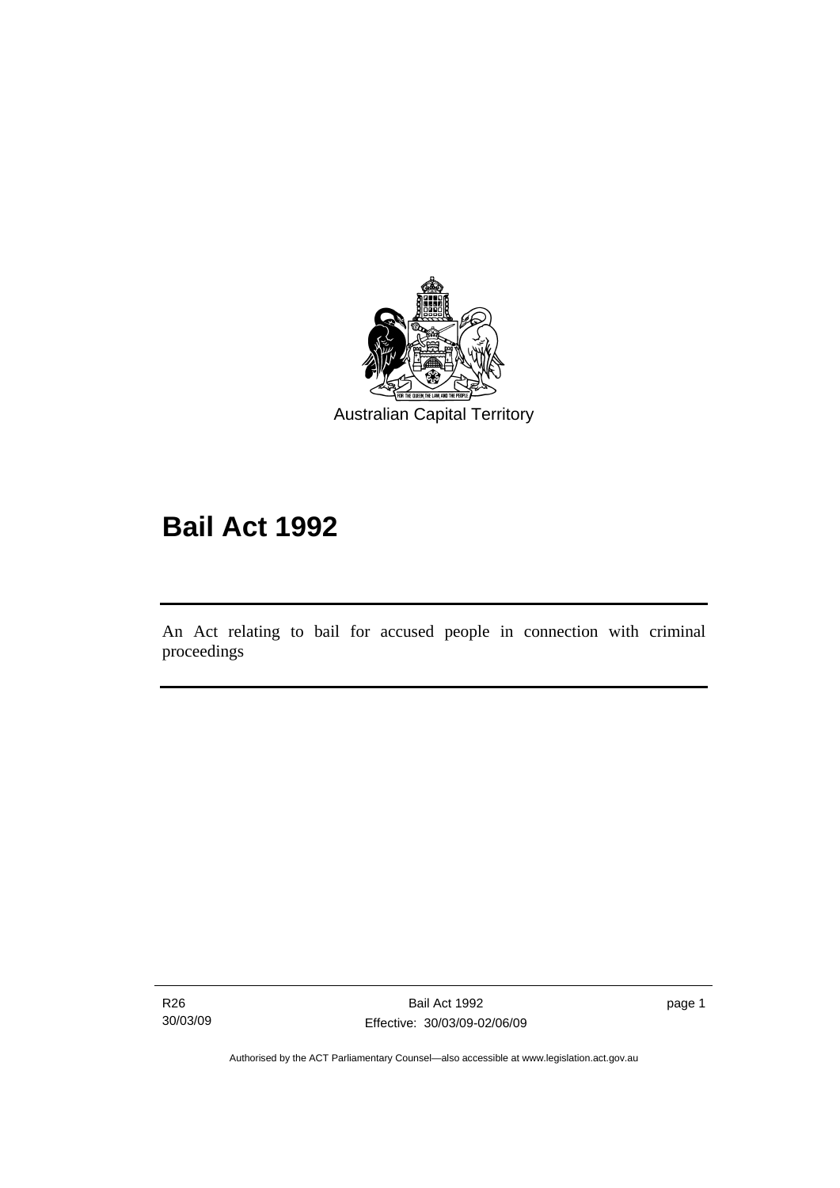Australian Capital Territory

# Bail Act 1992

An Act relating to bail for accused people in connection with criminal proceedings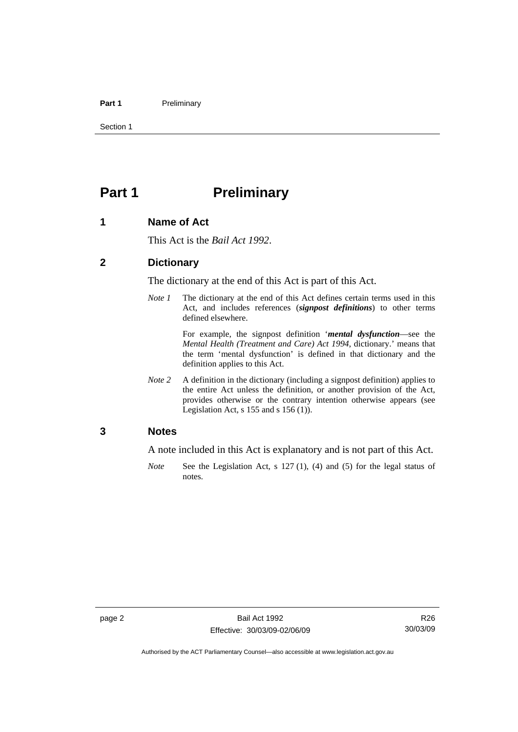# Part 1 Preliminary

## 1 Name of Act

This Act is the *Bail Act 1992*.

## 2 Dictionary

The dictionary at the end of this Act is part of this Act.

*Note 1* The dictionary at the end of this Act defines certain terms used in this Act, and includes references (***signpost definitions***) to other terms defined elsewhere.

For example, the signpost definition '***mental dysfunction***—see the *Mental Health (Treatment and Care) Act 1994*, dictionary.' means that the term 'mental dysfunction' is defined in that dictionary and the definition applies to this Act.

*Note 2* A definition in the dictionary (including a signpost definition) applies to the entire Act unless the definition, or another provision of the Act, provides otherwise or the contrary intention otherwise appears (see Legislation Act, s 155 and s 156 (1)).

## 3 Notes

A note included in this Act is explanatory and is not part of this Act.

*Note* See the Legislation Act, s 127 (1), (4) and (5) for the legal status of notes.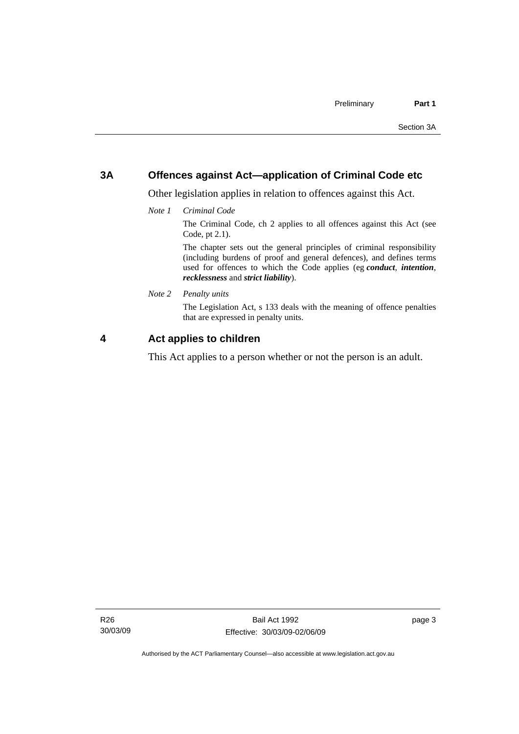## 3A Offences against Act—application of Criminal Code etc

Other legislation applies in relation to offences against this Act.

*Note 1 Criminal Code*

The Criminal Code, ch 2 applies to all offences against this Act (see Code, pt 2.1).

The chapter sets out the general principles of criminal responsibility (including burdens of proof and general defences), and defines terms used for offences to which the Code applies (eg ***conduct***, ***intention***, ***recklessness*** and ***strict liability***).

*Note 2 Penalty units*

The Legislation Act, s 133 deals with the meaning of offence penalties that are expressed in penalty units.

## 4 Act applies to children

This Act applies to a person whether or not the person is an adult.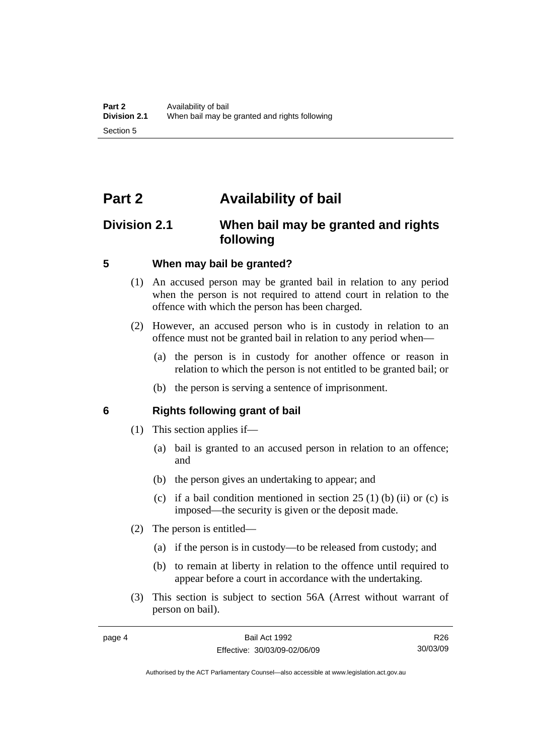# Part 2 Availability of bail

## Division 2.1 When bail may be granted and rights following

### 5 When may bail be granted?

(1) An accused person may be granted bail in relation to any period when the person is not required to attend court in relation to the offence with which the person has been charged.

(2) However, an accused person who is in custody in relation to an offence must not be granted bail in relation to any period when—

(a) the person is in custody for another offence or reason in relation to which the person is not entitled to be granted bail; or

(b) the person is serving a sentence of imprisonment.

### 6 Rights following grant of bail

(1) This section applies if—

(a) bail is granted to an accused person in relation to an offence; and

(b) the person gives an undertaking to appear; and

(c) if a bail condition mentioned in section 25 (1) (b) (ii) or (c) is imposed—the security is given or the deposit made.

(2) The person is entitled—

(a) if the person is in custody—to be released from custody; and

(b) to remain at liberty in relation to the offence until required to appear before a court in accordance with the undertaking.

(3) This section is subject to section 56A (Arrest without warrant of person on bail).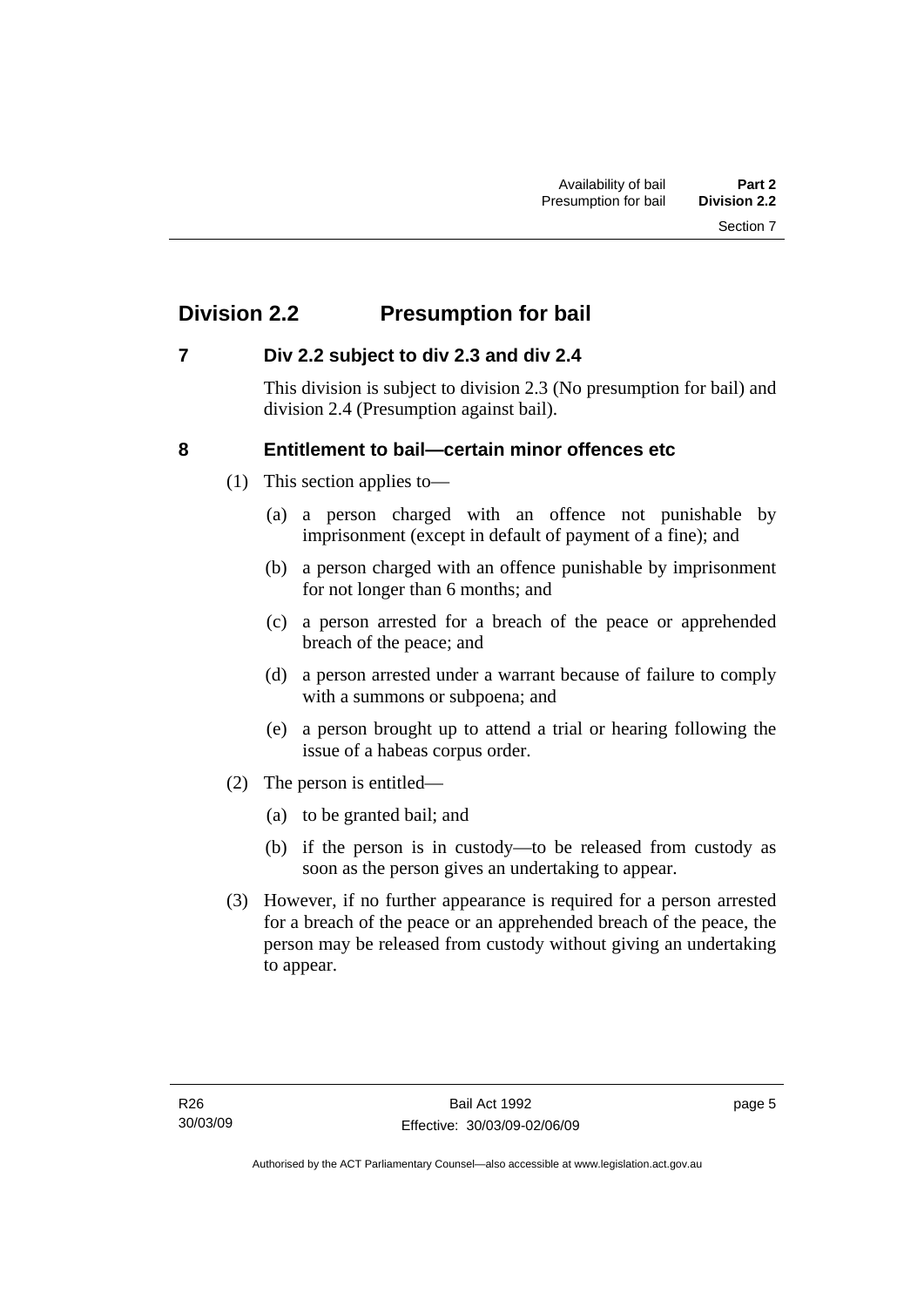## Division 2.2 Presumption for bail

### 7 Div 2.2 subject to div 2.3 and div 2.4

This division is subject to division 2.3 (No presumption for bail) and division 2.4 (Presumption against bail).

### 8 Entitlement to bail—certain minor offences etc

(1) This section applies to—

(a) a person charged with an offence not punishable by imprisonment (except in default of payment of a fine); and

(b) a person charged with an offence punishable by imprisonment for not longer than 6 months; and

(c) a person arrested for a breach of the peace or apprehended breach of the peace; and

(d) a person arrested under a warrant because of failure to comply with a summons or subpoena; and

(e) a person brought up to attend a trial or hearing following the issue of a habeas corpus order.

(2) The person is entitled—

(a) to be granted bail; and

(b) if the person is in custody—to be released from custody as soon as the person gives an undertaking to appear.

(3) However, if no further appearance is required for a person arrested for a breach of the peace or an apprehended breach of the peace, the person may be released from custody without giving an undertaking to appear.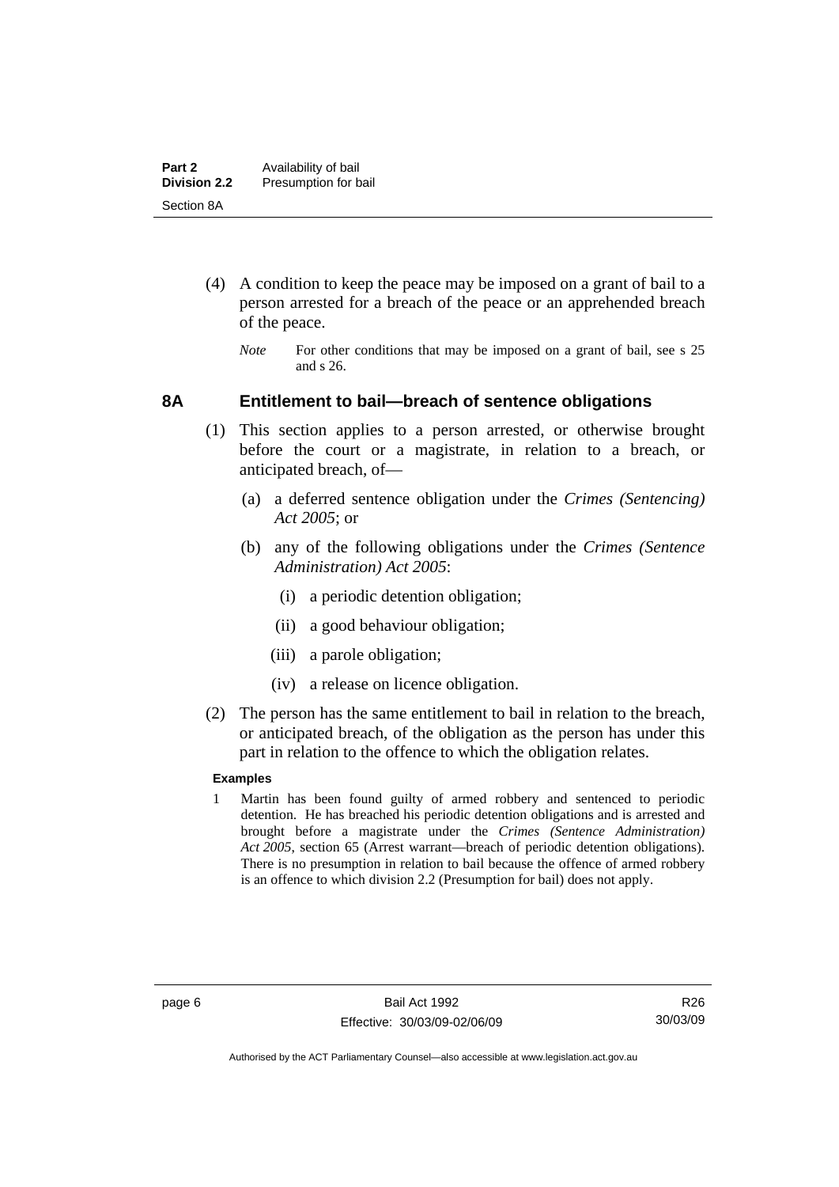(4) A condition to keep the peace may be imposed on a grant of bail to a person arrested for a breach of the peace or an apprehended breach of the peace.

*Note* For other conditions that may be imposed on a grant of bail, see s 25 and s 26.

## 8A Entitlement to bail—breach of sentence obligations

(1) This section applies to a person arrested, or otherwise brought before the court or a magistrate, in relation to a breach, or anticipated breach, of—

(a) a deferred sentence obligation under the *Crimes (Sentencing) Act 2005*; or

(b) any of the following obligations under the *Crimes (Sentence Administration) Act 2005*:

(i) a periodic detention obligation;

(ii) a good behaviour obligation;

(iii) a parole obligation;

(iv) a release on licence obligation.

(2) The person has the same entitlement to bail in relation to the breach, or anticipated breach, of the obligation as the person has under this part in relation to the offence to which the obligation relates.

**Examples**

1 Martin has been found guilty of armed robbery and sentenced to periodic detention. He has breached his periodic detention obligations and is arrested and brought before a magistrate under the *Crimes (Sentence Administration) Act 2005*, section 65 (Arrest warrant—breach of periodic detention obligations). There is no presumption in relation to bail because the offence of armed robbery is an offence to which division 2.2 (Presumption for bail) does not apply.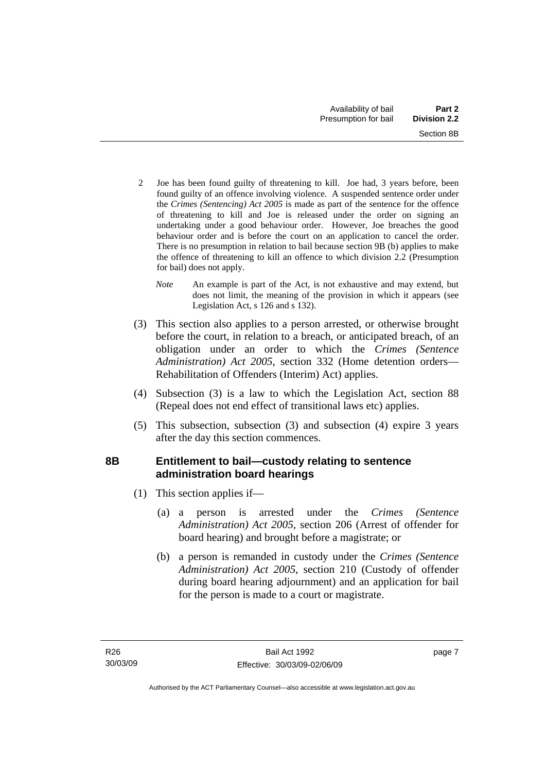2 Joe has been found guilty of threatening to kill. Joe had, 3 years before, been found guilty of an offence involving violence. A suspended sentence order under the *Crimes (Sentencing) Act 2005* is made as part of the sentence for the offence of threatening to kill and Joe is released under the order on signing an undertaking under a good behaviour order. However, Joe breaches the good behaviour order and is before the court on an application to cancel the order. There is no presumption in relation to bail because section 9B (b) applies to make the offence of threatening to kill an offence to which division 2.2 (Presumption for bail) does not apply.

*Note* An example is part of the Act, is not exhaustive and may extend, but does not limit, the meaning of the provision in which it appears (see Legislation Act, s 126 and s 132).

(3) This section also applies to a person arrested, or otherwise brought before the court, in relation to a breach, or anticipated breach, of an obligation under an order to which the *Crimes (Sentence Administration) Act 2005*, section 332 (Home detention orders—Rehabilitation of Offenders (Interim) Act) applies.

(4) Subsection (3) is a law to which the Legislation Act, section 88 (Repeal does not end effect of transitional laws etc) applies.

(5) This subsection, subsection (3) and subsection (4) expire 3 years after the day this section commences.

## 8B Entitlement to bail—custody relating to sentence administration board hearings

(1) This section applies if—

(a) a person is arrested under the *Crimes (Sentence Administration) Act 2005*, section 206 (Arrest of offender for board hearing) and brought before a magistrate; or

(b) a person is remanded in custody under the *Crimes (Sentence Administration) Act 2005*, section 210 (Custody of offender during board hearing adjournment) and an application for bail for the person is made to a court or magistrate.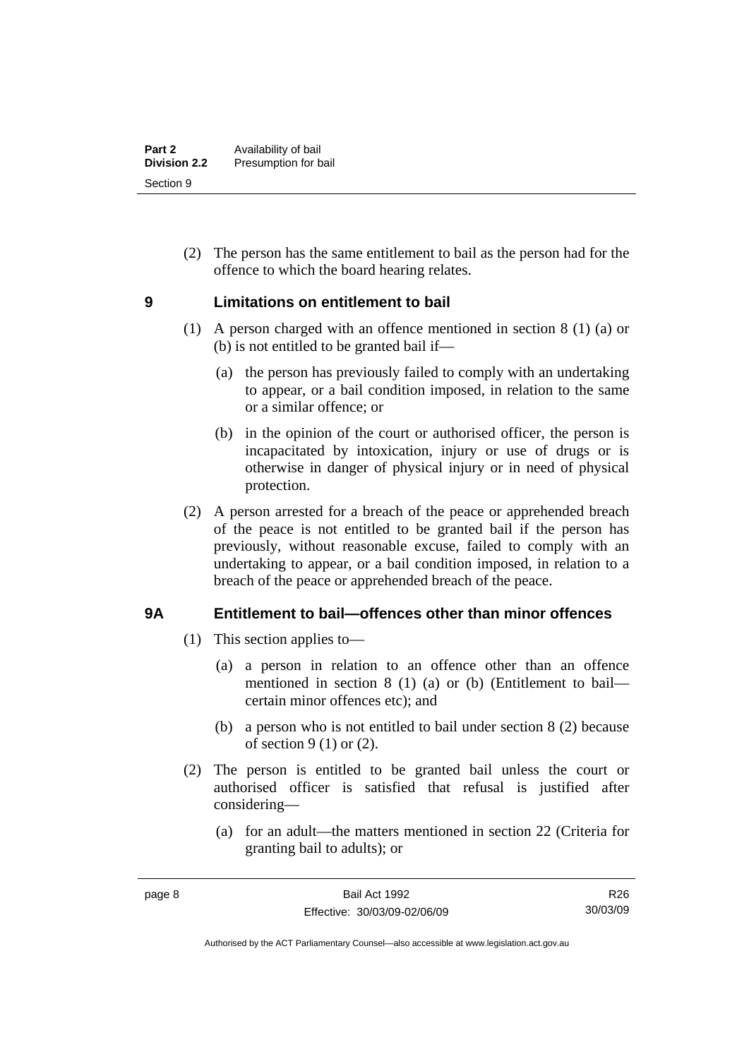(2) The person has the same entitlement to bail as the person had for the offence to which the board hearing relates.

## 9 Limitations on entitlement to bail

(1) A person charged with an offence mentioned in section 8 (1) (a) or (b) is not entitled to be granted bail if—

(a) the person has previously failed to comply with an undertaking to appear, or a bail condition imposed, in relation to the same or a similar offence; or

(b) in the opinion of the court or authorised officer, the person is incapacitated by intoxication, injury or use of drugs or is otherwise in danger of physical injury or in need of physical protection.

(2) A person arrested for a breach of the peace or apprehended breach of the peace is not entitled to be granted bail if the person has previously, without reasonable excuse, failed to comply with an undertaking to appear, or a bail condition imposed, in relation to a breach of the peace or apprehended breach of the peace.

## 9A Entitlement to bail—offences other than minor offences

(1) This section applies to—

(a) a person in relation to an offence other than an offence mentioned in section 8 (1) (a) or (b) (Entitlement to bail—certain minor offences etc); and

(b) a person who is not entitled to bail under section 8 (2) because of section 9 (1) or (2).

(2) The person is entitled to be granted bail unless the court or authorised officer is satisfied that refusal is justified after considering—

(a) for an adult—the matters mentioned in section 22 (Criteria for granting bail to adults); or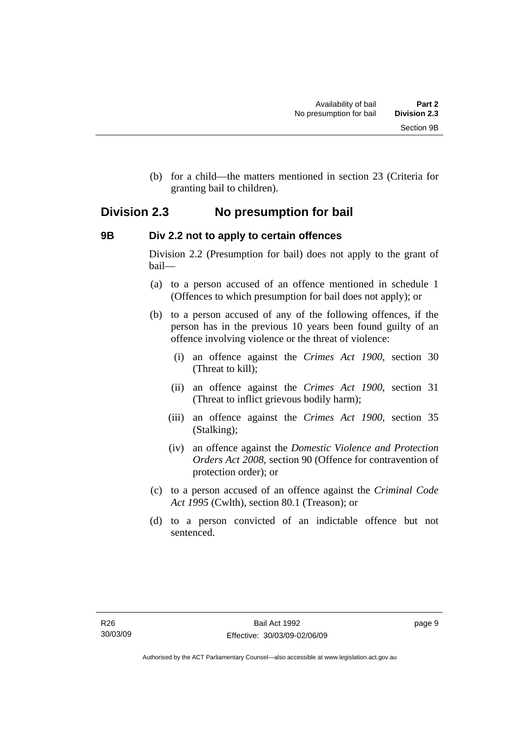(b) for a child—the matters mentioned in section 23 (Criteria for granting bail to children).

## Division 2.3 No presumption for bail

### 9B Div 2.2 not to apply to certain offences

Division 2.2 (Presumption for bail) does not apply to the grant of bail—

(a) to a person accused of an offence mentioned in schedule 1 (Offences to which presumption for bail does not apply); or

(b) to a person accused of any of the following offences, if the person has in the previous 10 years been found guilty of an offence involving violence or the threat of violence:

  (i) an offence against the *Crimes Act 1900*, section 30 (Threat to kill);

  (ii) an offence against the *Crimes Act 1900*, section 31 (Threat to inflict grievous bodily harm);

  (iii) an offence against the *Crimes Act 1900*, section 35 (Stalking);

  (iv) an offence against the *Domestic Violence and Protection Orders Act 2008*, section 90 (Offence for contravention of protection order); or

(c) to a person accused of an offence against the *Criminal Code Act 1995* (Cwlth), section 80.1 (Treason); or

(d) to a person convicted of an indictable offence but not sentenced.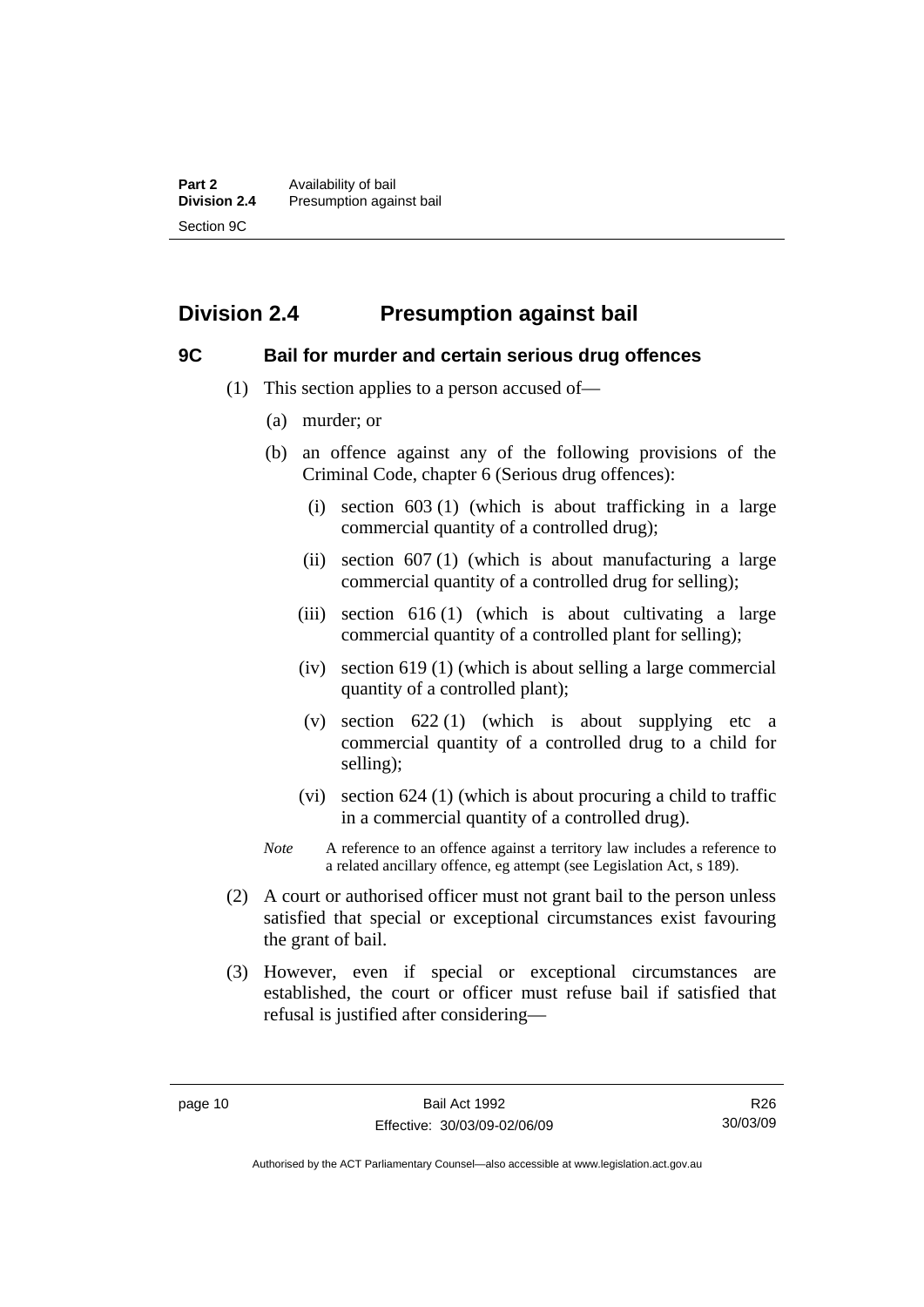## Division 2.4 Presumption against bail

### 9C Bail for murder and certain serious drug offences

(1) This section applies to a person accused of—

(a) murder; or

(b) an offence against any of the following provisions of the Criminal Code, chapter 6 (Serious drug offences):

(i) section 603 (1) (which is about trafficking in a large commercial quantity of a controlled drug);

(ii) section 607 (1) (which is about manufacturing a large commercial quantity of a controlled drug for selling);

(iii) section 616 (1) (which is about cultivating a large commercial quantity of a controlled plant for selling);

(iv) section 619 (1) (which is about selling a large commercial quantity of a controlled plant);

(v) section 622 (1) (which is about supplying etc a commercial quantity of a controlled drug to a child for selling);

(vi) section 624 (1) (which is about procuring a child to traffic in a commercial quantity of a controlled drug).

*Note* A reference to an offence against a territory law includes a reference to a related ancillary offence, eg attempt (see Legislation Act, s 189).

(2) A court or authorised officer must not grant bail to the person unless satisfied that special or exceptional circumstances exist favouring the grant of bail.

(3) However, even if special or exceptional circumstances are established, the court or officer must refuse bail if satisfied that refusal is justified after considering—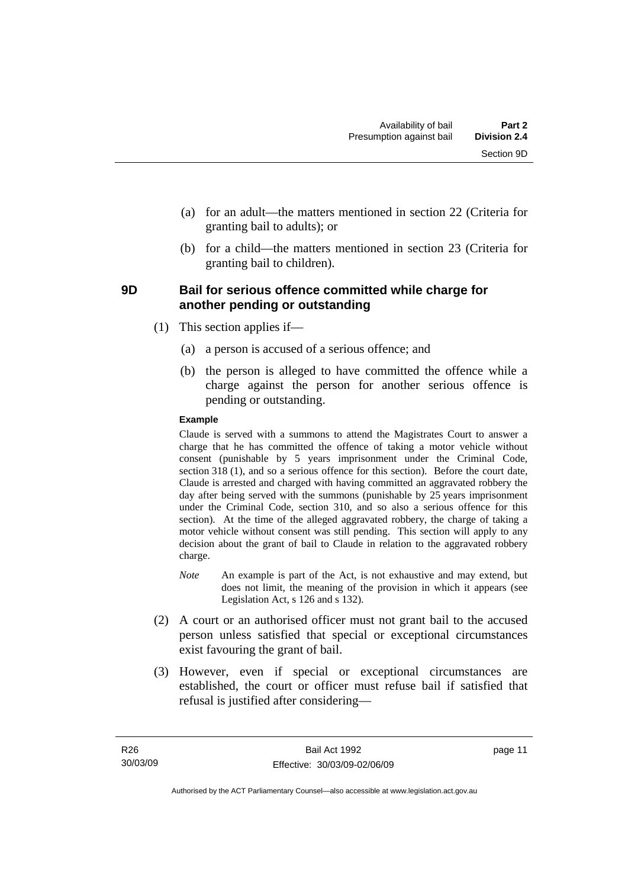(a) for an adult—the matters mentioned in section 22 (Criteria for granting bail to adults); or

(b) for a child—the matters mentioned in section 23 (Criteria for granting bail to children).

## 9D Bail for serious offence committed while charge for another pending or outstanding

(1) This section applies if—

(a) a person is accused of a serious offence; and

(b) the person is alleged to have committed the offence while a charge against the person for another serious offence is pending or outstanding.

**Example**

Claude is served with a summons to attend the Magistrates Court to answer a charge that he has committed the offence of taking a motor vehicle without consent (punishable by 5 years imprisonment under the Criminal Code, section 318 (1), and so a serious offence for this section). Before the court date, Claude is arrested and charged with having committed an aggravated robbery the day after being served with the summons (punishable by 25 years imprisonment under the Criminal Code, section 310, and so also a serious offence for this section). At the time of the alleged aggravated robbery, the charge of taking a motor vehicle without consent was still pending. This section will apply to any decision about the grant of bail to Claude in relation to the aggravated robbery charge.

*Note* An example is part of the Act, is not exhaustive and may extend, but does not limit, the meaning of the provision in which it appears (see Legislation Act, s 126 and s 132).

(2) A court or an authorised officer must not grant bail to the accused person unless satisfied that special or exceptional circumstances exist favouring the grant of bail.

(3) However, even if special or exceptional circumstances are established, the court or officer must refuse bail if satisfied that refusal is justified after considering—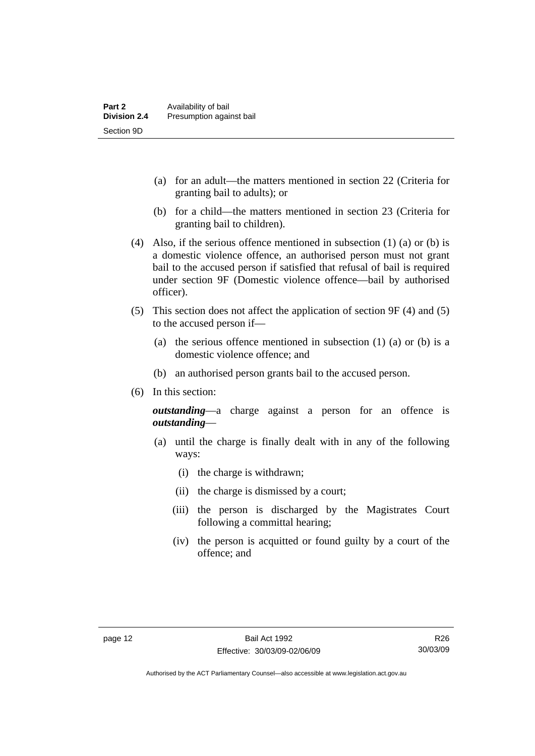(a) for an adult—the matters mentioned in section 22 (Criteria for granting bail to adults); or

(b) for a child—the matters mentioned in section 23 (Criteria for granting bail to children).

(4) Also, if the serious offence mentioned in subsection (1) (a) or (b) is a domestic violence offence, an authorised person must not grant bail to the accused person if satisfied that refusal of bail is required under section 9F (Domestic violence offence—bail by authorised officer).

(5) This section does not affect the application of section 9F (4) and (5) to the accused person if—

(a) the serious offence mentioned in subsection (1) (a) or (b) is a domestic violence offence; and

(b) an authorised person grants bail to the accused person.

(6) In this section:

***outstanding***—a charge against a person for an offence is ***outstanding***—

(a) until the charge is finally dealt with in any of the following ways:

(i) the charge is withdrawn;

(ii) the charge is dismissed by a court;

(iii) the person is discharged by the Magistrates Court following a committal hearing;

(iv) the person is acquitted or found guilty by a court of the offence; and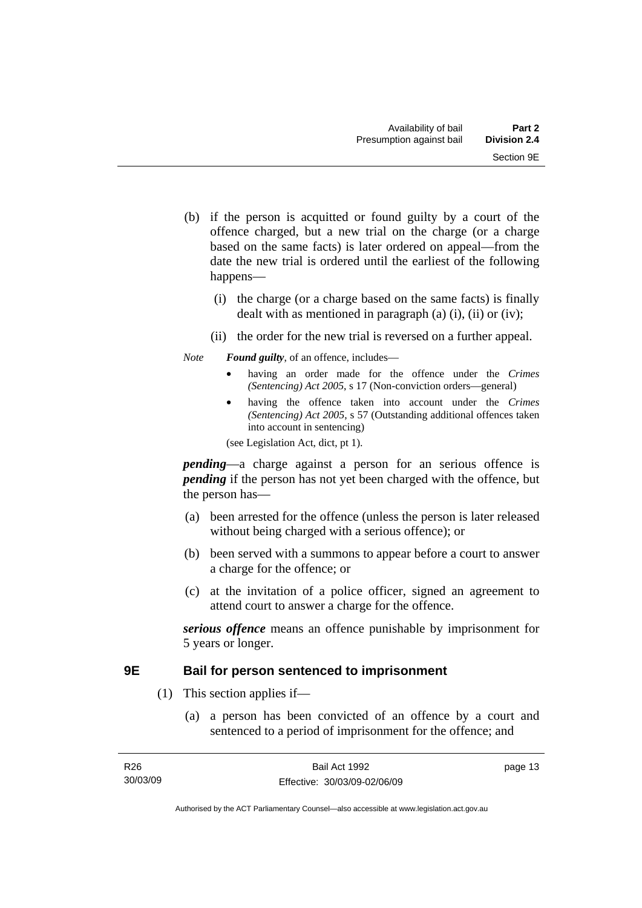(b) if the person is acquitted or found guilty by a court of the offence charged, but a new trial on the charge (or a charge based on the same facts) is later ordered on appeal—from the date the new trial is ordered until the earliest of the following happens—

(i) the charge (or a charge based on the same facts) is finally dealt with as mentioned in paragraph (a) (i), (ii) or (iv);

(ii) the order for the new trial is reversed on a further appeal.

*Note* ***Found guilty***, of an offence, includes—

- having an order made for the offence under the *Crimes (Sentencing) Act 2005*, s 17 (Non-conviction orders—general)
- having the offence taken into account under the *Crimes (Sentencing) Act 2005*, s 57 (Outstanding additional offences taken into account in sentencing)

(see Legislation Act, dict, pt 1).

***pending***—a charge against a person for an serious offence is ***pending*** if the person has not yet been charged with the offence, but the person has—

(a) been arrested for the offence (unless the person is later released without being charged with a serious offence); or

(b) been served with a summons to appear before a court to answer a charge for the offence; or

(c) at the invitation of a police officer, signed an agreement to attend court to answer a charge for the offence.

***serious offence*** means an offence punishable by imprisonment for 5 years or longer.

## 9E Bail for person sentenced to imprisonment

(1) This section applies if—

(a) a person has been convicted of an offence by a court and sentenced to a period of imprisonment for the offence; and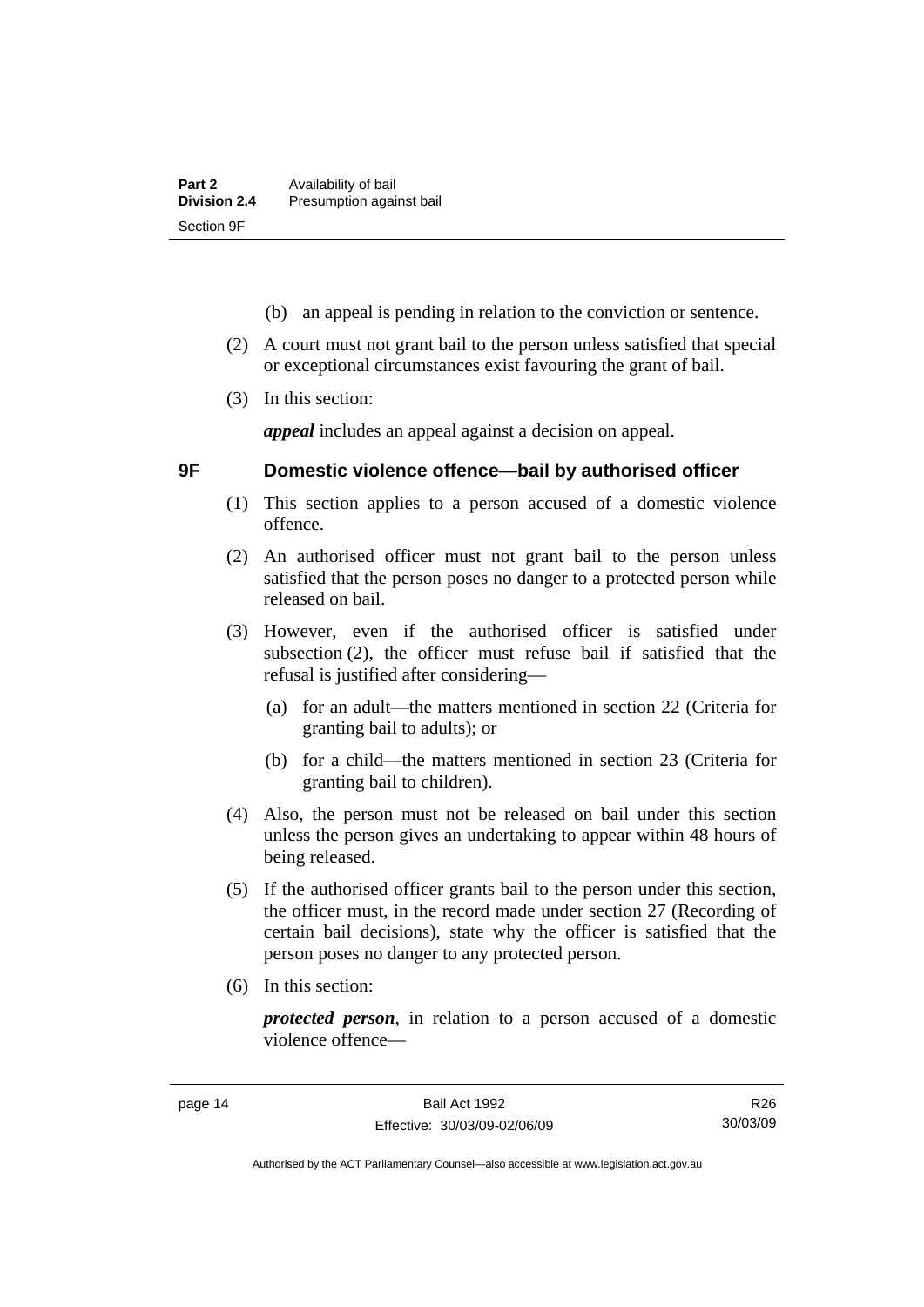(b) an appeal is pending in relation to the conviction or sentence.

(2) A court must not grant bail to the person unless satisfied that special or exceptional circumstances exist favouring the grant of bail.

(3) In this section:

***appeal*** includes an appeal against a decision on appeal.

## 9F Domestic violence offence—bail by authorised officer

(1) This section applies to a person accused of a domestic violence offence.

(2) An authorised officer must not grant bail to the person unless satisfied that the person poses no danger to a protected person while released on bail.

(3) However, even if the authorised officer is satisfied under subsection (2), the officer must refuse bail if satisfied that the refusal is justified after considering—

(a) for an adult—the matters mentioned in section 22 (Criteria for granting bail to adults); or

(b) for a child—the matters mentioned in section 23 (Criteria for granting bail to children).

(4) Also, the person must not be released on bail under this section unless the person gives an undertaking to appear within 48 hours of being released.

(5) If the authorised officer grants bail to the person under this section, the officer must, in the record made under section 27 (Recording of certain bail decisions), state why the officer is satisfied that the person poses no danger to any protected person.

(6) In this section:

***protected person***, in relation to a person accused of a domestic violence offence—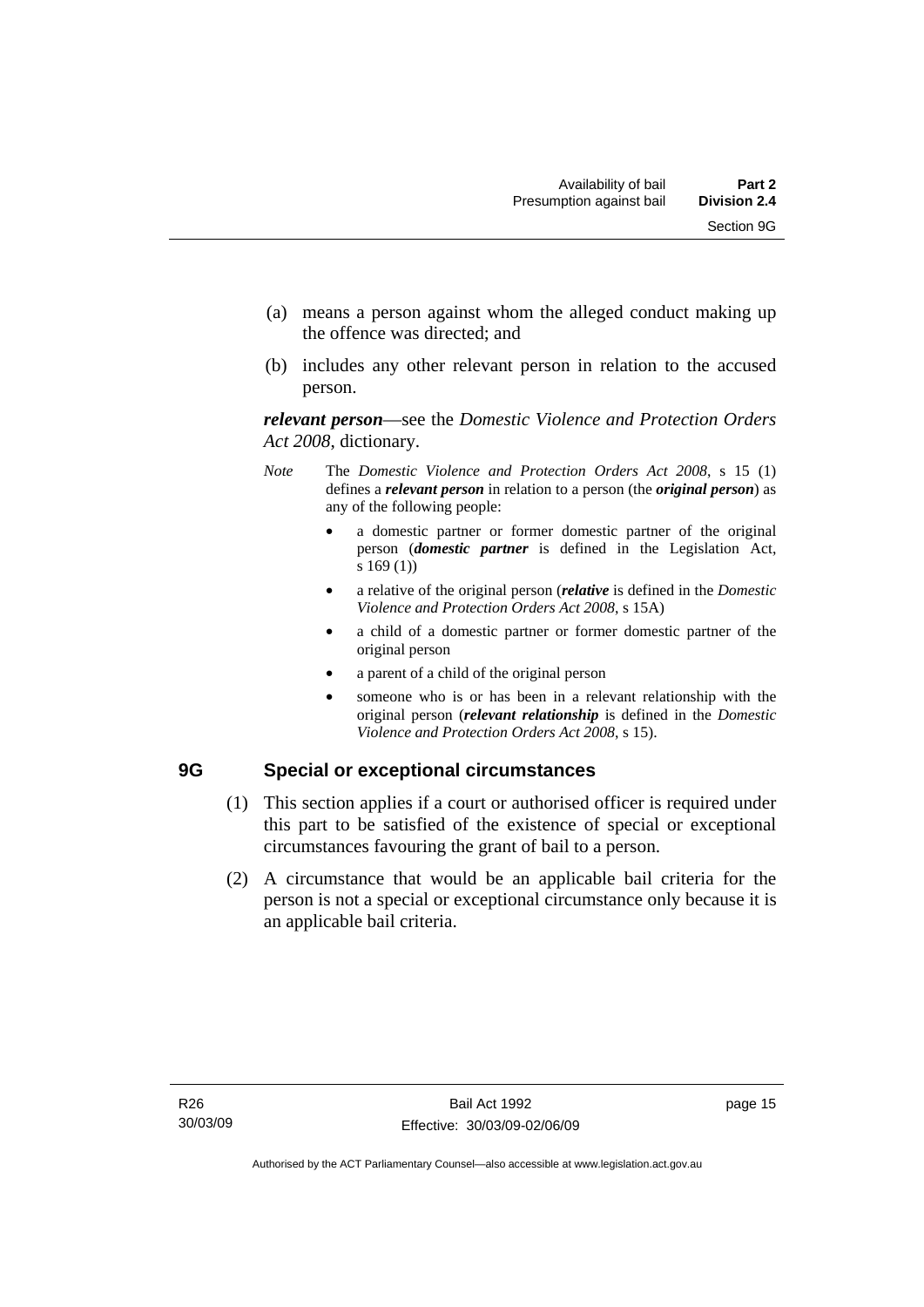(a) means a person against whom the alleged conduct making up the offence was directed; and

(b) includes any other relevant person in relation to the accused person.

***relevant person***—see the *Domestic Violence and Protection Orders Act 2008*, dictionary.

*Note* The *Domestic Violence and Protection Orders Act 2008*, s 15 (1) defines a ***relevant person*** in relation to a person (the ***original person***) as any of the following people:

- a domestic partner or former domestic partner of the original person (***domestic partner*** is defined in the Legislation Act, s 169 (1))
- a relative of the original person (***relative*** is defined in the *Domestic Violence and Protection Orders Act 2008*, s 15A)
- a child of a domestic partner or former domestic partner of the original person
- a parent of a child of the original person
- someone who is or has been in a relevant relationship with the original person (***relevant relationship*** is defined in the *Domestic Violence and Protection Orders Act 2008*, s 15).

## 9G Special or exceptional circumstances

(1) This section applies if a court or authorised officer is required under this part to be satisfied of the existence of special or exceptional circumstances favouring the grant of bail to a person.

(2) A circumstance that would be an applicable bail criteria for the person is not a special or exceptional circumstance only because it is an applicable bail criteria.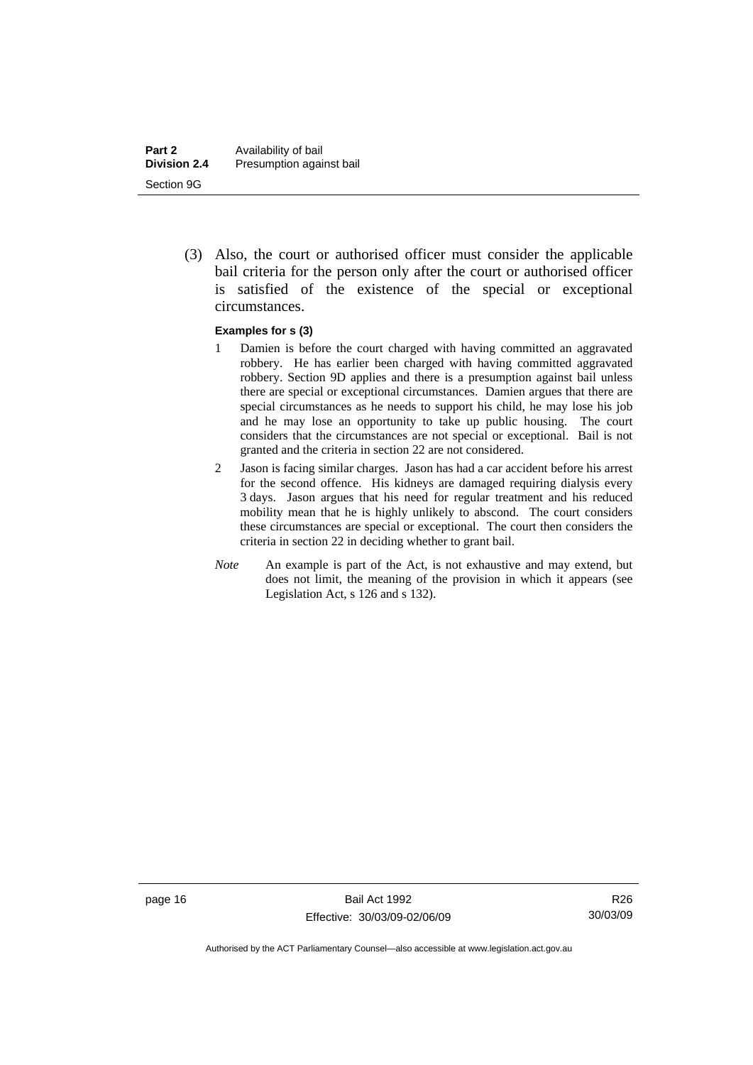(3) Also, the court or authorised officer must consider the applicable bail criteria for the person only after the court or authorised officer is satisfied of the existence of the special or exceptional circumstances.

**Examples for s (3)**

1. Damien is before the court charged with having committed an aggravated robbery. He has earlier been charged with having committed aggravated robbery. Section 9D applies and there is a presumption against bail unless there are special or exceptional circumstances. Damien argues that there are special circumstances as he needs to support his child, he may lose his job and he may lose an opportunity to take up public housing. The court considers that the circumstances are not special or exceptional. Bail is not granted and the criteria in section 22 are not considered.
2. Jason is facing similar charges. Jason has had a car accident before his arrest for the second offence. His kidneys are damaged requiring dialysis every 3 days. Jason argues that his need for regular treatment and his reduced mobility mean that he is highly unlikely to abscond. The court considers these circumstances are special or exceptional. The court then considers the criteria in section 22 in deciding whether to grant bail.

*Note* An example is part of the Act, is not exhaustive and may extend, but does not limit, the meaning of the provision in which it appears (see Legislation Act, s 126 and s 132).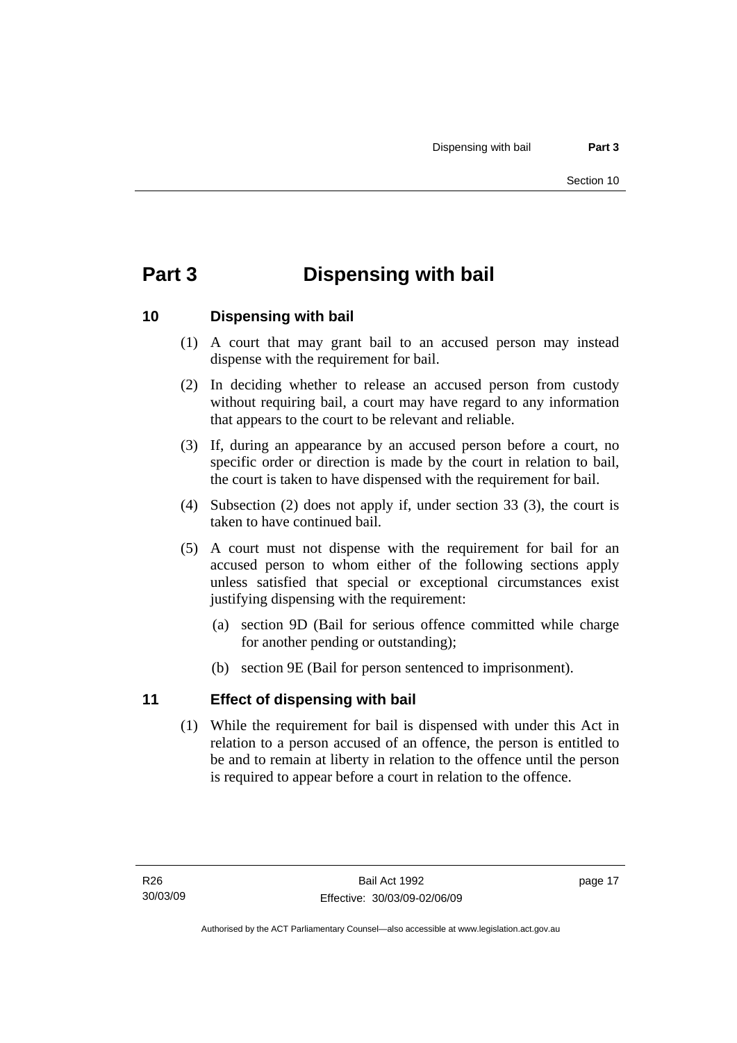# Part 3 Dispensing with bail

## 10 Dispensing with bail

(1) A court that may grant bail to an accused person may instead dispense with the requirement for bail.

(2) In deciding whether to release an accused person from custody without requiring bail, a court may have regard to any information that appears to the court to be relevant and reliable.

(3) If, during an appearance by an accused person before a court, no specific order or direction is made by the court in relation to bail, the court is taken to have dispensed with the requirement for bail.

(4) Subsection (2) does not apply if, under section 33 (3), the court is taken to have continued bail.

(5) A court must not dispense with the requirement for bail for an accused person to whom either of the following sections apply unless satisfied that special or exceptional circumstances exist justifying dispensing with the requirement:

(a) section 9D (Bail for serious offence committed while charge for another pending or outstanding);

(b) section 9E (Bail for person sentenced to imprisonment).

## 11 Effect of dispensing with bail

(1) While the requirement for bail is dispensed with under this Act in relation to a person accused of an offence, the person is entitled to be and to remain at liberty in relation to the offence until the person is required to appear before a court in relation to the offence.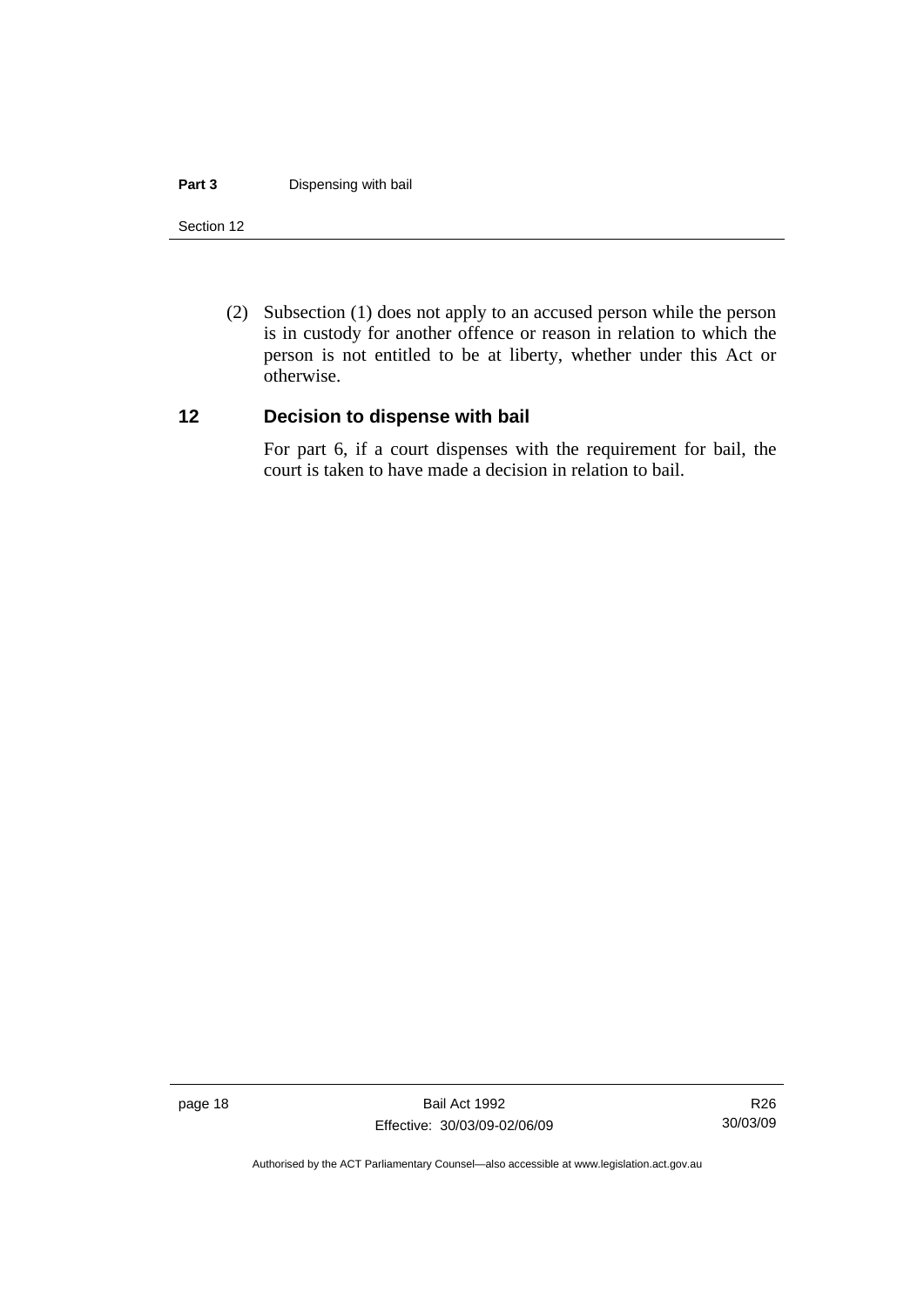(2) Subsection (1) does not apply to an accused person while the person is in custody for another offence or reason in relation to which the person is not entitled to be at liberty, whether under this Act or otherwise.

## 12 Decision to dispense with bail

For part 6, if a court dispenses with the requirement for bail, the court is taken to have made a decision in relation to bail.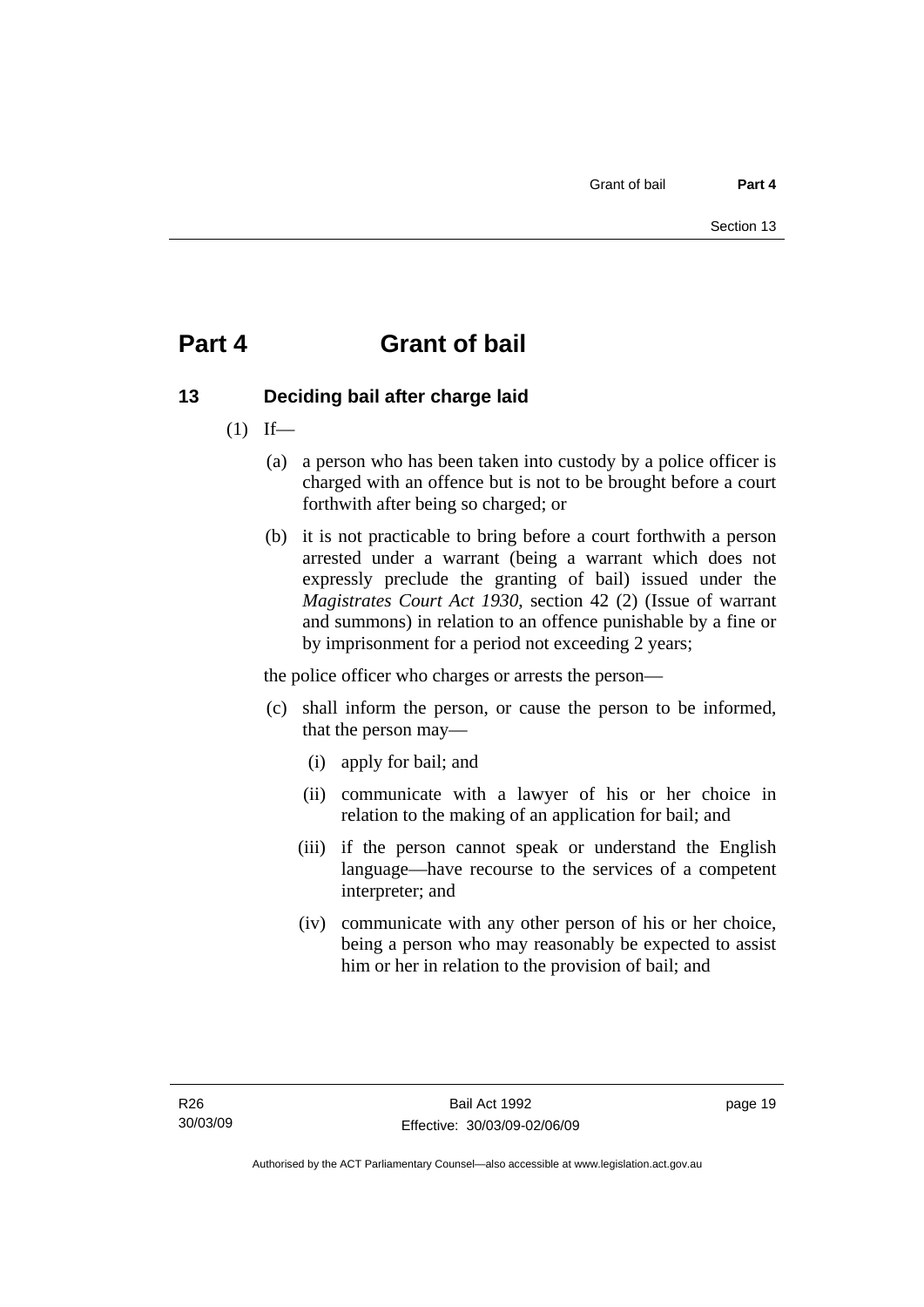# Part 4 Grant of bail

## 13 Deciding bail after charge laid

(1) If—

(a) a person who has been taken into custody by a police officer is charged with an offence but is not to be brought before a court forthwith after being so charged; or

(b) it is not practicable to bring before a court forthwith a person arrested under a warrant (being a warrant which does not expressly preclude the granting of bail) issued under the *Magistrates Court Act 1930*, section 42 (2) (Issue of warrant and summons) in relation to an offence punishable by a fine or by imprisonment for a period not exceeding 2 years;

the police officer who charges or arrests the person—

(c) shall inform the person, or cause the person to be informed, that the person may—

(i) apply for bail; and

(ii) communicate with a lawyer of his or her choice in relation to the making of an application for bail; and

(iii) if the person cannot speak or understand the English language—have recourse to the services of a competent interpreter; and

(iv) communicate with any other person of his or her choice, being a person who may reasonably be expected to assist him or her in relation to the provision of bail; and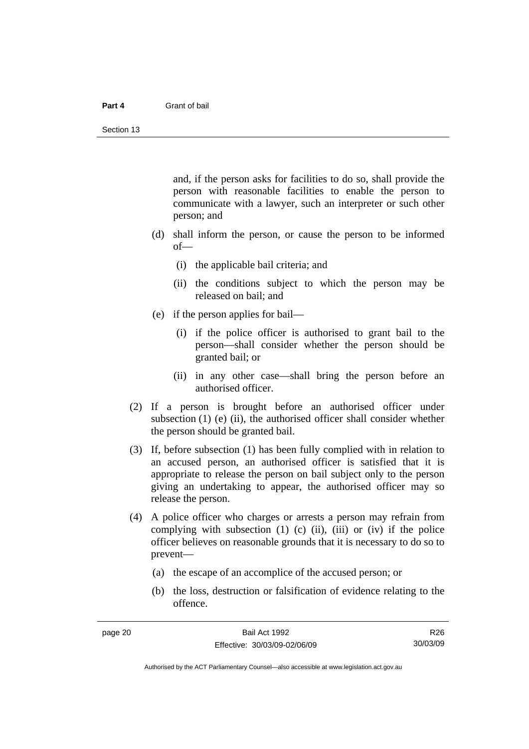and, if the person asks for facilities to do so, shall provide the person with reasonable facilities to enable the person to communicate with a lawyer, such an interpreter or such other person; and

(d) shall inform the person, or cause the person to be informed of—

  (i) the applicable bail criteria; and

  (ii) the conditions subject to which the person may be released on bail; and

(e) if the person applies for bail—

  (i) if the police officer is authorised to grant bail to the person—shall consider whether the person should be granted bail; or

  (ii) in any other case—shall bring the person before an authorised officer.

(2) If a person is brought before an authorised officer under subsection (1) (e) (ii), the authorised officer shall consider whether the person should be granted bail.

(3) If, before subsection (1) has been fully complied with in relation to an accused person, an authorised officer is satisfied that it is appropriate to release the person on bail subject only to the person giving an undertaking to appear, the authorised officer may so release the person.

(4) A police officer who charges or arrests a person may refrain from complying with subsection (1) (c) (ii), (iii) or (iv) if the police officer believes on reasonable grounds that it is necessary to do so to prevent—

  (a) the escape of an accomplice of the accused person; or

  (b) the loss, destruction or falsification of evidence relating to the offence.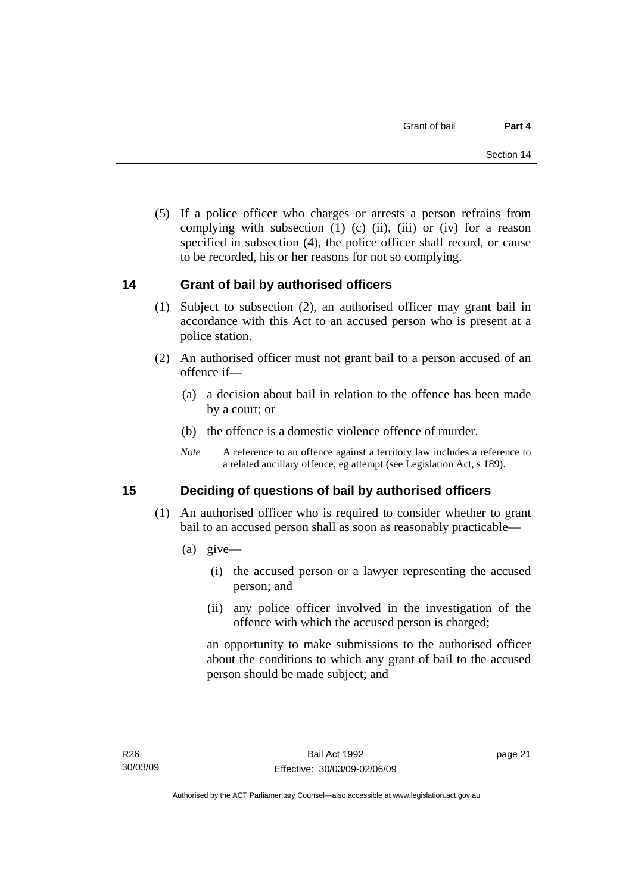(5) If a police officer who charges or arrests a person refrains from complying with subsection (1) (c) (ii), (iii) or (iv) for a reason specified in subsection (4), the police officer shall record, or cause to be recorded, his or her reasons for not so complying.

## 14 Grant of bail by authorised officers

(1) Subject to subsection (2), an authorised officer may grant bail in accordance with this Act to an accused person who is present at a police station.

(2) An authorised officer must not grant bail to a person accused of an offence if—

(a) a decision about bail in relation to the offence has been made by a court; or

(b) the offence is a domestic violence offence of murder.

*Note* A reference to an offence against a territory law includes a reference to a related ancillary offence, eg attempt (see Legislation Act, s 189).

## 15 Deciding of questions of bail by authorised officers

(1) An authorised officer who is required to consider whether to grant bail to an accused person shall as soon as reasonably practicable—

(a) give—

(i) the accused person or a lawyer representing the accused person; and

(ii) any police officer involved in the investigation of the offence with which the accused person is charged;

an opportunity to make submissions to the authorised officer about the conditions to which any grant of bail to the accused person should be made subject; and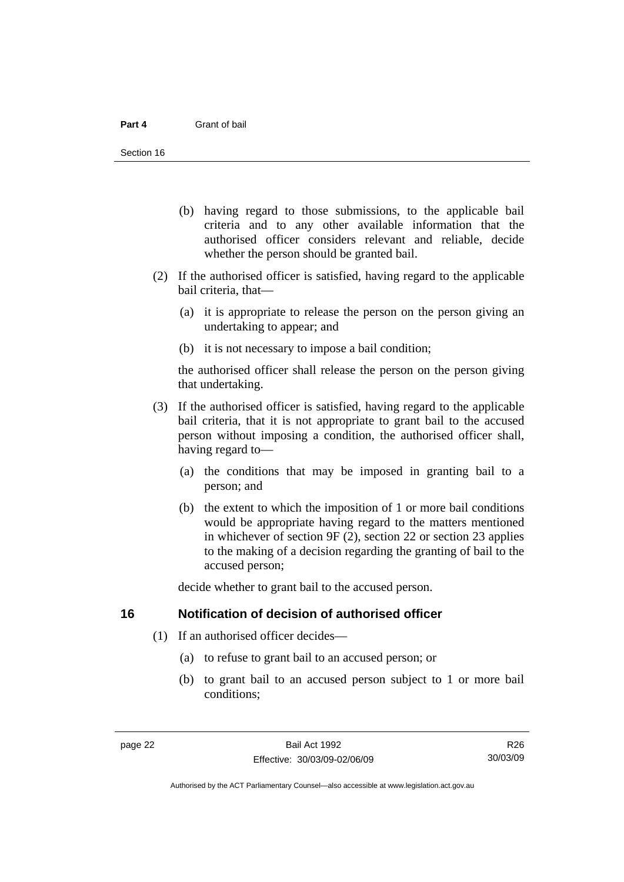(b) having regard to those submissions, to the applicable bail criteria and to any other available information that the authorised officer considers relevant and reliable, decide whether the person should be granted bail.

(2) If the authorised officer is satisfied, having regard to the applicable bail criteria, that—

(a) it is appropriate to release the person on the person giving an undertaking to appear; and

(b) it is not necessary to impose a bail condition;

the authorised officer shall release the person on the person giving that undertaking.

(3) If the authorised officer is satisfied, having regard to the applicable bail criteria, that it is not appropriate to grant bail to the accused person without imposing a condition, the authorised officer shall, having regard to—

(a) the conditions that may be imposed in granting bail to a person; and

(b) the extent to which the imposition of 1 or more bail conditions would be appropriate having regard to the matters mentioned in whichever of section 9F (2), section 22 or section 23 applies to the making of a decision regarding the granting of bail to the accused person;

decide whether to grant bail to the accused person.

## 16 Notification of decision of authorised officer

(1) If an authorised officer decides—

(a) to refuse to grant bail to an accused person; or

(b) to grant bail to an accused person subject to 1 or more bail conditions;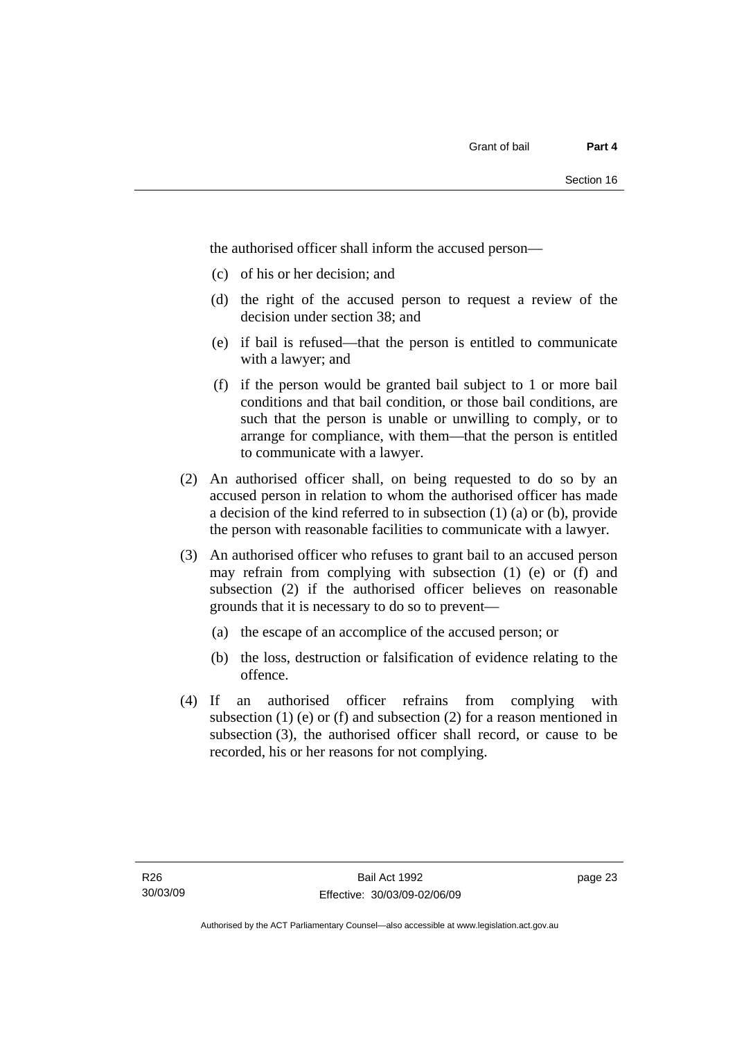the authorised officer shall inform the accused person—

(c) of his or her decision; and

(d) the right of the accused person to request a review of the decision under section 38; and

(e) if bail is refused—that the person is entitled to communicate with a lawyer; and

(f) if the person would be granted bail subject to 1 or more bail conditions and that bail condition, or those bail conditions, are such that the person is unable or unwilling to comply, or to arrange for compliance, with them—that the person is entitled to communicate with a lawyer.

(2) An authorised officer shall, on being requested to do so by an accused person in relation to whom the authorised officer has made a decision of the kind referred to in subsection (1) (a) or (b), provide the person with reasonable facilities to communicate with a lawyer.

(3) An authorised officer who refuses to grant bail to an accused person may refrain from complying with subsection (1) (e) or (f) and subsection (2) if the authorised officer believes on reasonable grounds that it is necessary to do so to prevent—

(a) the escape of an accomplice of the accused person; or

(b) the loss, destruction or falsification of evidence relating to the offence.

(4) If an authorised officer refrains from complying with subsection (1) (e) or (f) and subsection (2) for a reason mentioned in subsection (3), the authorised officer shall record, or cause to be recorded, his or her reasons for not complying.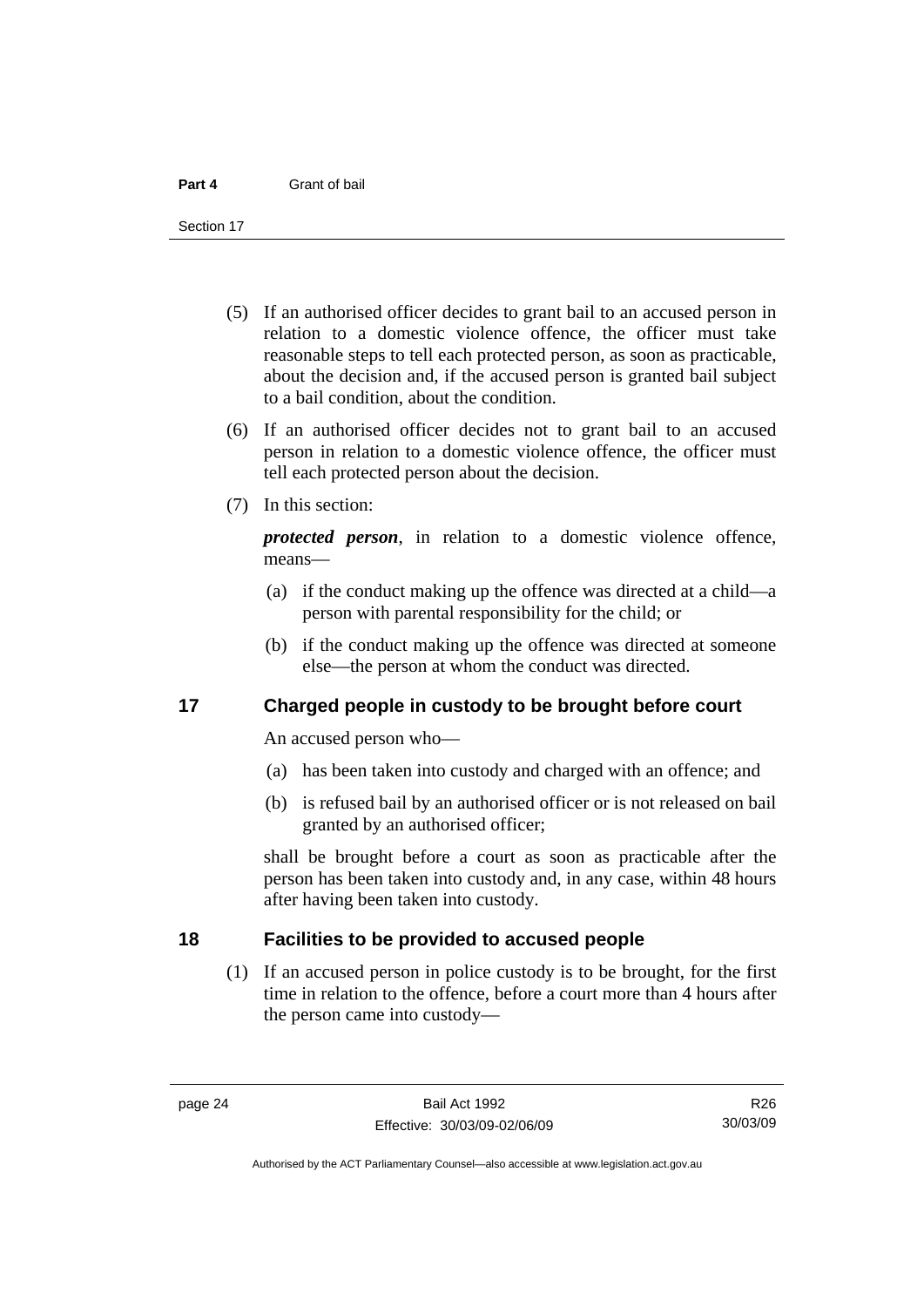(5) If an authorised officer decides to grant bail to an accused person in relation to a domestic violence offence, the officer must take reasonable steps to tell each protected person, as soon as practicable, about the decision and, if the accused person is granted bail subject to a bail condition, about the condition.

(6) If an authorised officer decides not to grant bail to an accused person in relation to a domestic violence offence, the officer must tell each protected person about the decision.

(7) In this section:

***protected person***, in relation to a domestic violence offence, means—

(a) if the conduct making up the offence was directed at a child—a person with parental responsibility for the child; or

(b) if the conduct making up the offence was directed at someone else—the person at whom the conduct was directed.

## 17 Charged people in custody to be brought before court

An accused person who—

(a) has been taken into custody and charged with an offence; and

(b) is refused bail by an authorised officer or is not released on bail granted by an authorised officer;

shall be brought before a court as soon as practicable after the person has been taken into custody and, in any case, within 48 hours after having been taken into custody.

## 18 Facilities to be provided to accused people

(1) If an accused person in police custody is to be brought, for the first time in relation to the offence, before a court more than 4 hours after the person came into custody—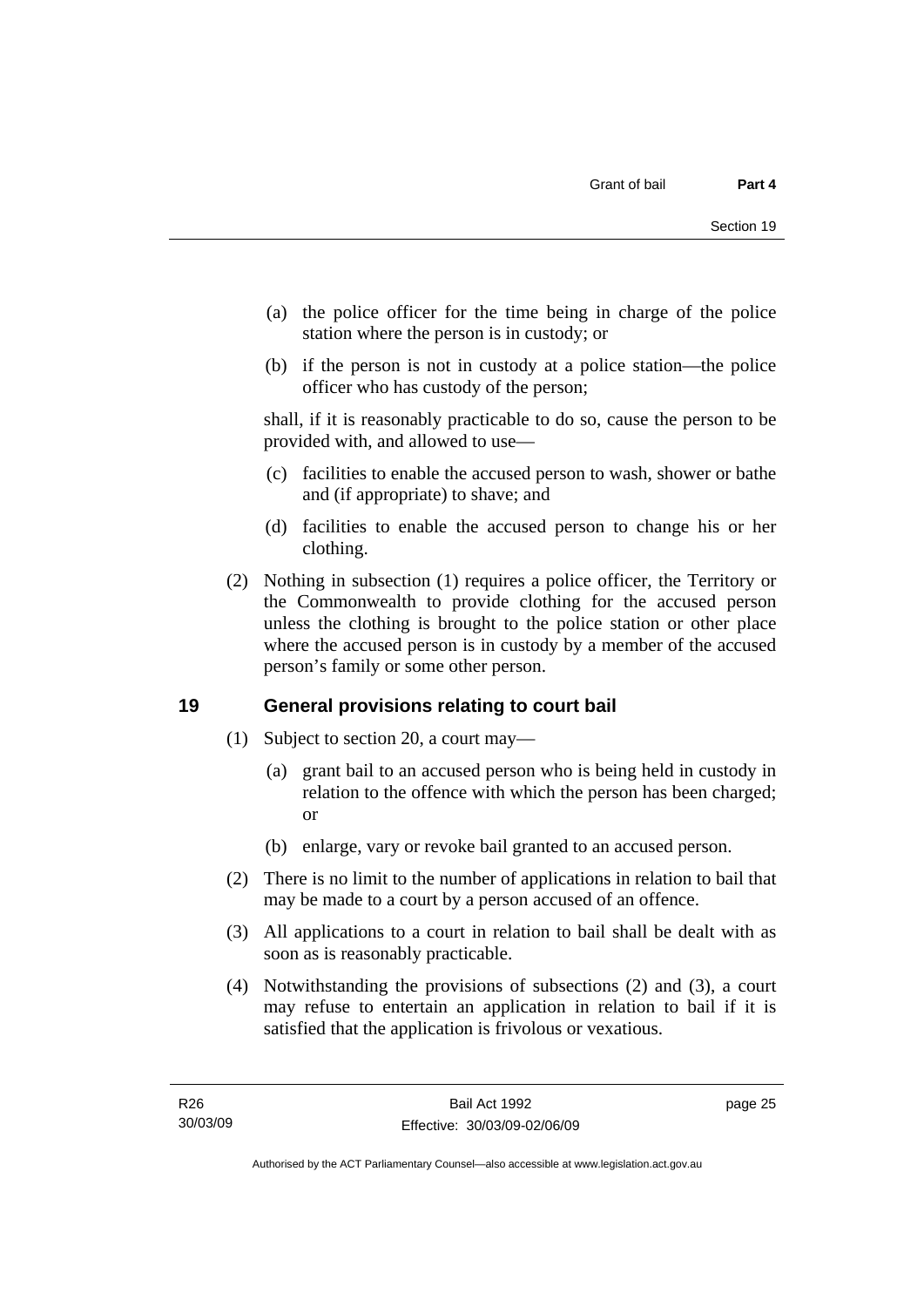(a) the police officer for the time being in charge of the police station where the person is in custody; or

(b) if the person is not in custody at a police station—the police officer who has custody of the person;

shall, if it is reasonably practicable to do so, cause the person to be provided with, and allowed to use—

(c) facilities to enable the accused person to wash, shower or bathe and (if appropriate) to shave; and

(d) facilities to enable the accused person to change his or her clothing.

(2) Nothing in subsection (1) requires a police officer, the Territory or the Commonwealth to provide clothing for the accused person unless the clothing is brought to the police station or other place where the accused person is in custody by a member of the accused person's family or some other person.

## 19 General provisions relating to court bail

(1) Subject to section 20, a court may—

(a) grant bail to an accused person who is being held in custody in relation to the offence with which the person has been charged; or

(b) enlarge, vary or revoke bail granted to an accused person.

(2) There is no limit to the number of applications in relation to bail that may be made to a court by a person accused of an offence.

(3) All applications to a court in relation to bail shall be dealt with as soon as is reasonably practicable.

(4) Notwithstanding the provisions of subsections (2) and (3), a court may refuse to entertain an application in relation to bail if it is satisfied that the application is frivolous or vexatious.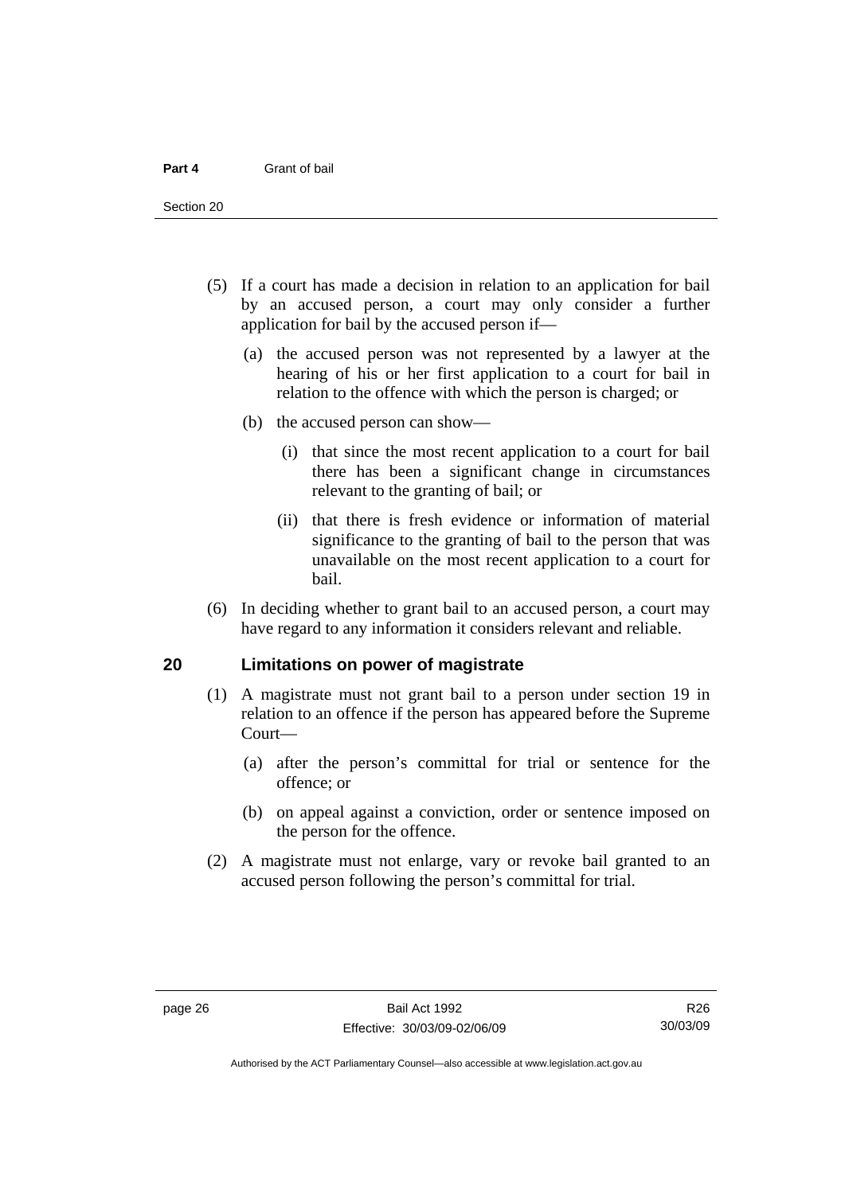(5) If a court has made a decision in relation to an application for bail by an accused person, a court may only consider a further application for bail by the accused person if—

   (a) the accused person was not represented by a lawyer at the hearing of his or her first application to a court for bail in relation to the offence with which the person is charged; or

   (b) the accused person can show—

      (i) that since the most recent application to a court for bail there has been a significant change in circumstances relevant to the granting of bail; or

      (ii) that there is fresh evidence or information of material significance to the granting of bail to the person that was unavailable on the most recent application to a court for bail.

(6) In deciding whether to grant bail to an accused person, a court may have regard to any information it considers relevant and reliable.

## 20 Limitations on power of magistrate

(1) A magistrate must not grant bail to a person under section 19 in relation to an offence if the person has appeared before the Supreme Court—

   (a) after the person's committal for trial or sentence for the offence; or

   (b) on appeal against a conviction, order or sentence imposed on the person for the offence.

(2) A magistrate must not enlarge, vary or revoke bail granted to an accused person following the person's committal for trial.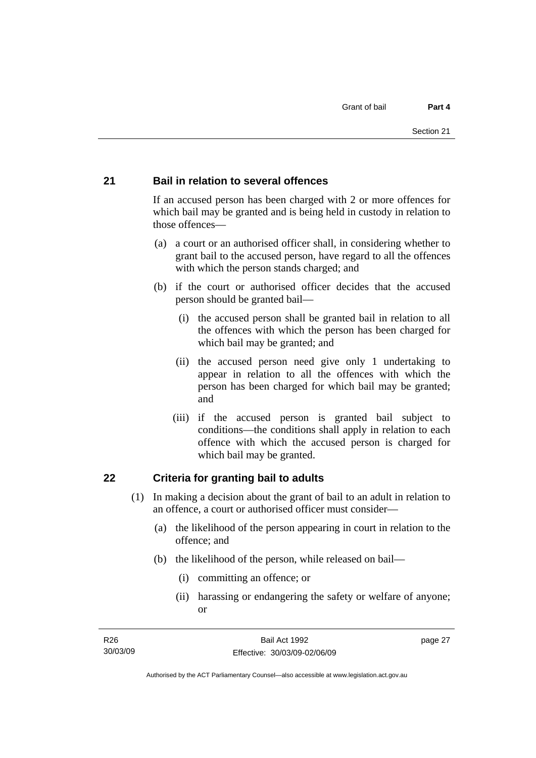## 21 Bail in relation to several offences

If an accused person has been charged with 2 or more offences for which bail may be granted and is being held in custody in relation to those offences—

(a) a court or an authorised officer shall, in considering whether to grant bail to the accused person, have regard to all the offences with which the person stands charged; and

(b) if the court or authorised officer decides that the accused person should be granted bail—

(i) the accused person shall be granted bail in relation to all the offences with which the person has been charged for which bail may be granted; and

(ii) the accused person need give only 1 undertaking to appear in relation to all the offences with which the person has been charged for which bail may be granted; and

(iii) if the accused person is granted bail subject to conditions—the conditions shall apply in relation to each offence with which the accused person is charged for which bail may be granted.

## 22 Criteria for granting bail to adults

(1) In making a decision about the grant of bail to an adult in relation to an offence, a court or authorised officer must consider—

(a) the likelihood of the person appearing in court in relation to the offence; and

(b) the likelihood of the person, while released on bail—

(i) committing an offence; or

(ii) harassing or endangering the safety or welfare of anyone; or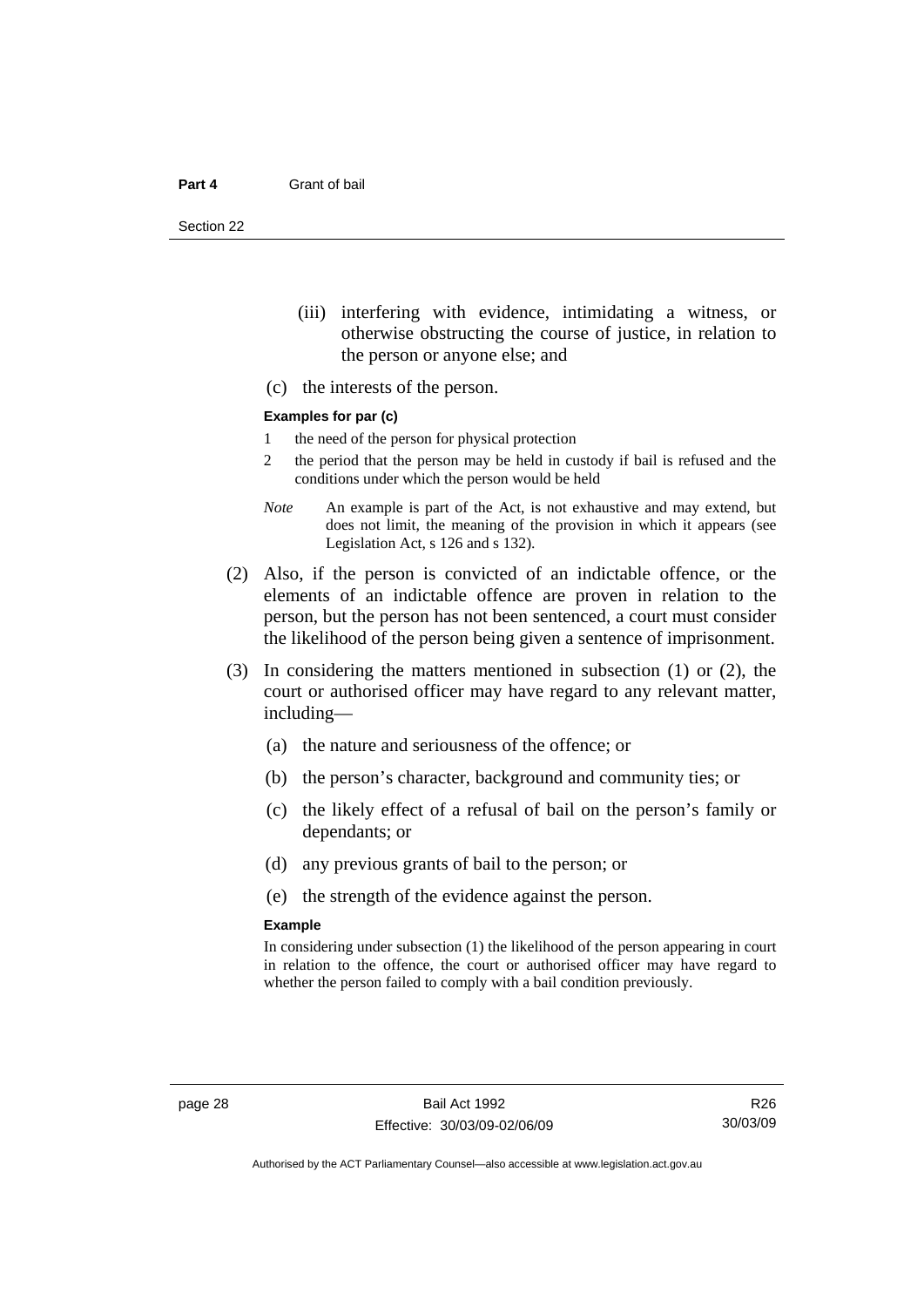(iii) interfering with evidence, intimidating a witness, or otherwise obstructing the course of justice, in relation to the person or anyone else; and

(c) the interests of the person.

**Examples for par (c)**

1 the need of the person for physical protection

2 the period that the person may be held in custody if bail is refused and the conditions under which the person would be held

*Note* An example is part of the Act, is not exhaustive and may extend, but does not limit, the meaning of the provision in which it appears (see Legislation Act, s 126 and s 132).

(2) Also, if the person is convicted of an indictable offence, or the elements of an indictable offence are proven in relation to the person, but the person has not been sentenced, a court must consider the likelihood of the person being given a sentence of imprisonment.

(3) In considering the matters mentioned in subsection (1) or (2), the court or authorised officer may have regard to any relevant matter, including—

(a) the nature and seriousness of the offence; or

(b) the person's character, background and community ties; or

(c) the likely effect of a refusal of bail on the person's family or dependants; or

(d) any previous grants of bail to the person; or

(e) the strength of the evidence against the person.

**Example**

In considering under subsection (1) the likelihood of the person appearing in court in relation to the offence, the court or authorised officer may have regard to whether the person failed to comply with a bail condition previously.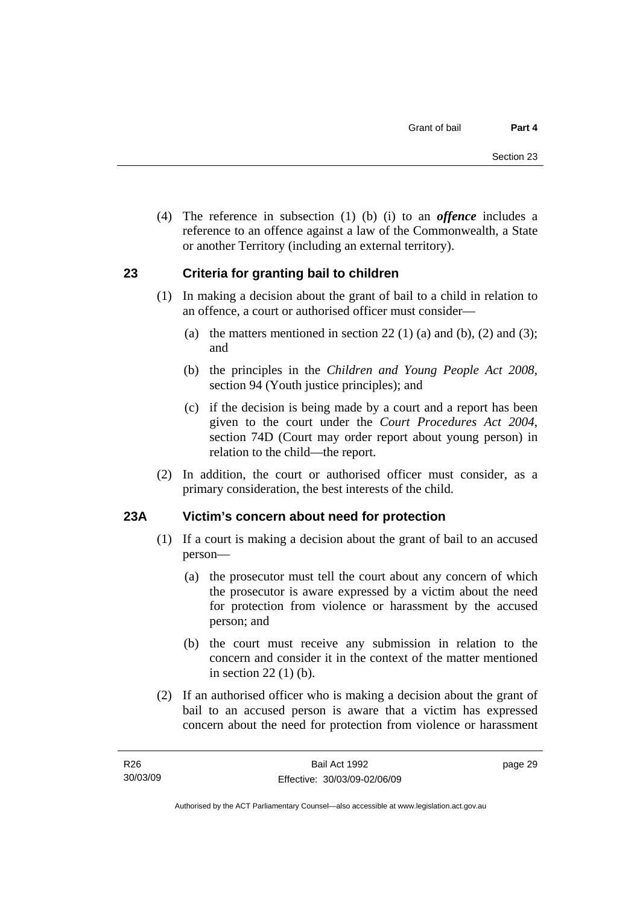(4) The reference in subsection (1) (b) (i) to an ***offence*** includes a reference to an offence against a law of the Commonwealth, a State or another Territory (including an external territory).

## 23 Criteria for granting bail to children

(1) In making a decision about the grant of bail to a child in relation to an offence, a court or authorised officer must consider—

(a) the matters mentioned in section 22 (1) (a) and (b), (2) and (3); and

(b) the principles in the *Children and Young People Act 2008*, section 94 (Youth justice principles); and

(c) if the decision is being made by a court and a report has been given to the court under the *Court Procedures Act 2004*, section 74D (Court may order report about young person) in relation to the child—the report.

(2) In addition, the court or authorised officer must consider, as a primary consideration, the best interests of the child.

## 23A Victim's concern about need for protection

(1) If a court is making a decision about the grant of bail to an accused person—

(a) the prosecutor must tell the court about any concern of which the prosecutor is aware expressed by a victim about the need for protection from violence or harassment by the accused person; and

(b) the court must receive any submission in relation to the concern and consider it in the context of the matter mentioned in section 22 (1) (b).

(2) If an authorised officer who is making a decision about the grant of bail to an accused person is aware that a victim has expressed concern about the need for protection from violence or harassment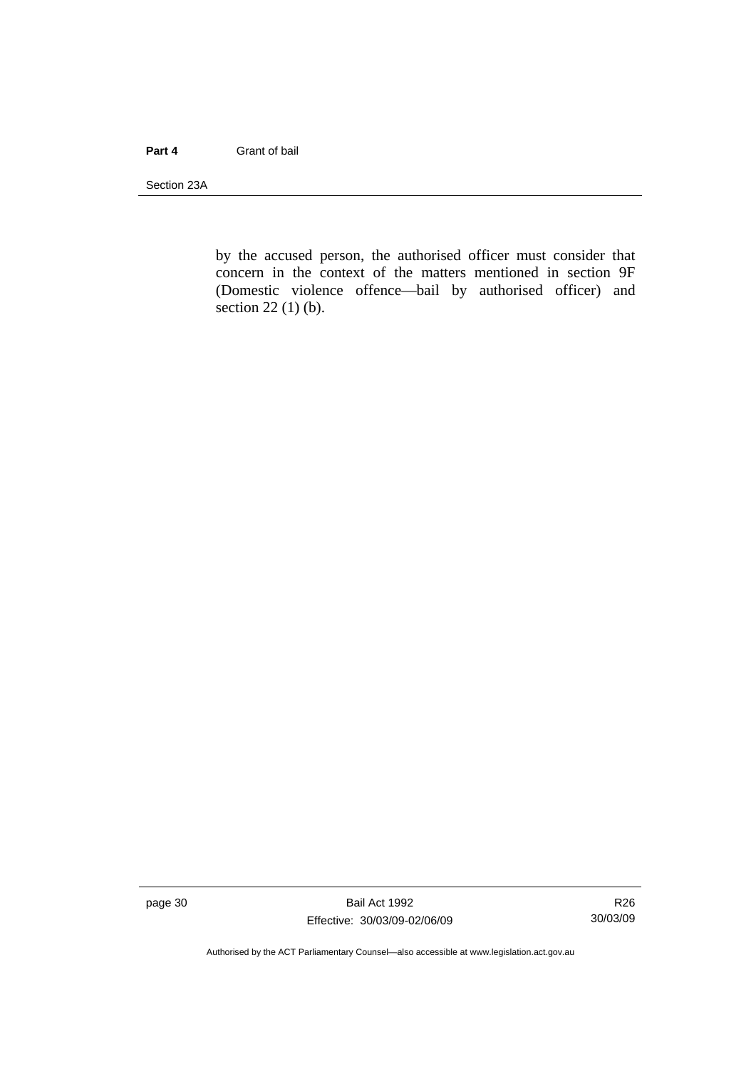by the accused person, the authorised officer must consider that concern in the context of the matters mentioned in section 9F (Domestic violence offence—bail by authorised officer) and section 22 (1) (b).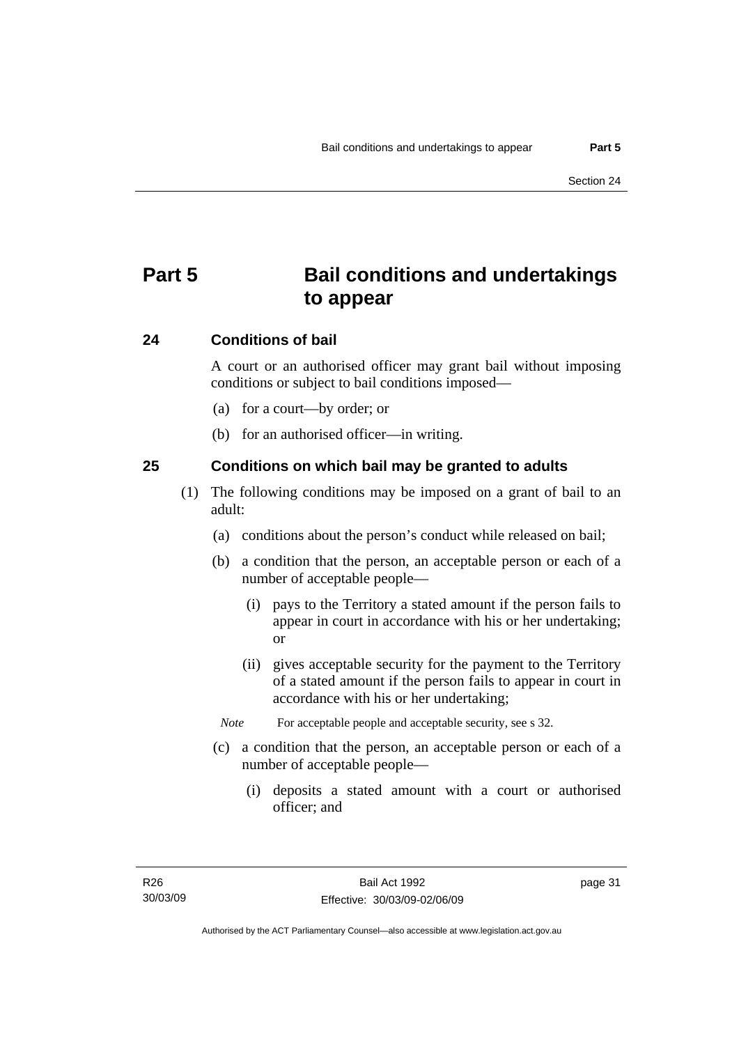# Part 5 Bail conditions and undertakings to appear

## 24 Conditions of bail

A court or an authorised officer may grant bail without imposing conditions or subject to bail conditions imposed—

(a) for a court—by order; or

(b) for an authorised officer—in writing.

## 25 Conditions on which bail may be granted to adults

(1) The following conditions may be imposed on a grant of bail to an adult:

(a) conditions about the person's conduct while released on bail;

(b) a condition that the person, an acceptable person or each of a number of acceptable people—

(i) pays to the Territory a stated amount if the person fails to appear in court in accordance with his or her undertaking; or

(ii) gives acceptable security for the payment to the Territory of a stated amount if the person fails to appear in court in accordance with his or her undertaking;

*Note* For acceptable people and acceptable security, see s 32.

(c) a condition that the person, an acceptable person or each of a number of acceptable people—

(i) deposits a stated amount with a court or authorised officer; and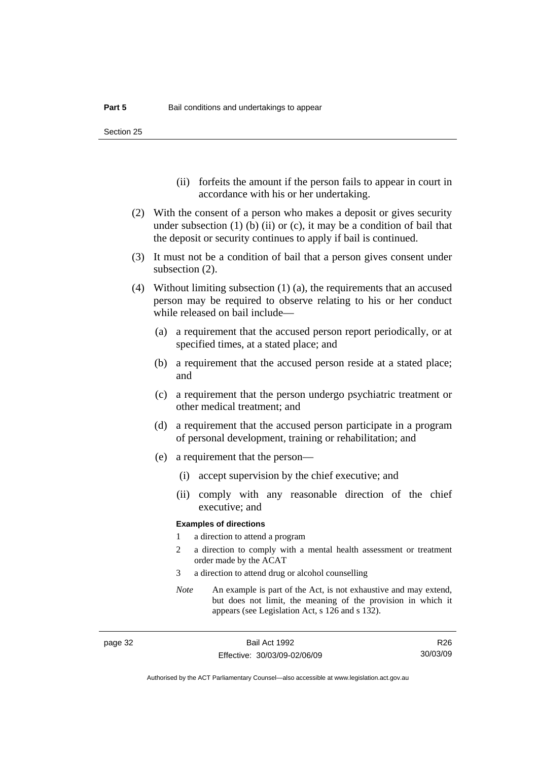(ii) forfeits the amount if the person fails to appear in court in accordance with his or her undertaking.

(2) With the consent of a person who makes a deposit or gives security under subsection (1) (b) (ii) or (c), it may be a condition of bail that the deposit or security continues to apply if bail is continued.

(3) It must not be a condition of bail that a person gives consent under subsection (2).

(4) Without limiting subsection (1) (a), the requirements that an accused person may be required to observe relating to his or her conduct while released on bail include—

(a) a requirement that the accused person report periodically, or at specified times, at a stated place; and

(b) a requirement that the accused person reside at a stated place; and

(c) a requirement that the person undergo psychiatric treatment or other medical treatment; and

(d) a requirement that the accused person participate in a program of personal development, training or rehabilitation; and

(e) a requirement that the person—

(i) accept supervision by the chief executive; and

(ii) comply with any reasonable direction of the chief executive; and

**Examples of directions**

1 a direction to attend a program

2 a direction to comply with a mental health assessment or treatment order made by the ACAT

3 a direction to attend drug or alcohol counselling

*Note* An example is part of the Act, is not exhaustive and may extend, but does not limit, the meaning of the provision in which it appears (see Legislation Act, s 126 and s 132).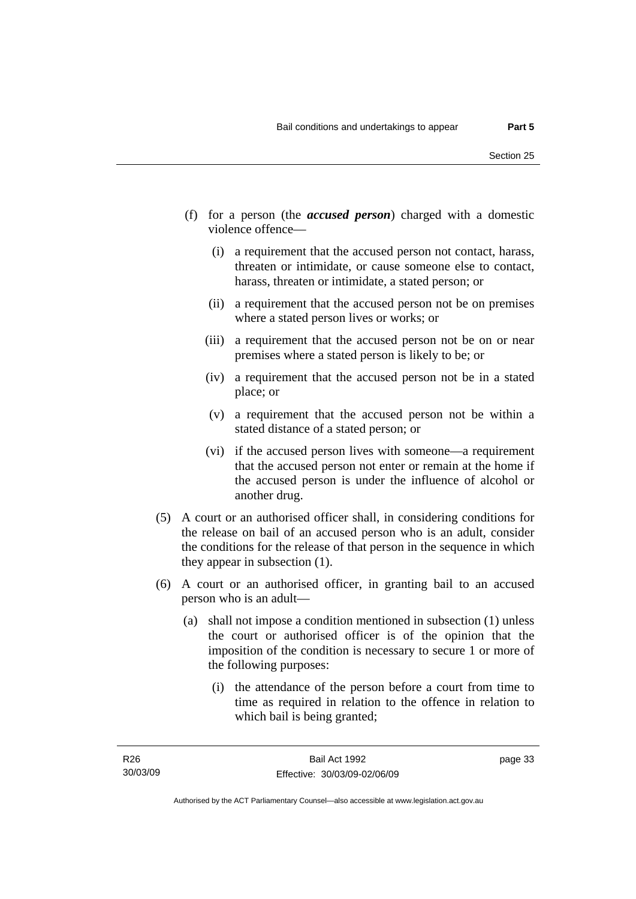(f) for a person (the ***accused person***) charged with a domestic violence offence—

  (i) a requirement that the accused person not contact, harass, threaten or intimidate, or cause someone else to contact, harass, threaten or intimidate, a stated person; or

  (ii) a requirement that the accused person not be on premises where a stated person lives or works; or

  (iii) a requirement that the accused person not be on or near premises where a stated person is likely to be; or

  (iv) a requirement that the accused person not be in a stated place; or

  (v) a requirement that the accused person not be within a stated distance of a stated person; or

  (vi) if the accused person lives with someone—a requirement that the accused person not enter or remain at the home if the accused person is under the influence of alcohol or another drug.

(5) A court or an authorised officer shall, in considering conditions for the release on bail of an accused person who is an adult, consider the conditions for the release of that person in the sequence in which they appear in subsection (1).

(6) A court or an authorised officer, in granting bail to an accused person who is an adult—

  (a) shall not impose a condition mentioned in subsection (1) unless the court or authorised officer is of the opinion that the imposition of the condition is necessary to secure 1 or more of the following purposes:

    (i) the attendance of the person before a court from time to time as required in relation to the offence in relation to which bail is being granted;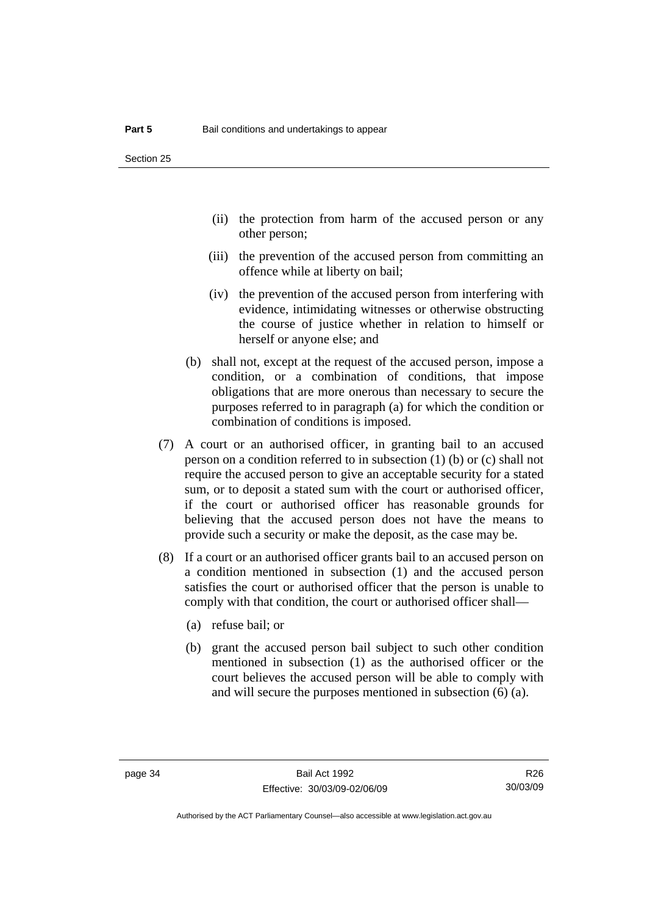(ii) the protection from harm of the accused person or any other person;

(iii) the prevention of the accused person from committing an offence while at liberty on bail;

(iv) the prevention of the accused person from interfering with evidence, intimidating witnesses or otherwise obstructing the course of justice whether in relation to himself or herself or anyone else; and

(b) shall not, except at the request of the accused person, impose a condition, or a combination of conditions, that impose obligations that are more onerous than necessary to secure the purposes referred to in paragraph (a) for which the condition or combination of conditions is imposed.

(7) A court or an authorised officer, in granting bail to an accused person on a condition referred to in subsection (1) (b) or (c) shall not require the accused person to give an acceptable security for a stated sum, or to deposit a stated sum with the court or authorised officer, if the court or authorised officer has reasonable grounds for believing that the accused person does not have the means to provide such a security or make the deposit, as the case may be.

(8) If a court or an authorised officer grants bail to an accused person on a condition mentioned in subsection (1) and the accused person satisfies the court or authorised officer that the person is unable to comply with that condition, the court or authorised officer shall—

(a) refuse bail; or

(b) grant the accused person bail subject to such other condition mentioned in subsection (1) as the authorised officer or the court believes the accused person will be able to comply with and will secure the purposes mentioned in subsection (6) (a).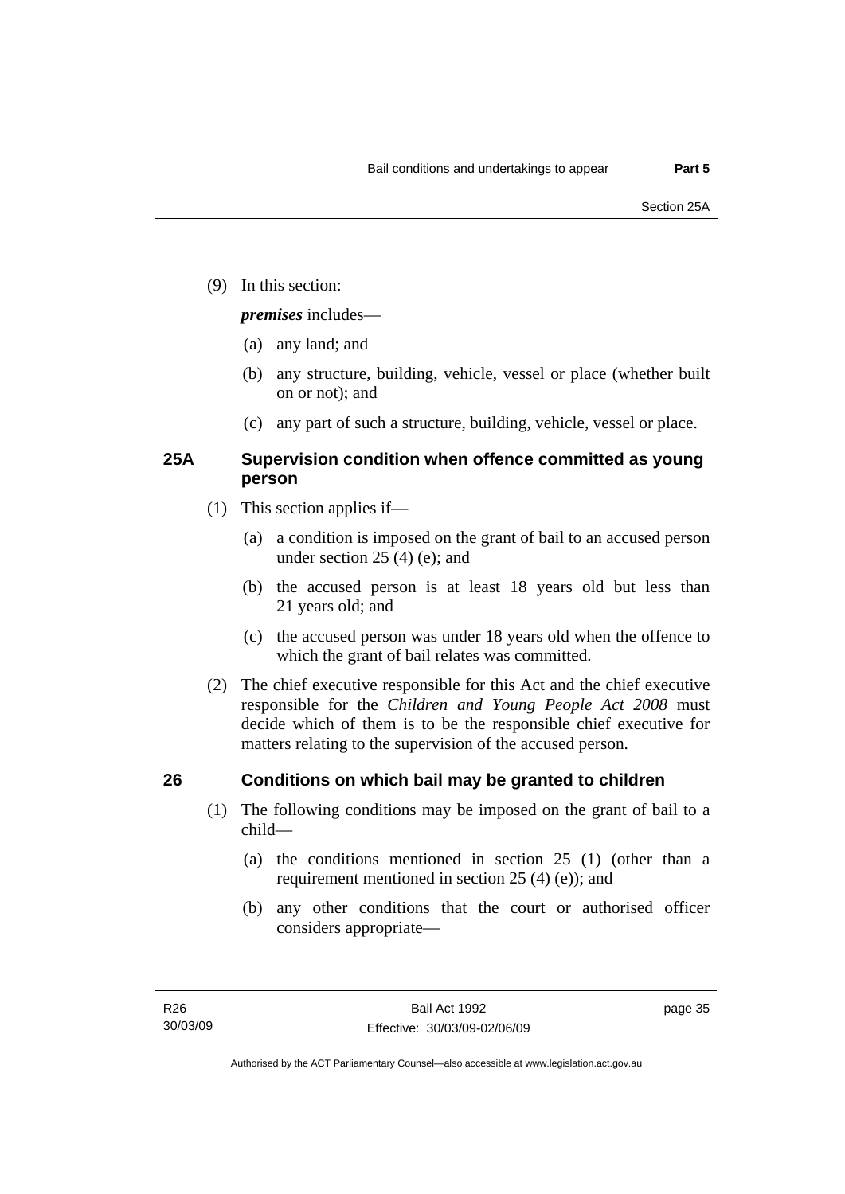(9) In this section:

***premises*** includes—

(a) any land; and

(b) any structure, building, vehicle, vessel or place (whether built on or not); and

(c) any part of such a structure, building, vehicle, vessel or place.

## 25A Supervision condition when offence committed as young person

(1) This section applies if—

(a) a condition is imposed on the grant of bail to an accused person under section 25 (4) (e); and

(b) the accused person is at least 18 years old but less than 21 years old; and

(c) the accused person was under 18 years old when the offence to which the grant of bail relates was committed.

(2) The chief executive responsible for this Act and the chief executive responsible for the *Children and Young People Act 2008* must decide which of them is to be the responsible chief executive for matters relating to the supervision of the accused person.

## 26 Conditions on which bail may be granted to children

(1) The following conditions may be imposed on the grant of bail to a child—

(a) the conditions mentioned in section 25 (1) (other than a requirement mentioned in section 25 (4) (e)); and

(b) any other conditions that the court or authorised officer considers appropriate—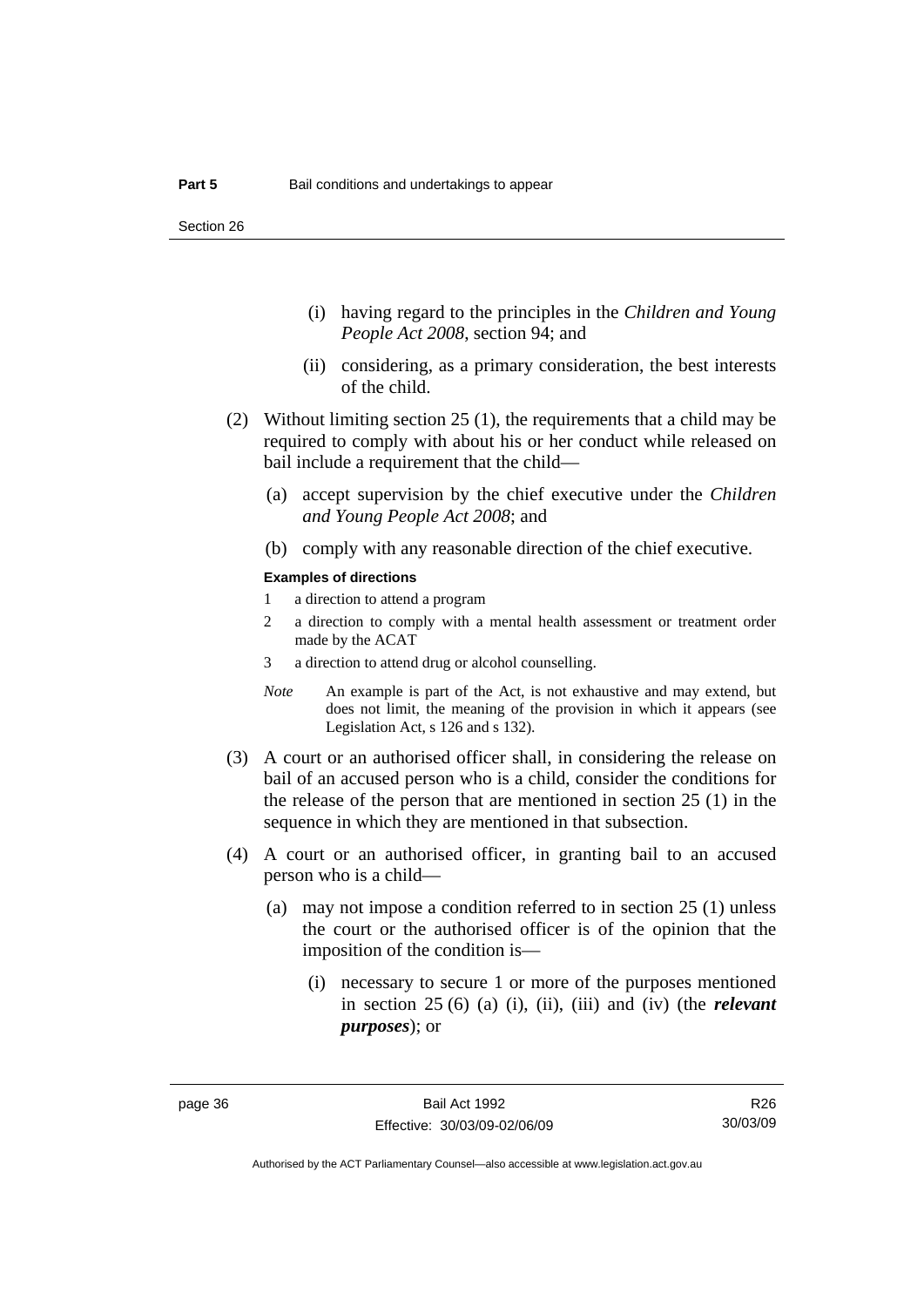(i) having regard to the principles in the *Children and Young People Act 2008*, section 94; and

(ii) considering, as a primary consideration, the best interests of the child.

(2) Without limiting section 25 (1), the requirements that a child may be required to comply with about his or her conduct while released on bail include a requirement that the child—

(a) accept supervision by the chief executive under the *Children and Young People Act 2008*; and

(b) comply with any reasonable direction of the chief executive.

**Examples of directions**

1 a direction to attend a program

2 a direction to comply with a mental health assessment or treatment order made by the ACAT

3 a direction to attend drug or alcohol counselling.

*Note* An example is part of the Act, is not exhaustive and may extend, but does not limit, the meaning of the provision in which it appears (see Legislation Act, s 126 and s 132).

(3) A court or an authorised officer shall, in considering the release on bail of an accused person who is a child, consider the conditions for the release of the person that are mentioned in section 25 (1) in the sequence in which they are mentioned in that subsection.

(4) A court or an authorised officer, in granting bail to an accused person who is a child—

(a) may not impose a condition referred to in section 25 (1) unless the court or the authorised officer is of the opinion that the imposition of the condition is—

(i) necessary to secure 1 or more of the purposes mentioned in section 25 (6) (a) (i), (ii), (iii) and (iv) (the ***relevant purposes***); or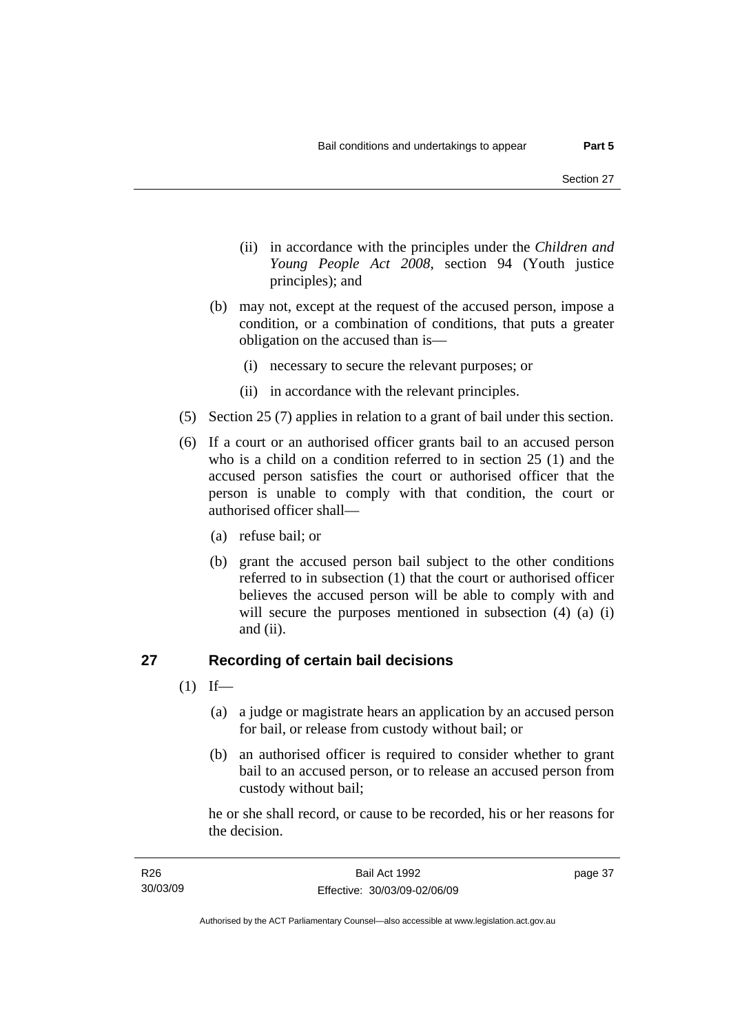(ii) in accordance with the principles under the *Children and Young People Act 2008*, section 94 (Youth justice principles); and

(b) may not, except at the request of the accused person, impose a condition, or a combination of conditions, that puts a greater obligation on the accused than is—

(i) necessary to secure the relevant purposes; or

(ii) in accordance with the relevant principles.

(5) Section 25 (7) applies in relation to a grant of bail under this section.

(6) If a court or an authorised officer grants bail to an accused person who is a child on a condition referred to in section 25 (1) and the accused person satisfies the court or authorised officer that the person is unable to comply with that condition, the court or authorised officer shall—

(a) refuse bail; or

(b) grant the accused person bail subject to the other conditions referred to in subsection (1) that the court or authorised officer believes the accused person will be able to comply with and will secure the purposes mentioned in subsection (4) (a) (i) and (ii).

## 27 Recording of certain bail decisions

(1) If—

(a) a judge or magistrate hears an application by an accused person for bail, or release from custody without bail; or

(b) an authorised officer is required to consider whether to grant bail to an accused person, or to release an accused person from custody without bail;

he or she shall record, or cause to be recorded, his or her reasons for the decision.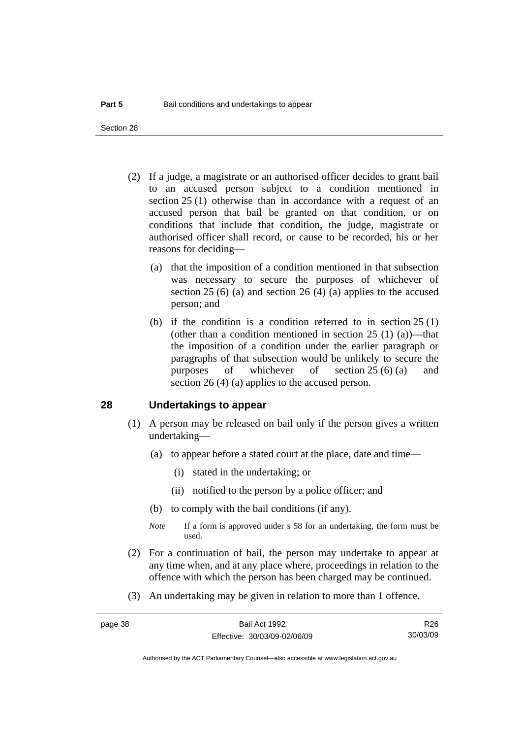(2) If a judge, a magistrate or an authorised officer decides to grant bail to an accused person subject to a condition mentioned in section 25 (1) otherwise than in accordance with a request of an accused person that bail be granted on that condition, or on conditions that include that condition, the judge, magistrate or authorised officer shall record, or cause to be recorded, his or her reasons for deciding—

(a) that the imposition of a condition mentioned in that subsection was necessary to secure the purposes of whichever of section 25 (6) (a) and section 26 (4) (a) applies to the accused person; and

(b) if the condition is a condition referred to in section 25 (1) (other than a condition mentioned in section 25 (1) (a))—that the imposition of a condition under the earlier paragraph or paragraphs of that subsection would be unlikely to secure the purposes of whichever of section 25 (6) (a) and section 26 (4) (a) applies to the accused person.

## 28 Undertakings to appear

(1) A person may be released on bail only if the person gives a written undertaking—

(a) to appear before a stated court at the place, date and time—

(i) stated in the undertaking; or

(ii) notified to the person by a police officer; and

(b) to comply with the bail conditions (if any).

*Note* If a form is approved under s 58 for an undertaking, the form must be used.

(2) For a continuation of bail, the person may undertake to appear at any time when, and at any place where, proceedings in relation to the offence with which the person has been charged may be continued.

(3) An undertaking may be given in relation to more than 1 offence.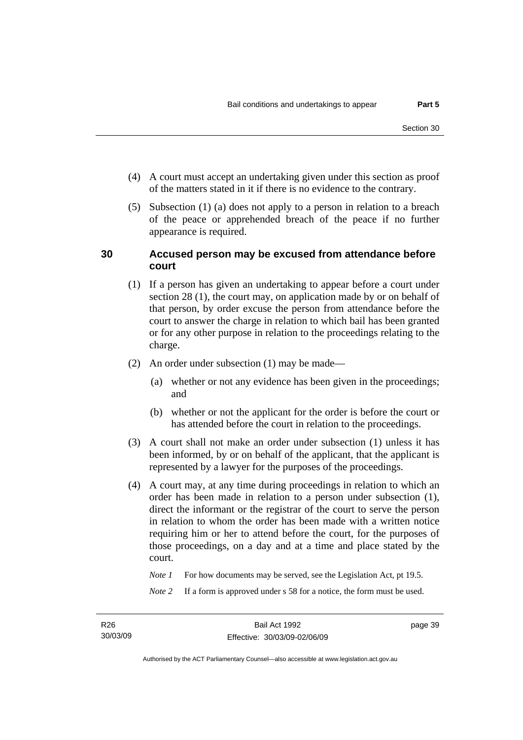(4) A court must accept an undertaking given under this section as proof of the matters stated in it if there is no evidence to the contrary.

(5) Subsection (1) (a) does not apply to a person in relation to a breach of the peace or apprehended breach of the peace if no further appearance is required.

## 30 Accused person may be excused from attendance before court

(1) If a person has given an undertaking to appear before a court under section 28 (1), the court may, on application made by or on behalf of that person, by order excuse the person from attendance before the court to answer the charge in relation to which bail has been granted or for any other purpose in relation to the proceedings relating to the charge.

(2) An order under subsection (1) may be made—

(a) whether or not any evidence has been given in the proceedings; and

(b) whether or not the applicant for the order is before the court or has attended before the court in relation to the proceedings.

(3) A court shall not make an order under subsection (1) unless it has been informed, by or on behalf of the applicant, that the applicant is represented by a lawyer for the purposes of the proceedings.

(4) A court may, at any time during proceedings in relation to which an order has been made in relation to a person under subsection (1), direct the informant or the registrar of the court to serve the person in relation to whom the order has been made with a written notice requiring him or her to attend before the court, for the purposes of those proceedings, on a day and at a time and place stated by the court.

*Note 1* For how documents may be served, see the Legislation Act, pt 19.5.

*Note 2* If a form is approved under s 58 for a notice, the form must be used.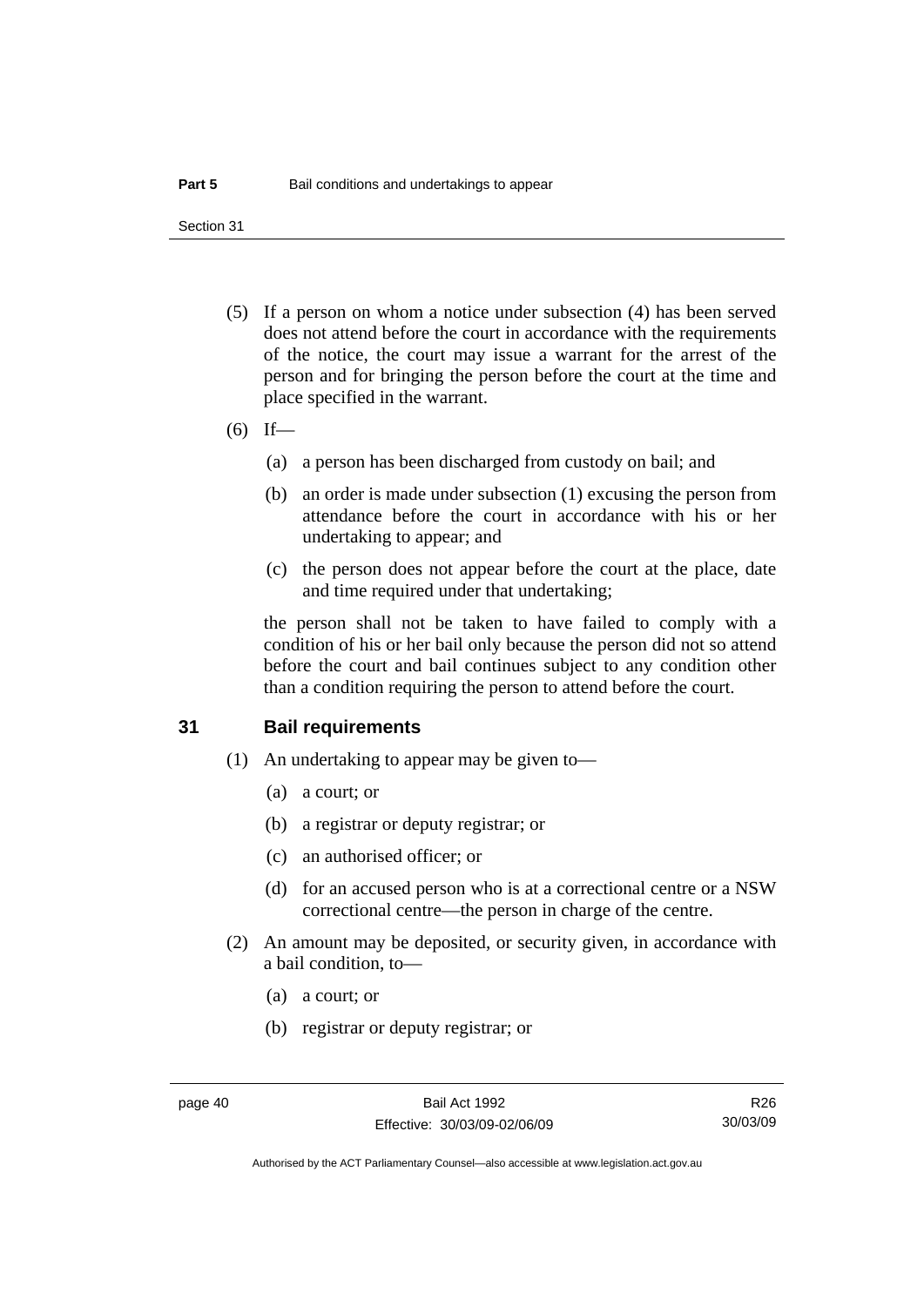(5) If a person on whom a notice under subsection (4) has been served does not attend before the court in accordance with the requirements of the notice, the court may issue a warrant for the arrest of the person and for bringing the person before the court at the time and place specified in the warrant.

(6) If—

(a) a person has been discharged from custody on bail; and

(b) an order is made under subsection (1) excusing the person from attendance before the court in accordance with his or her undertaking to appear; and

(c) the person does not appear before the court at the place, date and time required under that undertaking;

the person shall not be taken to have failed to comply with a condition of his or her bail only because the person did not so attend before the court and bail continues subject to any condition other than a condition requiring the person to attend before the court.

## 31 Bail requirements

(1) An undertaking to appear may be given to—

(a) a court; or

(b) a registrar or deputy registrar; or

(c) an authorised officer; or

(d) for an accused person who is at a correctional centre or a NSW correctional centre—the person in charge of the centre.

(2) An amount may be deposited, or security given, in accordance with a bail condition, to—

(a) a court; or

(b) registrar or deputy registrar; or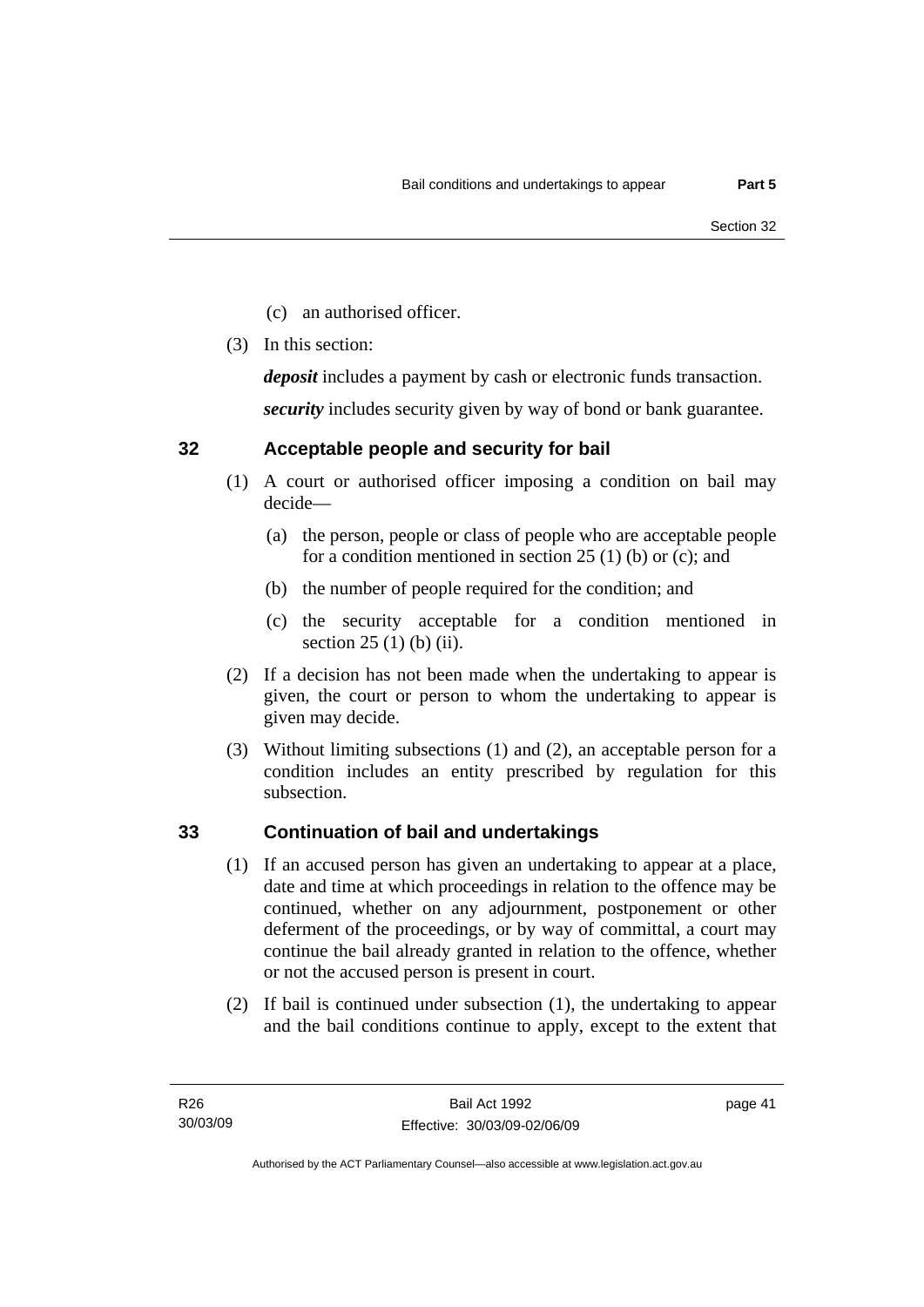(c) an authorised officer.

(3) In this section:

***deposit*** includes a payment by cash or electronic funds transaction.

***security*** includes security given by way of bond or bank guarantee.

## 32 Acceptable people and security for bail

(1) A court or authorised officer imposing a condition on bail may decide—

(a) the person, people or class of people who are acceptable people for a condition mentioned in section 25 (1) (b) or (c); and

(b) the number of people required for the condition; and

(c) the security acceptable for a condition mentioned in section 25 (1) (b) (ii).

(2) If a decision has not been made when the undertaking to appear is given, the court or person to whom the undertaking to appear is given may decide.

(3) Without limiting subsections (1) and (2), an acceptable person for a condition includes an entity prescribed by regulation for this subsection.

## 33 Continuation of bail and undertakings

(1) If an accused person has given an undertaking to appear at a place, date and time at which proceedings in relation to the offence may be continued, whether on any adjournment, postponement or other deferment of the proceedings, or by way of committal, a court may continue the bail already granted in relation to the offence, whether or not the accused person is present in court.

(2) If bail is continued under subsection (1), the undertaking to appear and the bail conditions continue to apply, except to the extent that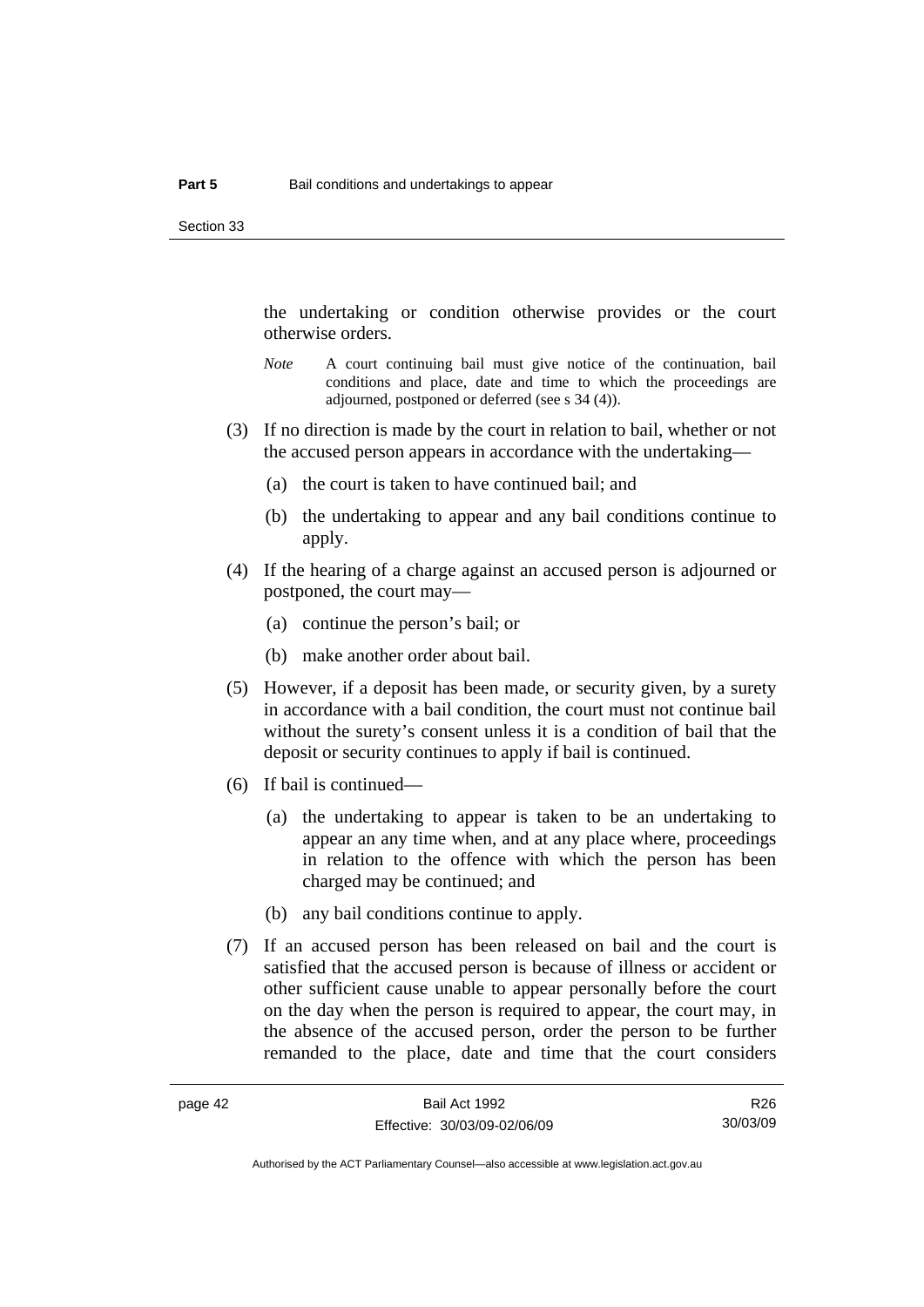the undertaking or condition otherwise provides or the court otherwise orders.

*Note* A court continuing bail must give notice of the continuation, bail conditions and place, date and time to which the proceedings are adjourned, postponed or deferred (see s 34 (4)).

(3) If no direction is made by the court in relation to bail, whether or not the accused person appears in accordance with the undertaking—

(a) the court is taken to have continued bail; and

(b) the undertaking to appear and any bail conditions continue to apply.

(4) If the hearing of a charge against an accused person is adjourned or postponed, the court may—

(a) continue the person's bail; or

(b) make another order about bail.

(5) However, if a deposit has been made, or security given, by a surety in accordance with a bail condition, the court must not continue bail without the surety's consent unless it is a condition of bail that the deposit or security continues to apply if bail is continued.

(6) If bail is continued—

(a) the undertaking to appear is taken to be an undertaking to appear an any time when, and at any place where, proceedings in relation to the offence with which the person has been charged may be continued; and

(b) any bail conditions continue to apply.

(7) If an accused person has been released on bail and the court is satisfied that the accused person is because of illness or accident or other sufficient cause unable to appear personally before the court on the day when the person is required to appear, the court may, in the absence of the accused person, order the person to be further remanded to the place, date and time that the court considers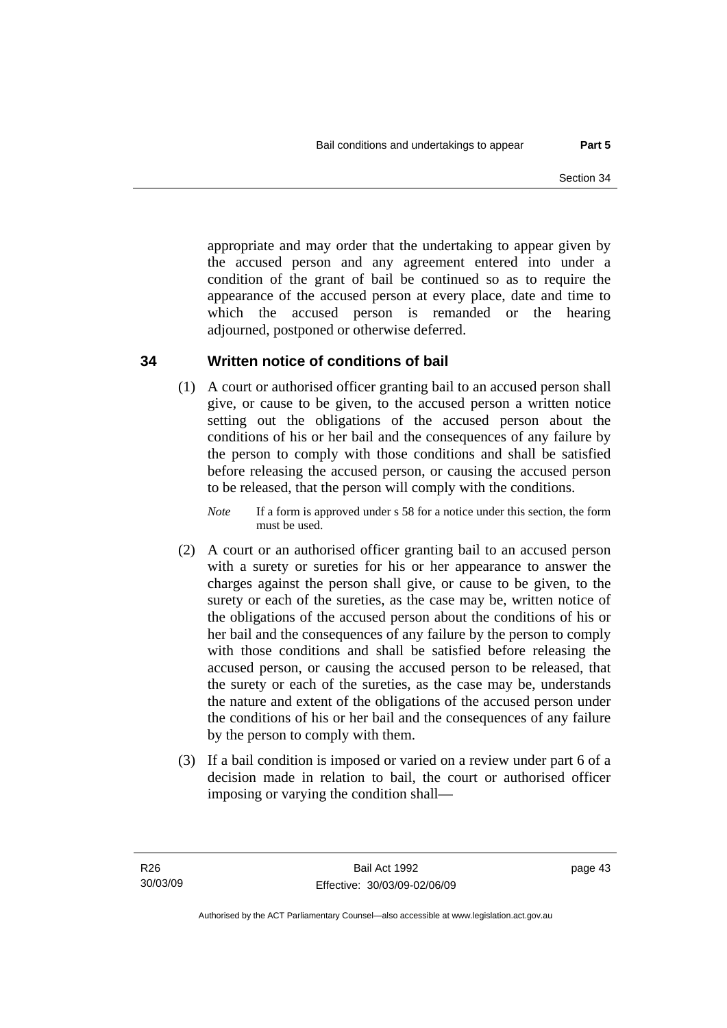appropriate and may order that the undertaking to appear given by the accused person and any agreement entered into under a condition of the grant of bail be continued so as to require the appearance of the accused person at every place, date and time to which the accused person is remanded or the hearing adjourned, postponed or otherwise deferred.

## 34 Written notice of conditions of bail

(1) A court or authorised officer granting bail to an accused person shall give, or cause to be given, to the accused person a written notice setting out the obligations of the accused person about the conditions of his or her bail and the consequences of any failure by the person to comply with those conditions and shall be satisfied before releasing the accused person, or causing the accused person to be released, that the person will comply with the conditions.

*Note* If a form is approved under s 58 for a notice under this section, the form must be used.

(2) A court or an authorised officer granting bail to an accused person with a surety or sureties for his or her appearance to answer the charges against the person shall give, or cause to be given, to the surety or each of the sureties, as the case may be, written notice of the obligations of the accused person about the conditions of his or her bail and the consequences of any failure by the person to comply with those conditions and shall be satisfied before releasing the accused person, or causing the accused person to be released, that the surety or each of the sureties, as the case may be, understands the nature and extent of the obligations of the accused person under the conditions of his or her bail and the consequences of any failure by the person to comply with them.

(3) If a bail condition is imposed or varied on a review under part 6 of a decision made in relation to bail, the court or authorised officer imposing or varying the condition shall—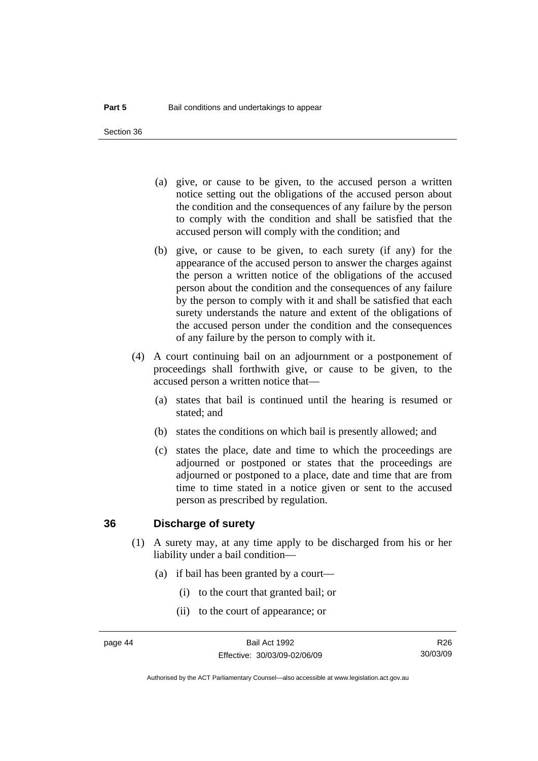(a) give, or cause to be given, to the accused person a written notice setting out the obligations of the accused person about the condition and the consequences of any failure by the person to comply with the condition and shall be satisfied that the accused person will comply with the condition; and

(b) give, or cause to be given, to each surety (if any) for the appearance of the accused person to answer the charges against the person a written notice of the obligations of the accused person about the condition and the consequences of any failure by the person to comply with it and shall be satisfied that each surety understands the nature and extent of the obligations of the accused person under the condition and the consequences of any failure by the person to comply with it.

(4) A court continuing bail on an adjournment or a postponement of proceedings shall forthwith give, or cause to be given, to the accused person a written notice that—

(a) states that bail is continued until the hearing is resumed or stated; and

(b) states the conditions on which bail is presently allowed; and

(c) states the place, date and time to which the proceedings are adjourned or postponed or states that the proceedings are adjourned or postponed to a place, date and time that are from time to time stated in a notice given or sent to the accused person as prescribed by regulation.

## 36 Discharge of surety

(1) A surety may, at any time apply to be discharged from his or her liability under a bail condition—

(a) if bail has been granted by a court—

(i) to the court that granted bail; or

(ii) to the court of appearance; or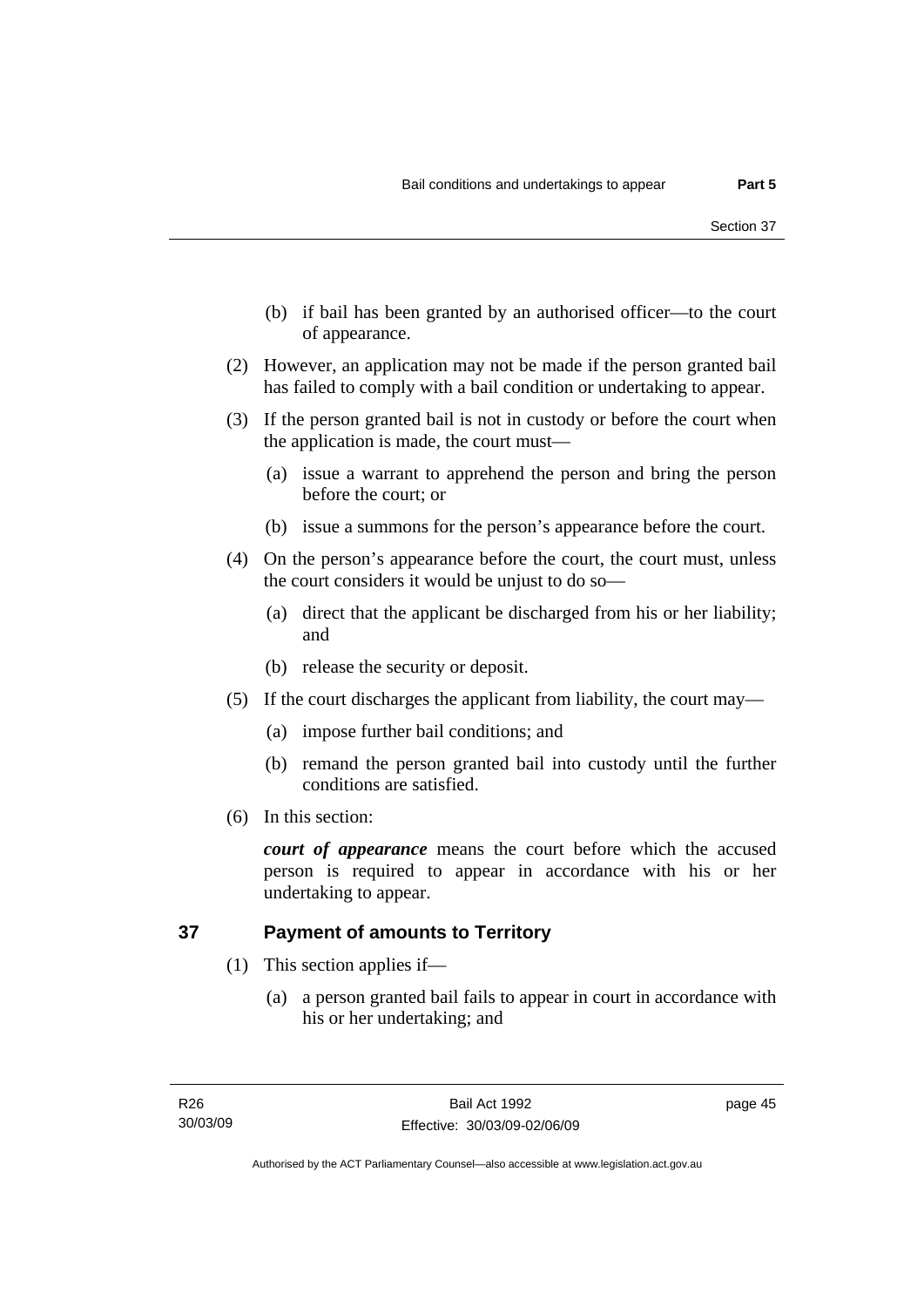(b) if bail has been granted by an authorised officer—to the court of appearance.

(2) However, an application may not be made if the person granted bail has failed to comply with a bail condition or undertaking to appear.

(3) If the person granted bail is not in custody or before the court when the application is made, the court must—

(a) issue a warrant to apprehend the person and bring the person before the court; or

(b) issue a summons for the person's appearance before the court.

(4) On the person's appearance before the court, the court must, unless the court considers it would be unjust to do so—

(a) direct that the applicant be discharged from his or her liability; and

(b) release the security or deposit.

(5) If the court discharges the applicant from liability, the court may—

(a) impose further bail conditions; and

(b) remand the person granted bail into custody until the further conditions are satisfied.

(6) In this section:

***court of appearance*** means the court before which the accused person is required to appear in accordance with his or her undertaking to appear.

## 37 Payment of amounts to Territory

(1) This section applies if—

(a) a person granted bail fails to appear in court in accordance with his or her undertaking; and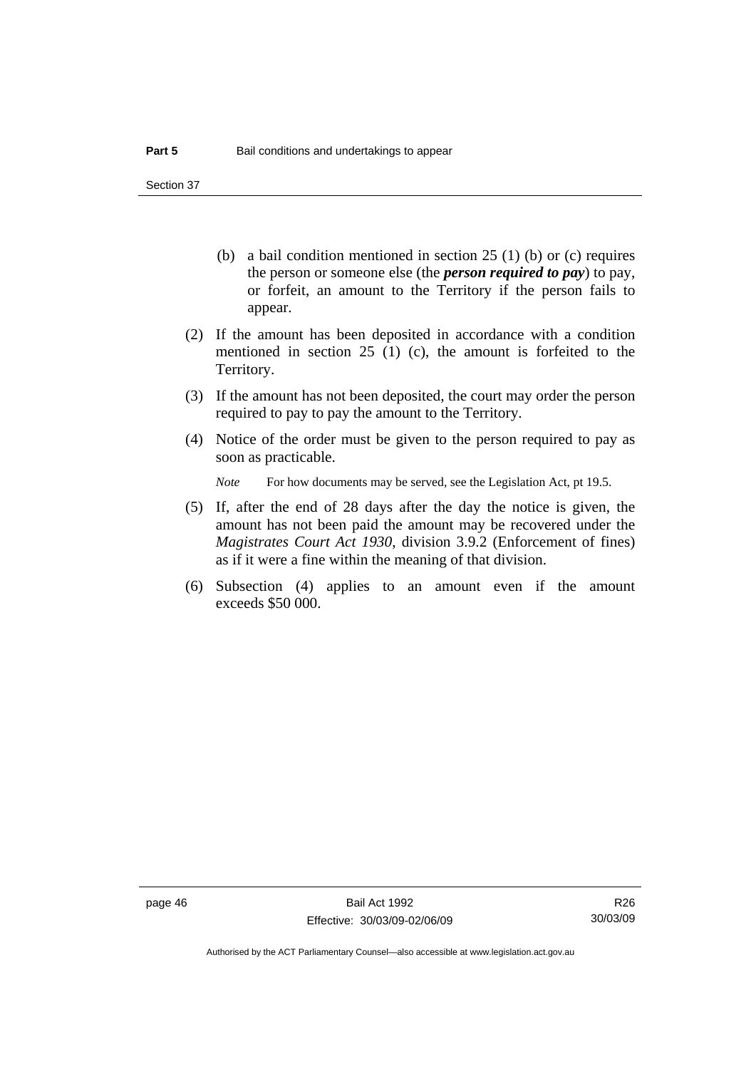(b) a bail condition mentioned in section 25 (1) (b) or (c) requires the person or someone else (the ***person required to pay***) to pay, or forfeit, an amount to the Territory if the person fails to appear.

(2) If the amount has been deposited in accordance with a condition mentioned in section 25 (1) (c), the amount is forfeited to the Territory.

(3) If the amount has not been deposited, the court may order the person required to pay to pay the amount to the Territory.

(4) Notice of the order must be given to the person required to pay as soon as practicable.

*Note* For how documents may be served, see the Legislation Act, pt 19.5.

(5) If, after the end of 28 days after the day the notice is given, the amount has not been paid the amount may be recovered under the *Magistrates Court Act 1930*, division 3.9.2 (Enforcement of fines) as if it were a fine within the meaning of that division.

(6) Subsection (4) applies to an amount even if the amount exceeds $50 000.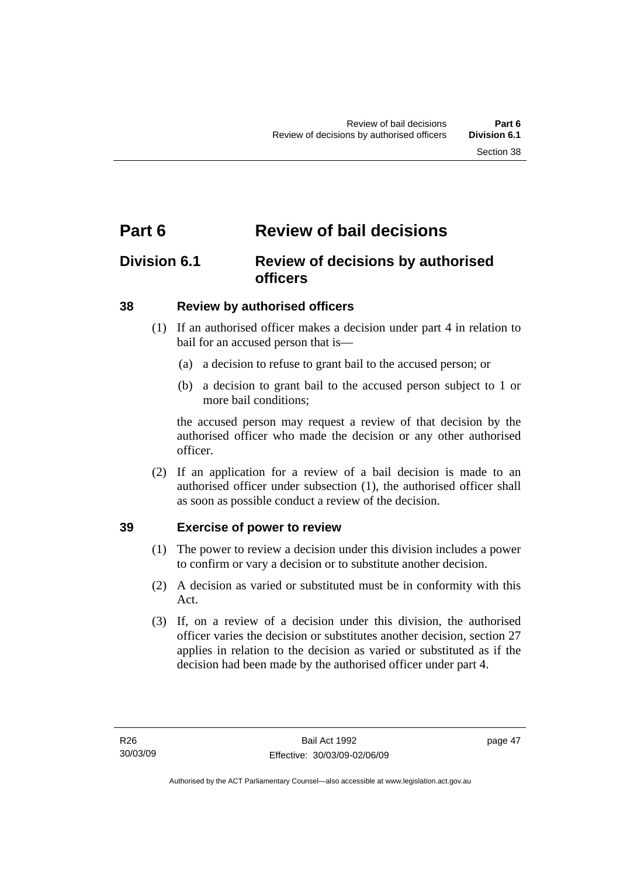# Part 6 Review of bail decisions

## Division 6.1 Review of decisions by authorised officers

### 38 Review by authorised officers

(1) If an authorised officer makes a decision under part 4 in relation to bail for an accused person that is—

(a) a decision to refuse to grant bail to the accused person; or

(b) a decision to grant bail to the accused person subject to 1 or more bail conditions;

the accused person may request a review of that decision by the authorised officer who made the decision or any other authorised officer.

(2) If an application for a review of a bail decision is made to an authorised officer under subsection (1), the authorised officer shall as soon as possible conduct a review of the decision.

### 39 Exercise of power to review

(1) The power to review a decision under this division includes a power to confirm or vary a decision or to substitute another decision.

(2) A decision as varied or substituted must be in conformity with this Act.

(3) If, on a review of a decision under this division, the authorised officer varies the decision or substitutes another decision, section 27 applies in relation to the decision as varied or substituted as if the decision had been made by the authorised officer under part 4.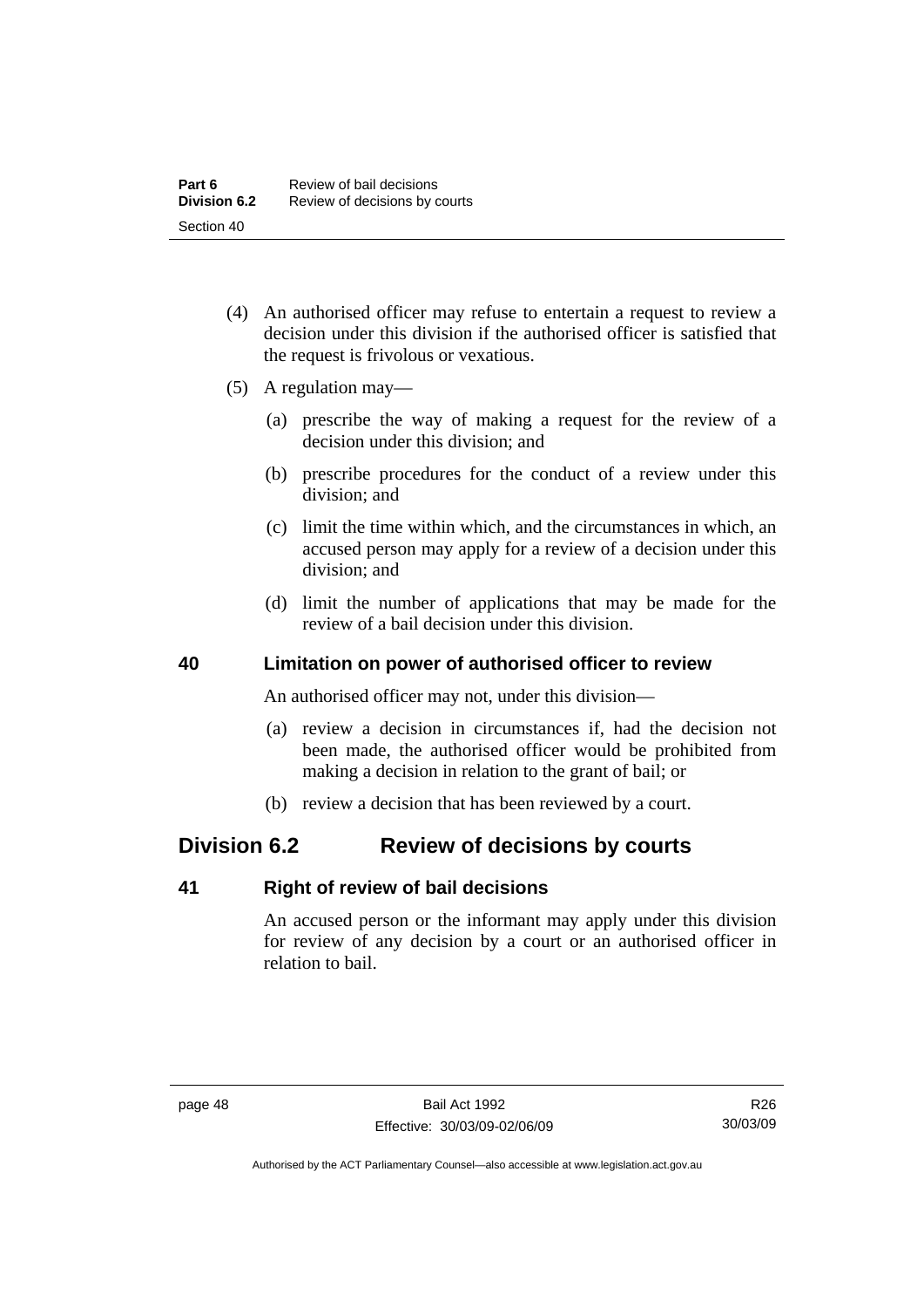(4) An authorised officer may refuse to entertain a request to review a decision under this division if the authorised officer is satisfied that the request is frivolous or vexatious.

(5) A regulation may—

(a) prescribe the way of making a request for the review of a decision under this division; and

(b) prescribe procedures for the conduct of a review under this division; and

(c) limit the time within which, and the circumstances in which, an accused person may apply for a review of a decision under this division; and

(d) limit the number of applications that may be made for the review of a bail decision under this division.

### 40 Limitation on power of authorised officer to review

An authorised officer may not, under this division—

(a) review a decision in circumstances if, had the decision not been made, the authorised officer would be prohibited from making a decision in relation to the grant of bail; or

(b) review a decision that has been reviewed by a court.

## Division 6.2 Review of decisions by courts

### 41 Right of review of bail decisions

An accused person or the informant may apply under this division for review of any decision by a court or an authorised officer in relation to bail.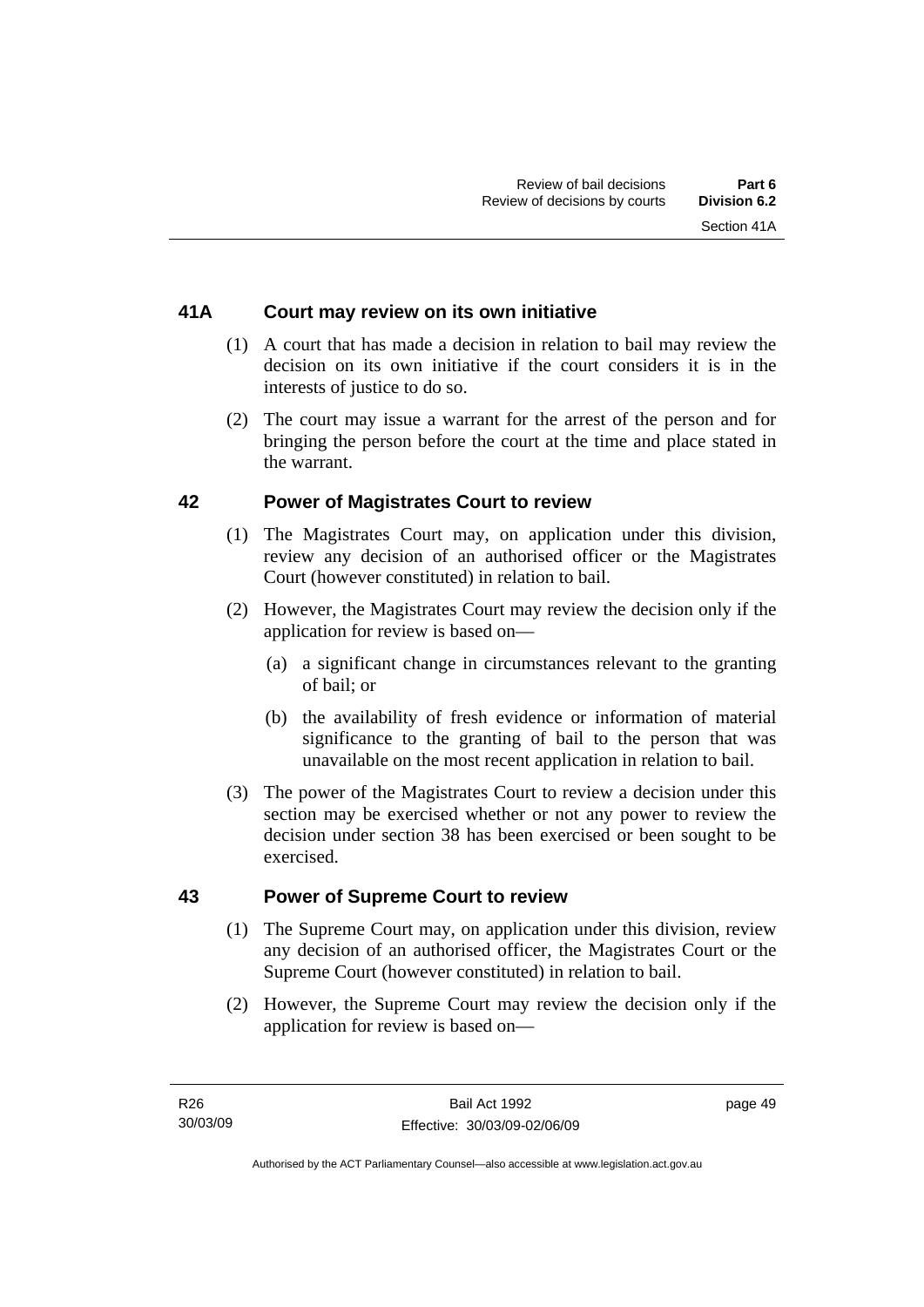## 41A Court may review on its own initiative

(1) A court that has made a decision in relation to bail may review the decision on its own initiative if the court considers it is in the interests of justice to do so.

(2) The court may issue a warrant for the arrest of the person and for bringing the person before the court at the time and place stated in the warrant.

## 42 Power of Magistrates Court to review

(1) The Magistrates Court may, on application under this division, review any decision of an authorised officer or the Magistrates Court (however constituted) in relation to bail.

(2) However, the Magistrates Court may review the decision only if the application for review is based on—

(a) a significant change in circumstances relevant to the granting of bail; or

(b) the availability of fresh evidence or information of material significance to the granting of bail to the person that was unavailable on the most recent application in relation to bail.

(3) The power of the Magistrates Court to review a decision under this section may be exercised whether or not any power to review the decision under section 38 has been exercised or been sought to be exercised.

## 43 Power of Supreme Court to review

(1) The Supreme Court may, on application under this division, review any decision of an authorised officer, the Magistrates Court or the Supreme Court (however constituted) in relation to bail.

(2) However, the Supreme Court may review the decision only if the application for review is based on—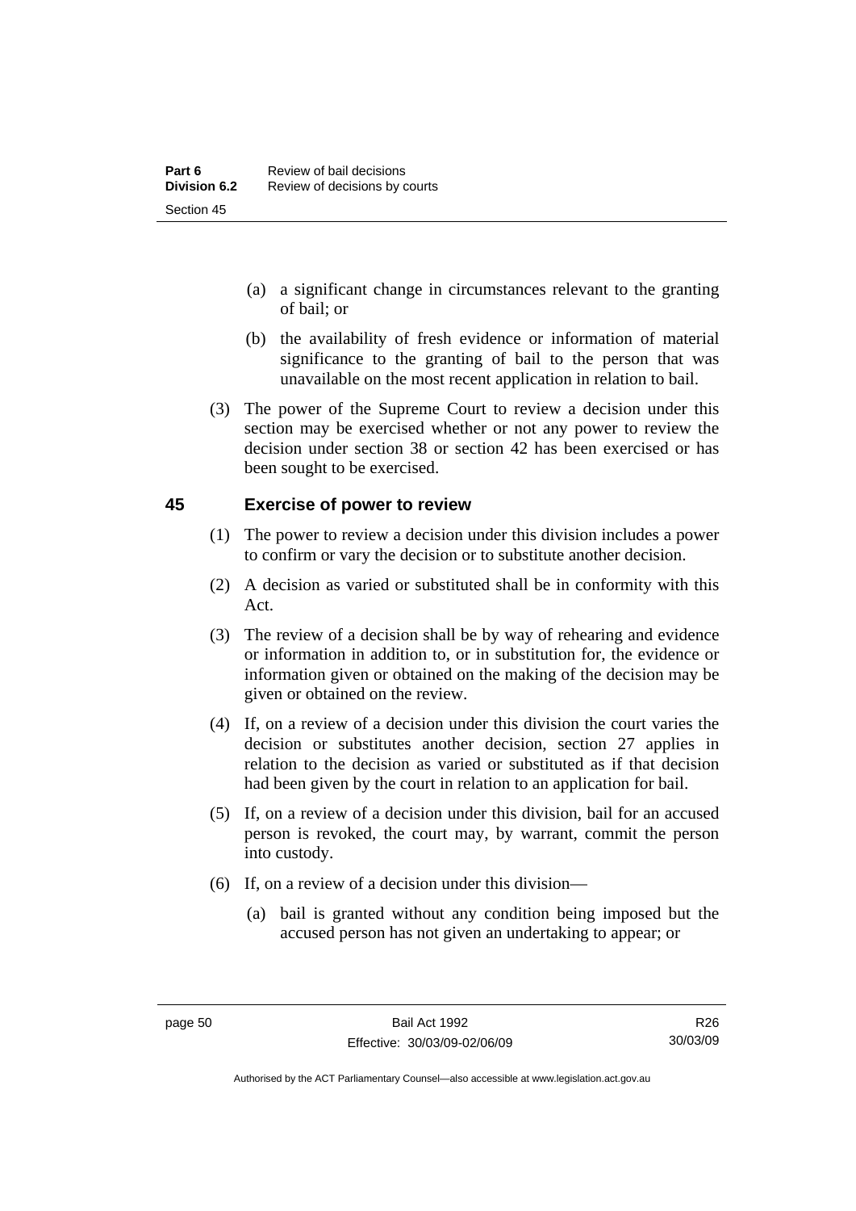(a) a significant change in circumstances relevant to the granting of bail; or

(b) the availability of fresh evidence or information of material significance to the granting of bail to the person that was unavailable on the most recent application in relation to bail.

(3) The power of the Supreme Court to review a decision under this section may be exercised whether or not any power to review the decision under section 38 or section 42 has been exercised or has been sought to be exercised.

## 45 Exercise of power to review

(1) The power to review a decision under this division includes a power to confirm or vary the decision or to substitute another decision.

(2) A decision as varied or substituted shall be in conformity with this Act.

(3) The review of a decision shall be by way of rehearing and evidence or information in addition to, or in substitution for, the evidence or information given or obtained on the making of the decision may be given or obtained on the review.

(4) If, on a review of a decision under this division the court varies the decision or substitutes another decision, section 27 applies in relation to the decision as varied or substituted as if that decision had been given by the court in relation to an application for bail.

(5) If, on a review of a decision under this division, bail for an accused person is revoked, the court may, by warrant, commit the person into custody.

(6) If, on a review of a decision under this division—

(a) bail is granted without any condition being imposed but the accused person has not given an undertaking to appear; or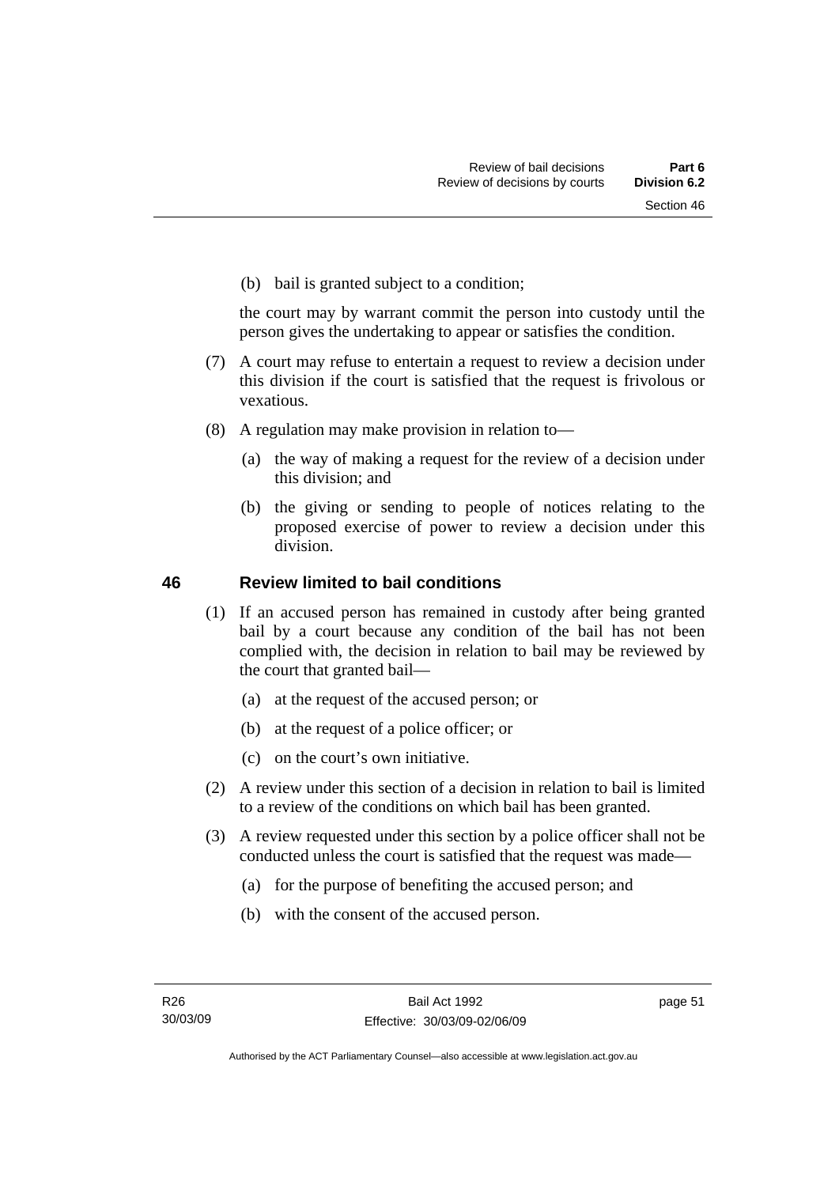(b) bail is granted subject to a condition;

the court may by warrant commit the person into custody until the person gives the undertaking to appear or satisfies the condition.

(7) A court may refuse to entertain a request to review a decision under this division if the court is satisfied that the request is frivolous or vexatious.

(8) A regulation may make provision in relation to—

(a) the way of making a request for the review of a decision under this division; and

(b) the giving or sending to people of notices relating to the proposed exercise of power to review a decision under this division.

## 46 Review limited to bail conditions

(1) If an accused person has remained in custody after being granted bail by a court because any condition of the bail has not been complied with, the decision in relation to bail may be reviewed by the court that granted bail—

(a) at the request of the accused person; or

(b) at the request of a police officer; or

(c) on the court's own initiative.

(2) A review under this section of a decision in relation to bail is limited to a review of the conditions on which bail has been granted.

(3) A review requested under this section by a police officer shall not be conducted unless the court is satisfied that the request was made—

(a) for the purpose of benefiting the accused person; and

(b) with the consent of the accused person.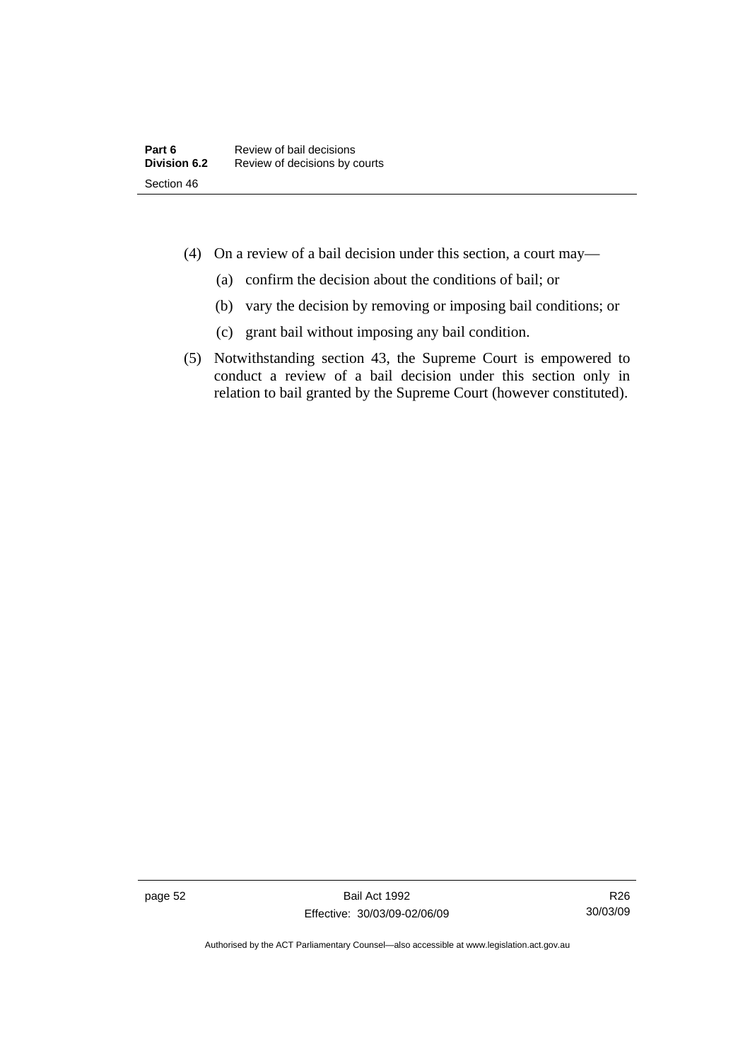(4) On a review of a bail decision under this section, a court may—

  (a) confirm the decision about the conditions of bail; or

  (b) vary the decision by removing or imposing bail conditions; or

  (c) grant bail without imposing any bail condition.

(5) Notwithstanding section 43, the Supreme Court is empowered to conduct a review of a bail decision under this section only in relation to bail granted by the Supreme Court (however constituted).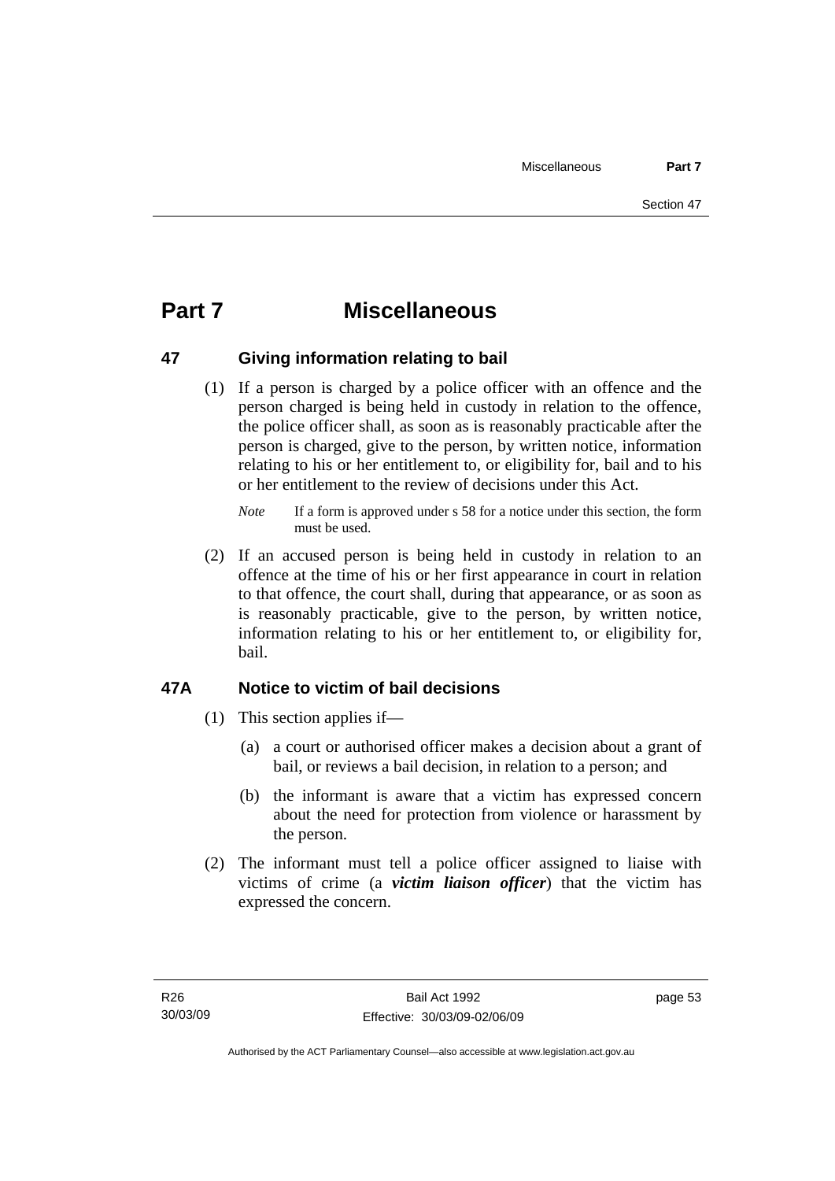# Part 7 Miscellaneous

## 47 Giving information relating to bail

(1) If a person is charged by a police officer with an offence and the person charged is being held in custody in relation to the offence, the police officer shall, as soon as is reasonably practicable after the person is charged, give to the person, by written notice, information relating to his or her entitlement to, or eligibility for, bail and to his or her entitlement to the review of decisions under this Act.

*Note* If a form is approved under s 58 for a notice under this section, the form must be used.

(2) If an accused person is being held in custody in relation to an offence at the time of his or her first appearance in court in relation to that offence, the court shall, during that appearance, or as soon as is reasonably practicable, give to the person, by written notice, information relating to his or her entitlement to, or eligibility for, bail.

## 47A Notice to victim of bail decisions

(1) This section applies if—

(a) a court or authorised officer makes a decision about a grant of bail, or reviews a bail decision, in relation to a person; and

(b) the informant is aware that a victim has expressed concern about the need for protection from violence or harassment by the person.

(2) The informant must tell a police officer assigned to liaise with victims of crime (a ***victim liaison officer***) that the victim has expressed the concern.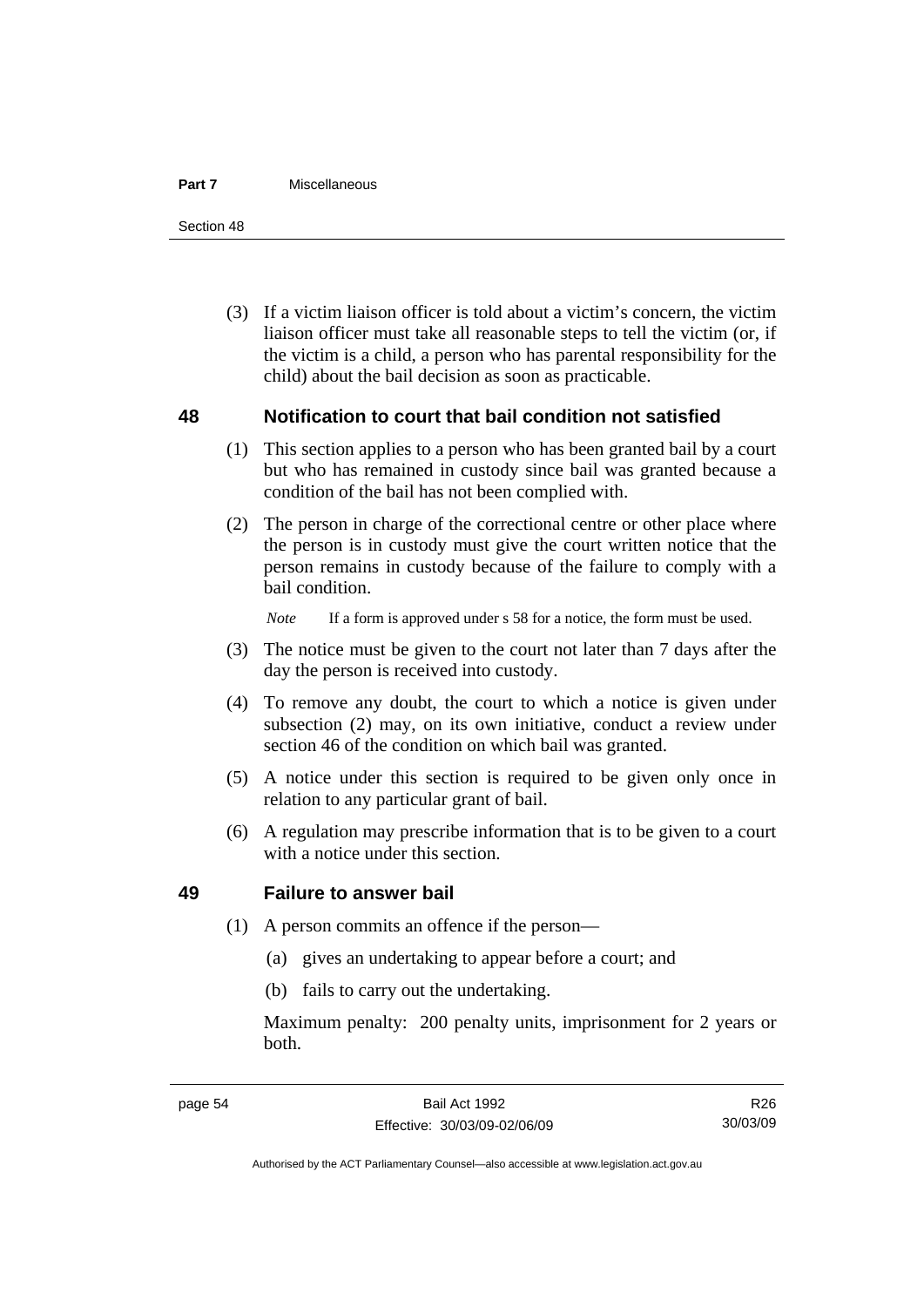(3) If a victim liaison officer is told about a victim's concern, the victim liaison officer must take all reasonable steps to tell the victim (or, if the victim is a child, a person who has parental responsibility for the child) about the bail decision as soon as practicable.

## 48 Notification to court that bail condition not satisfied

(1) This section applies to a person who has been granted bail by a court but who has remained in custody since bail was granted because a condition of the bail has not been complied with.

(2) The person in charge of the correctional centre or other place where the person is in custody must give the court written notice that the person remains in custody because of the failure to comply with a bail condition.

*Note* If a form is approved under s 58 for a notice, the form must be used.

(3) The notice must be given to the court not later than 7 days after the day the person is received into custody.

(4) To remove any doubt, the court to which a notice is given under subsection (2) may, on its own initiative, conduct a review under section 46 of the condition on which bail was granted.

(5) A notice under this section is required to be given only once in relation to any particular grant of bail.

(6) A regulation may prescribe information that is to be given to a court with a notice under this section.

## 49 Failure to answer bail

(1) A person commits an offence if the person—

(a) gives an undertaking to appear before a court; and

(b) fails to carry out the undertaking.

Maximum penalty: 200 penalty units, imprisonment for 2 years or both.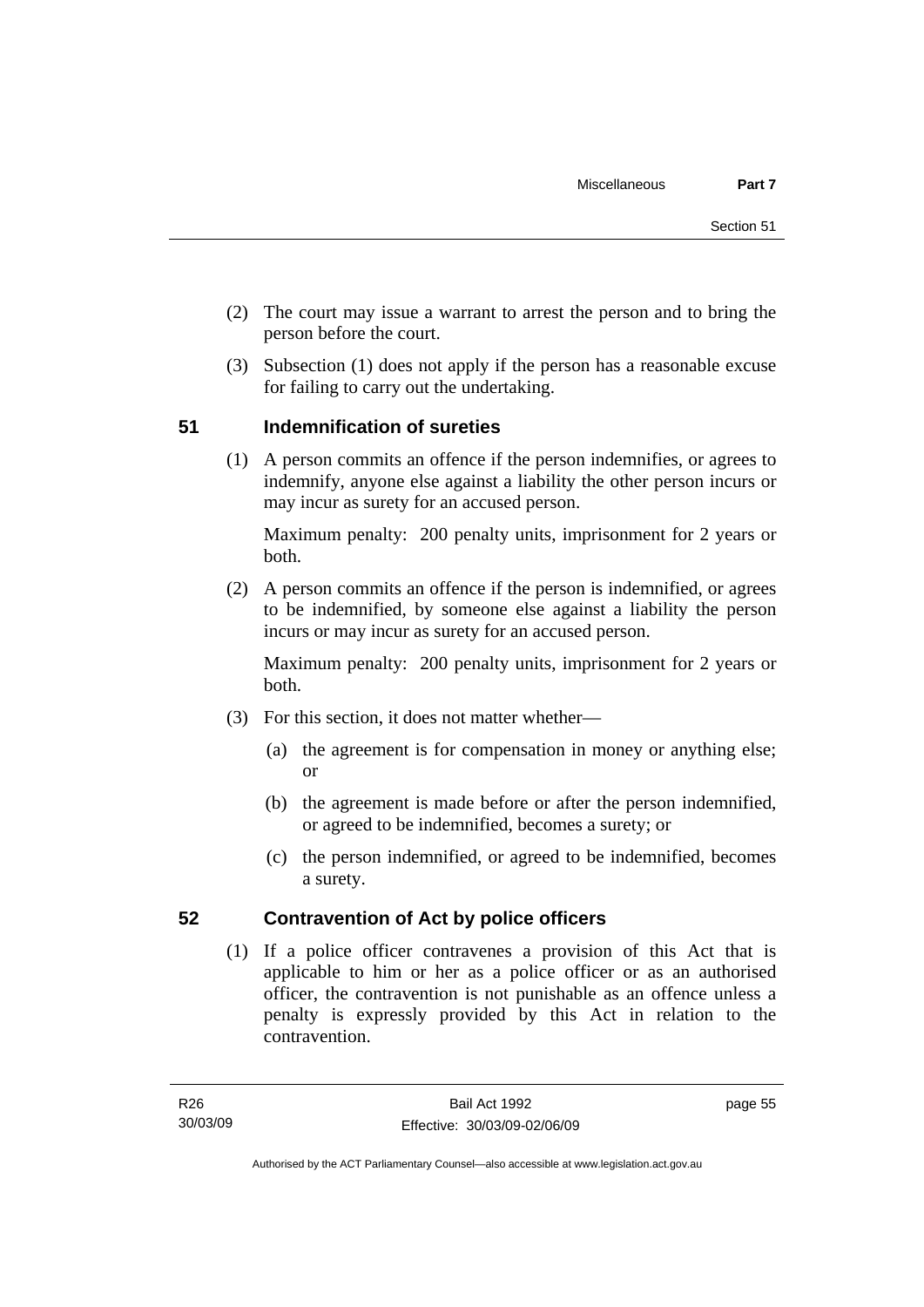(2) The court may issue a warrant to arrest the person and to bring the person before the court.

(3) Subsection (1) does not apply if the person has a reasonable excuse for failing to carry out the undertaking.

## 51 Indemnification of sureties

(1) A person commits an offence if the person indemnifies, or agrees to indemnify, anyone else against a liability the other person incurs or may incur as surety for an accused person.

Maximum penalty: 200 penalty units, imprisonment for 2 years or both.

(2) A person commits an offence if the person is indemnified, or agrees to be indemnified, by someone else against a liability the person incurs or may incur as surety for an accused person.

Maximum penalty: 200 penalty units, imprisonment for 2 years or both.

(3) For this section, it does not matter whether—

(a) the agreement is for compensation in money or anything else; or

(b) the agreement is made before or after the person indemnified, or agreed to be indemnified, becomes a surety; or

(c) the person indemnified, or agreed to be indemnified, becomes a surety.

## 52 Contravention of Act by police officers

(1) If a police officer contravenes a provision of this Act that is applicable to him or her as a police officer or as an authorised officer, the contravention is not punishable as an offence unless a penalty is expressly provided by this Act in relation to the contravention.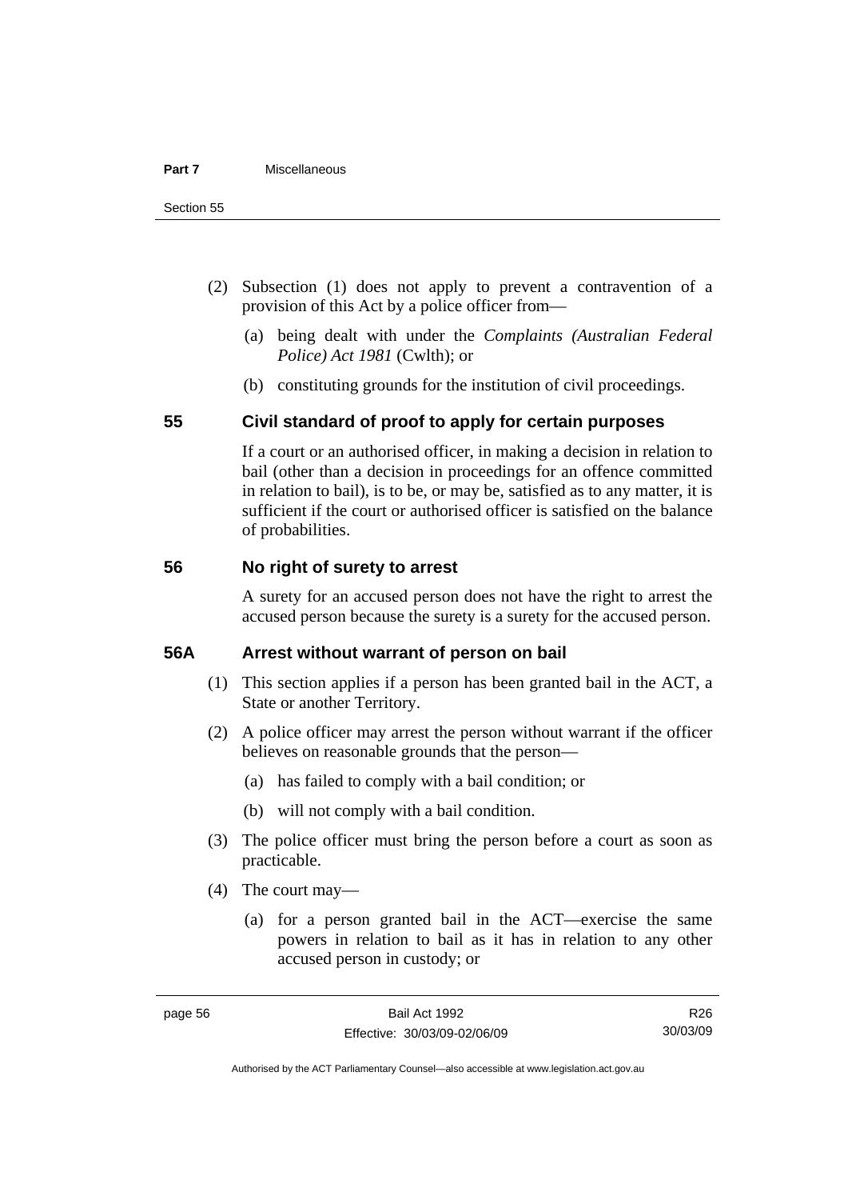(2) Subsection (1) does not apply to prevent a contravention of a provision of this Act by a police officer from—

(a) being dealt with under the *Complaints (Australian Federal Police) Act 1981* (Cwlth); or

(b) constituting grounds for the institution of civil proceedings.

### 55 Civil standard of proof to apply for certain purposes

If a court or an authorised officer, in making a decision in relation to bail (other than a decision in proceedings for an offence committed in relation to bail), is to be, or may be, satisfied as to any matter, it is sufficient if the court or authorised officer is satisfied on the balance of probabilities.

### 56 No right of surety to arrest

A surety for an accused person does not have the right to arrest the accused person because the surety is a surety for the accused person.

### 56A Arrest without warrant of person on bail

(1) This section applies if a person has been granted bail in the ACT, a State or another Territory.

(2) A police officer may arrest the person without warrant if the officer believes on reasonable grounds that the person—

(a) has failed to comply with a bail condition; or

(b) will not comply with a bail condition.

(3) The police officer must bring the person before a court as soon as practicable.

(4) The court may—

(a) for a person granted bail in the ACT—exercise the same powers in relation to bail as it has in relation to any other accused person in custody; or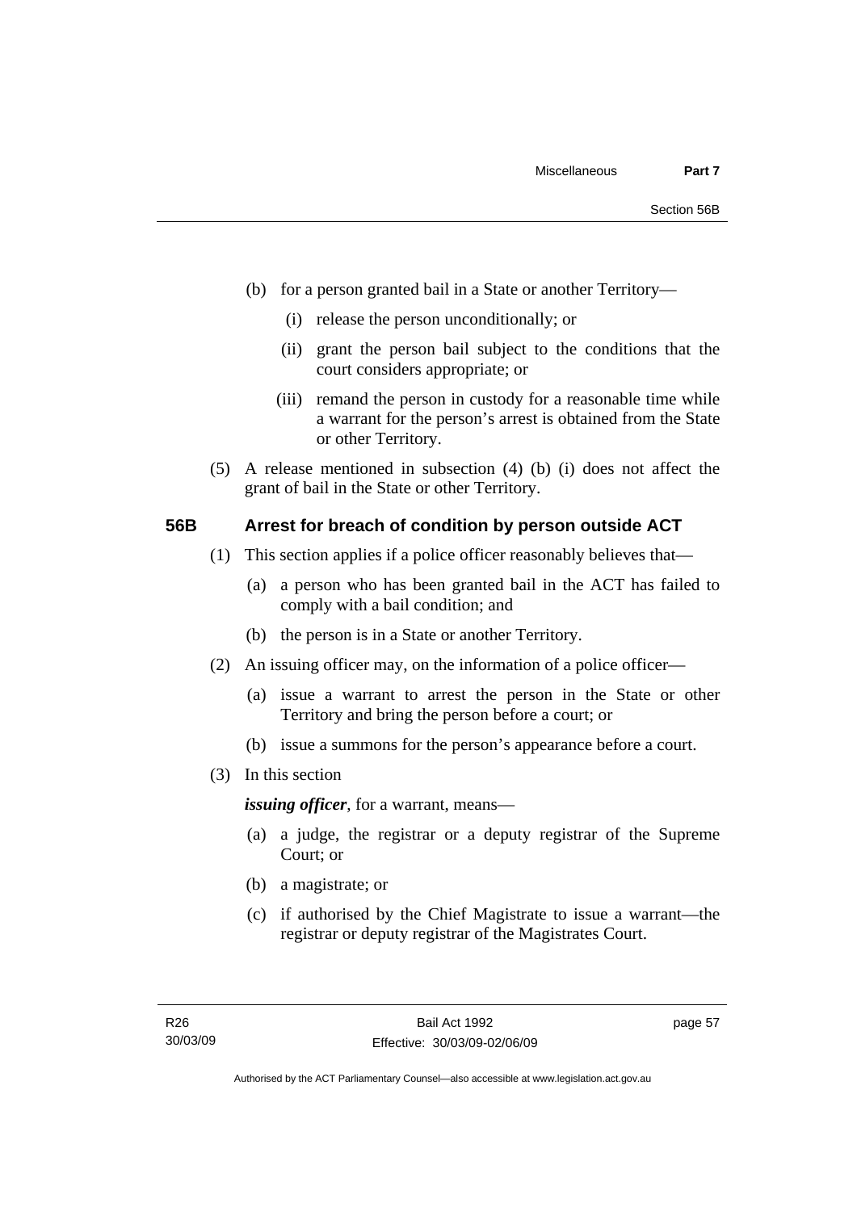(b) for a person granted bail in a State or another Territory—

   (i) release the person unconditionally; or

   (ii) grant the person bail subject to the conditions that the court considers appropriate; or

   (iii) remand the person in custody for a reasonable time while a warrant for the person's arrest is obtained from the State or other Territory.

(5) A release mentioned in subsection (4) (b) (i) does not affect the grant of bail in the State or other Territory.

### 56B Arrest for breach of condition by person outside ACT

(1) This section applies if a police officer reasonably believes that—

   (a) a person who has been granted bail in the ACT has failed to comply with a bail condition; and

   (b) the person is in a State or another Territory.

(2) An issuing officer may, on the information of a police officer—

   (a) issue a warrant to arrest the person in the State or other Territory and bring the person before a court; or

   (b) issue a summons for the person's appearance before a court.

(3) In this section

***issuing officer***, for a warrant, means—

   (a) a judge, the registrar or a deputy registrar of the Supreme Court; or

   (b) a magistrate; or

   (c) if authorised by the Chief Magistrate to issue a warrant—the registrar or deputy registrar of the Magistrates Court.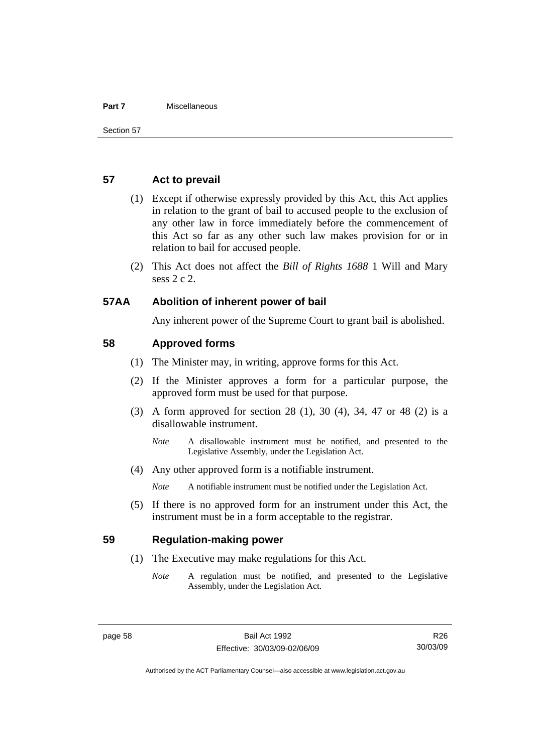## 57 Act to prevail

(1) Except if otherwise expressly provided by this Act, this Act applies in relation to the grant of bail to accused people to the exclusion of any other law in force immediately before the commencement of this Act so far as any other such law makes provision for or in relation to bail for accused people.

(2) This Act does not affect the *Bill of Rights 1688* 1 Will and Mary sess 2 c 2.

## 57AA Abolition of inherent power of bail

Any inherent power of the Supreme Court to grant bail is abolished.

## 58 Approved forms

(1) The Minister may, in writing, approve forms for this Act.

(2) If the Minister approves a form for a particular purpose, the approved form must be used for that purpose.

(3) A form approved for section 28 (1), 30 (4), 34, 47 or 48 (2) is a disallowable instrument.

*Note* A disallowable instrument must be notified, and presented to the Legislative Assembly, under the Legislation Act.

(4) Any other approved form is a notifiable instrument.

*Note* A notifiable instrument must be notified under the Legislation Act.

(5) If there is no approved form for an instrument under this Act, the instrument must be in a form acceptable to the registrar.

## 59 Regulation-making power

(1) The Executive may make regulations for this Act.

*Note* A regulation must be notified, and presented to the Legislative Assembly, under the Legislation Act.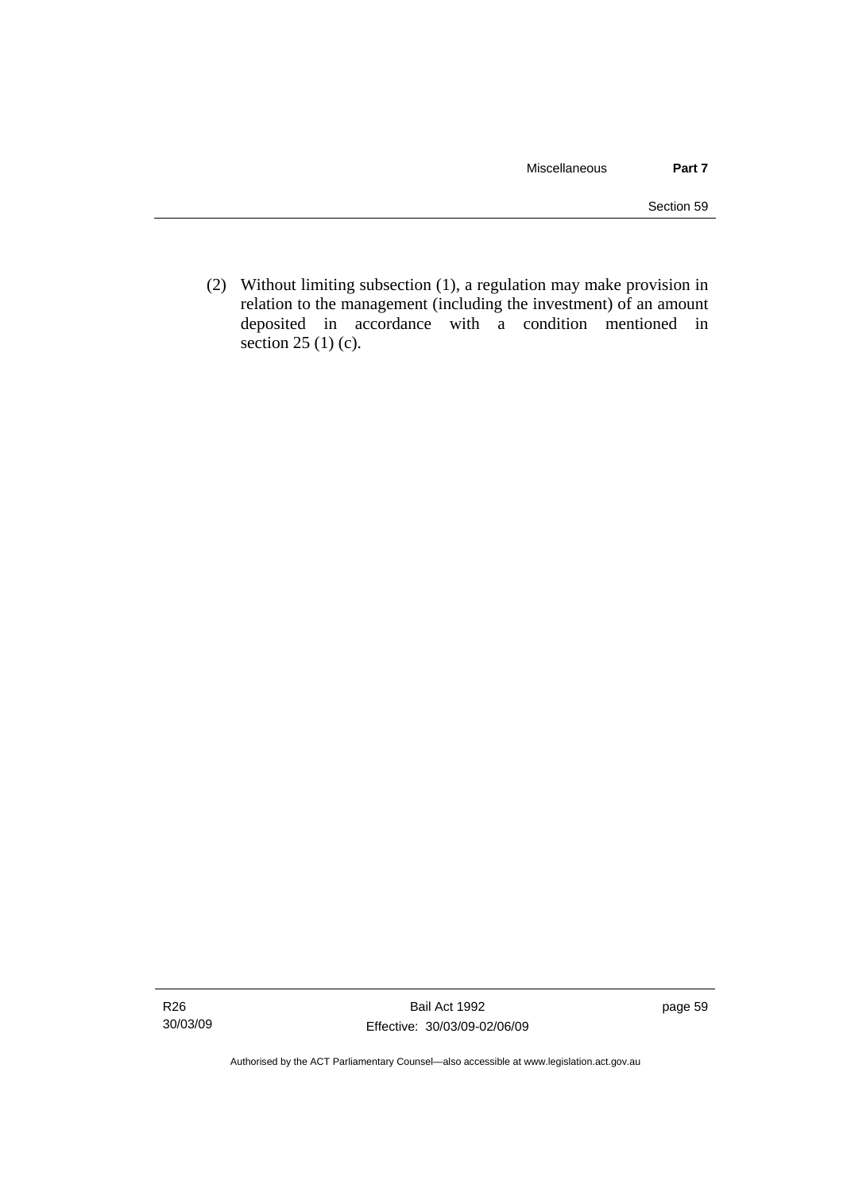(2) Without limiting subsection (1), a regulation may make provision in relation to the management (including the investment) of an amount deposited in accordance with a condition mentioned in section 25 (1) (c).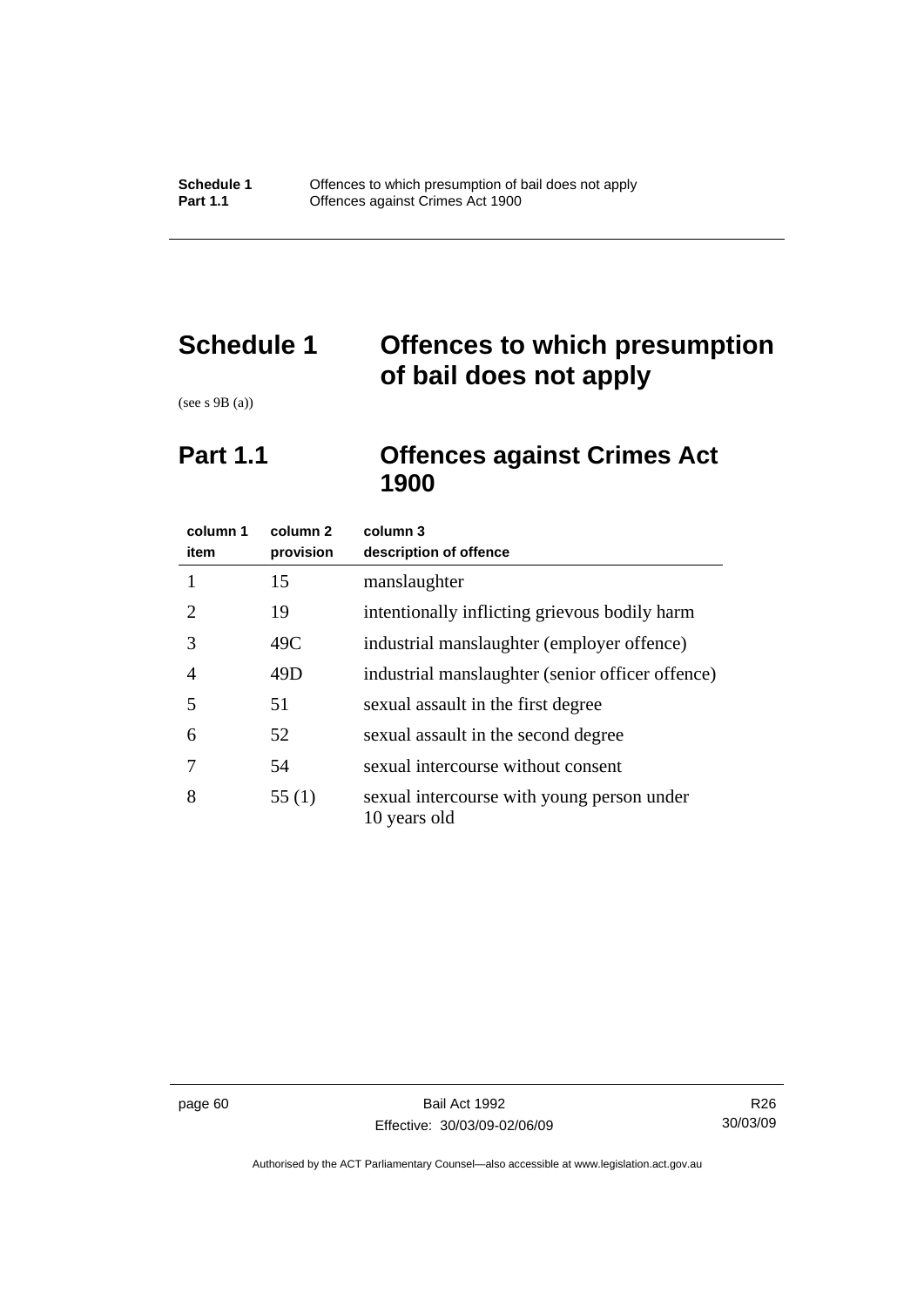# Schedule 1 Offences to which presumption of bail does not apply

(see s 9B (a))

## Part 1.1 Offences against Crimes Act 1900

| column 1 item | column 2 provision | column 3 description of offence |
|---|---|---|
| 1 | 15 | manslaughter |
| 2 | 19 | intentionally inflicting grievous bodily harm |
| 3 | 49C | industrial manslaughter (employer offence) |
| 4 | 49D | industrial manslaughter (senior officer offence) |
| 5 | 51 | sexual assault in the first degree |
| 6 | 52 | sexual assault in the second degree |
| 7 | 54 | sexual intercourse without consent |
| 8 | 55 (1) | sexual intercourse with young person under 10 years old |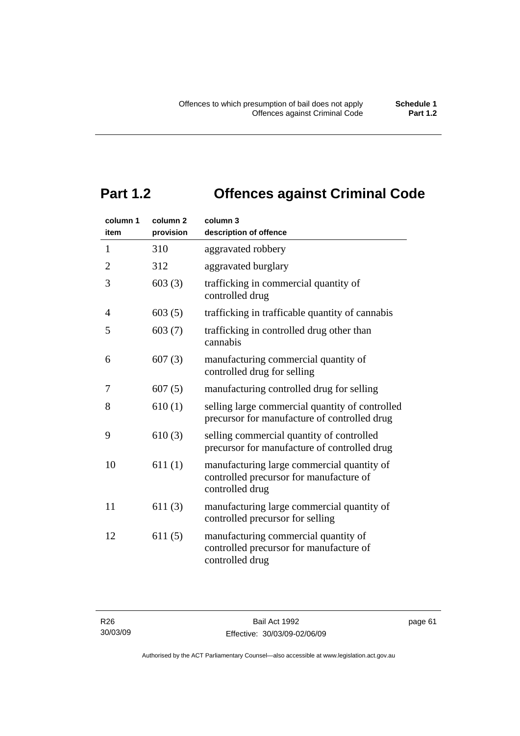## Part 1.2 Offences against Criminal Code

| column 1<br>item | column 2<br>provision | column 3<br>description of offence |
|---|---|---|
| 1 | 310 | aggravated robbery |
| 2 | 312 | aggravated burglary |
| 3 | 603 (3) | trafficking in commercial quantity of controlled drug |
| 4 | 603 (5) | trafficking in trafficable quantity of cannabis |
| 5 | 603 (7) | trafficking in controlled drug other than cannabis |
| 6 | 607 (3) | manufacturing commercial quantity of controlled drug for selling |
| 7 | 607 (5) | manufacturing controlled drug for selling |
| 8 | 610 (1) | selling large commercial quantity of controlled precursor for manufacture of controlled drug |
| 9 | 610 (3) | selling commercial quantity of controlled precursor for manufacture of controlled drug |
| 10 | 611 (1) | manufacturing large commercial quantity of controlled precursor for manufacture of controlled drug |
| 11 | 611 (3) | manufacturing large commercial quantity of controlled precursor for selling |
| 12 | 611 (5) | manufacturing commercial quantity of controlled precursor for manufacture of controlled drug |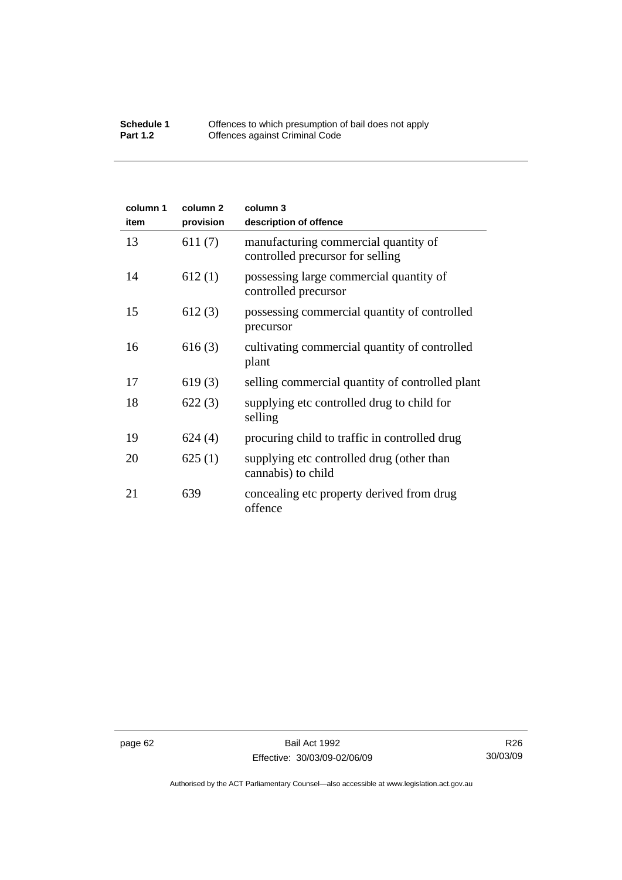| column 1 item | column 2 provision | column 3 description of offence |
|---|---|---|
| 13 | 611 (7) | manufacturing commercial quantity of controlled precursor for selling |
| 14 | 612 (1) | possessing large commercial quantity of controlled precursor |
| 15 | 612 (3) | possessing commercial quantity of controlled precursor |
| 16 | 616 (3) | cultivating commercial quantity of controlled plant |
| 17 | 619 (3) | selling commercial quantity of controlled plant |
| 18 | 622 (3) | supplying etc controlled drug to child for selling |
| 19 | 624 (4) | procuring child to traffic in controlled drug |
| 20 | 625 (1) | supplying etc controlled drug (other than cannabis) to child |
| 21 | 639 | concealing etc property derived from drug offence |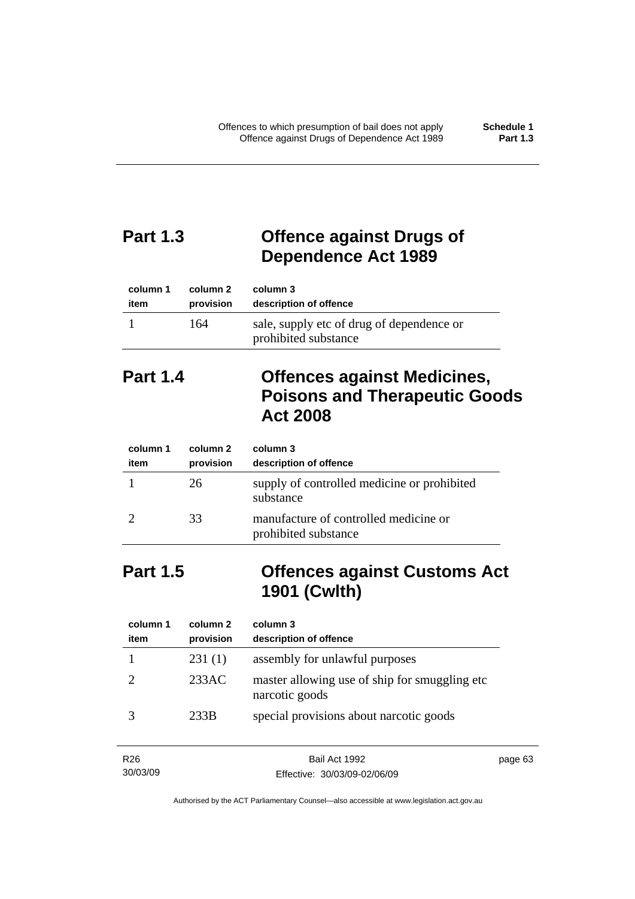## Part 1.3 Offence against Drugs of Dependence Act 1989

| column 1<br>item | column 2<br>provision | column 3<br>description of offence |
|---|---|---|
| 1 | 164 | sale, supply etc of drug of dependence or prohibited substance |

## Part 1.4 Offences against Medicines, Poisons and Therapeutic Goods Act 2008

| column 1<br>item | column 2<br>provision | column 3<br>description of offence |
|---|---|---|
| 1 | 26 | supply of controlled medicine or prohibited substance |
| 2 | 33 | manufacture of controlled medicine or prohibited substance |

## Part 1.5 Offences against Customs Act 1901 (Cwlth)

| column 1<br>item | column 2<br>provision | column 3<br>description of offence |
|---|---|---|
| 1 | 231 (1) | assembly for unlawful purposes |
| 2 | 233AC | master allowing use of ship for smuggling etc narcotic goods |
| 3 | 233B | special provisions about narcotic goods |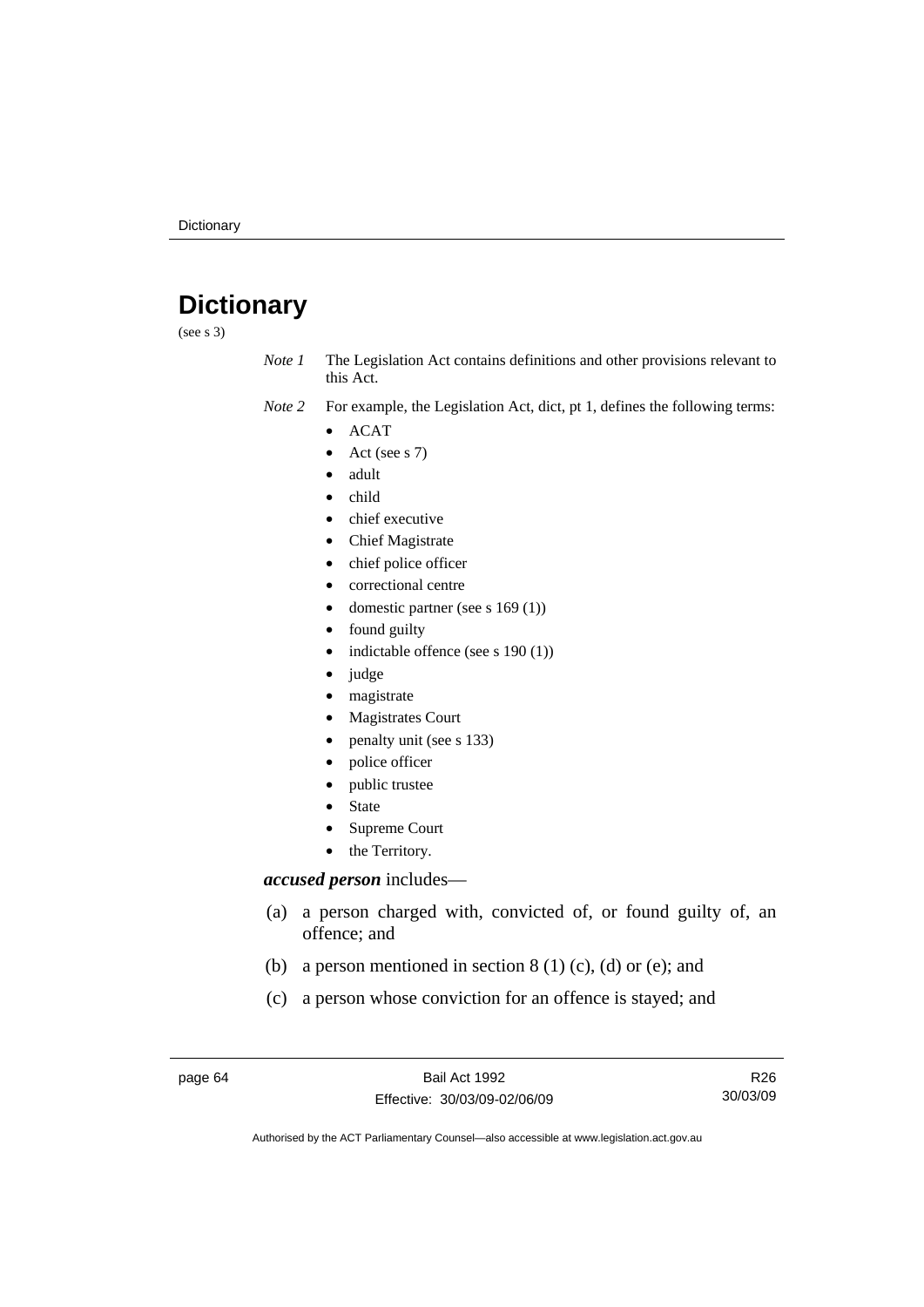# Dictionary

(see s 3)

*Note 1* The Legislation Act contains definitions and other provisions relevant to this Act.

*Note 2* For example, the Legislation Act, dict, pt 1, defines the following terms:

- ACAT
- Act (see s 7)
- adult
- child
- chief executive
- Chief Magistrate
- chief police officer
- correctional centre
- domestic partner (see s 169 (1))
- found guilty
- indictable offence (see s 190 (1))
- judge
- magistrate
- Magistrates Court
- penalty unit (see s 133)
- police officer
- public trustee
- State
- Supreme Court
- the Territory.

***accused person*** includes—

(a) a person charged with, convicted of, or found guilty of, an offence; and

(b) a person mentioned in section 8 (1) (c), (d) or (e); and

(c) a person whose conviction for an offence is stayed; and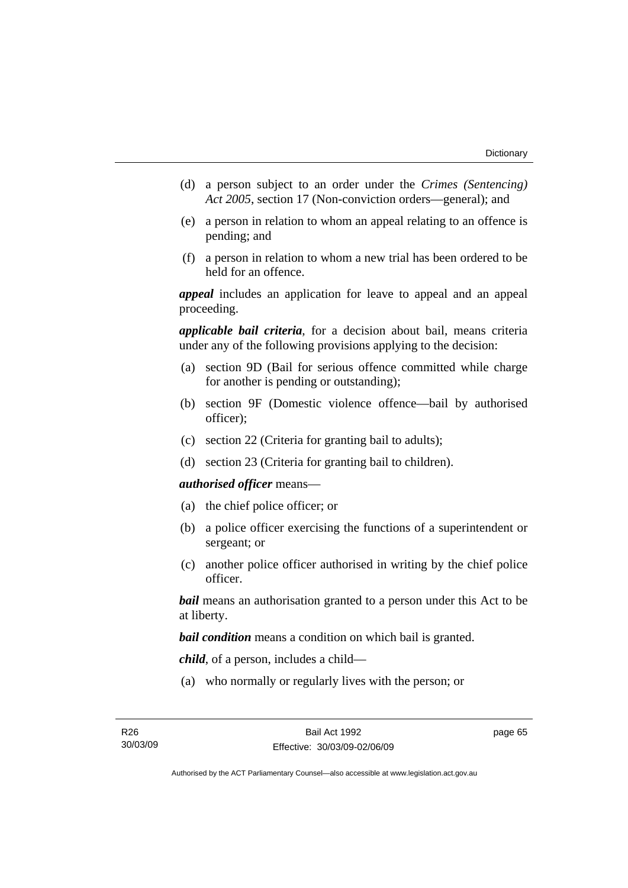(d) a person subject to an order under the *Crimes (Sentencing) Act 2005*, section 17 (Non-conviction orders—general); and

(e) a person in relation to whom an appeal relating to an offence is pending; and

(f) a person in relation to whom a new trial has been ordered to be held for an offence.

***appeal*** includes an application for leave to appeal and an appeal proceeding.

***applicable bail criteria***, for a decision about bail, means criteria under any of the following provisions applying to the decision:

(a) section 9D (Bail for serious offence committed while charge for another is pending or outstanding);

(b) section 9F (Domestic violence offence—bail by authorised officer);

(c) section 22 (Criteria for granting bail to adults);

(d) section 23 (Criteria for granting bail to children).

***authorised officer*** means—

(a) the chief police officer; or

(b) a police officer exercising the functions of a superintendent or sergeant; or

(c) another police officer authorised in writing by the chief police officer.

***bail*** means an authorisation granted to a person under this Act to be at liberty.

***bail condition*** means a condition on which bail is granted.

***child***, of a person, includes a child—

(a) who normally or regularly lives with the person; or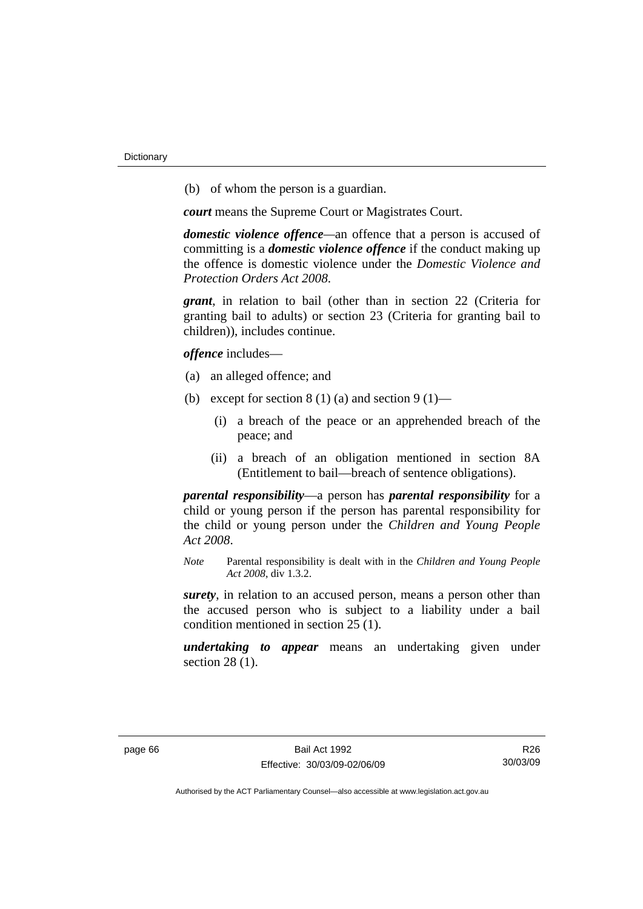(b) of whom the person is a guardian.

***court*** means the Supreme Court or Magistrates Court.

***domestic violence offence***—an offence that a person is accused of committing is a ***domestic violence offence*** if the conduct making up the offence is domestic violence under the *Domestic Violence and Protection Orders Act 2008*.

***grant***, in relation to bail (other than in section 22 (Criteria for granting bail to adults) or section 23 (Criteria for granting bail to children)), includes continue.

***offence*** includes—

(a) an alleged offence; and

(b) except for section 8 (1) (a) and section 9 (1)—

  (i) a breach of the peace or an apprehended breach of the peace; and

  (ii) a breach of an obligation mentioned in section 8A (Entitlement to bail—breach of sentence obligations).

***parental responsibility***—a person has ***parental responsibility*** for a child or young person if the person has parental responsibility for the child or young person under the *Children and Young People Act 2008*.

*Note* Parental responsibility is dealt with in the *Children and Young People Act 2008*, div 1.3.2.

***surety***, in relation to an accused person, means a person other than the accused person who is subject to a liability under a bail condition mentioned in section 25 (1).

***undertaking to appear*** means an undertaking given under section 28 (1).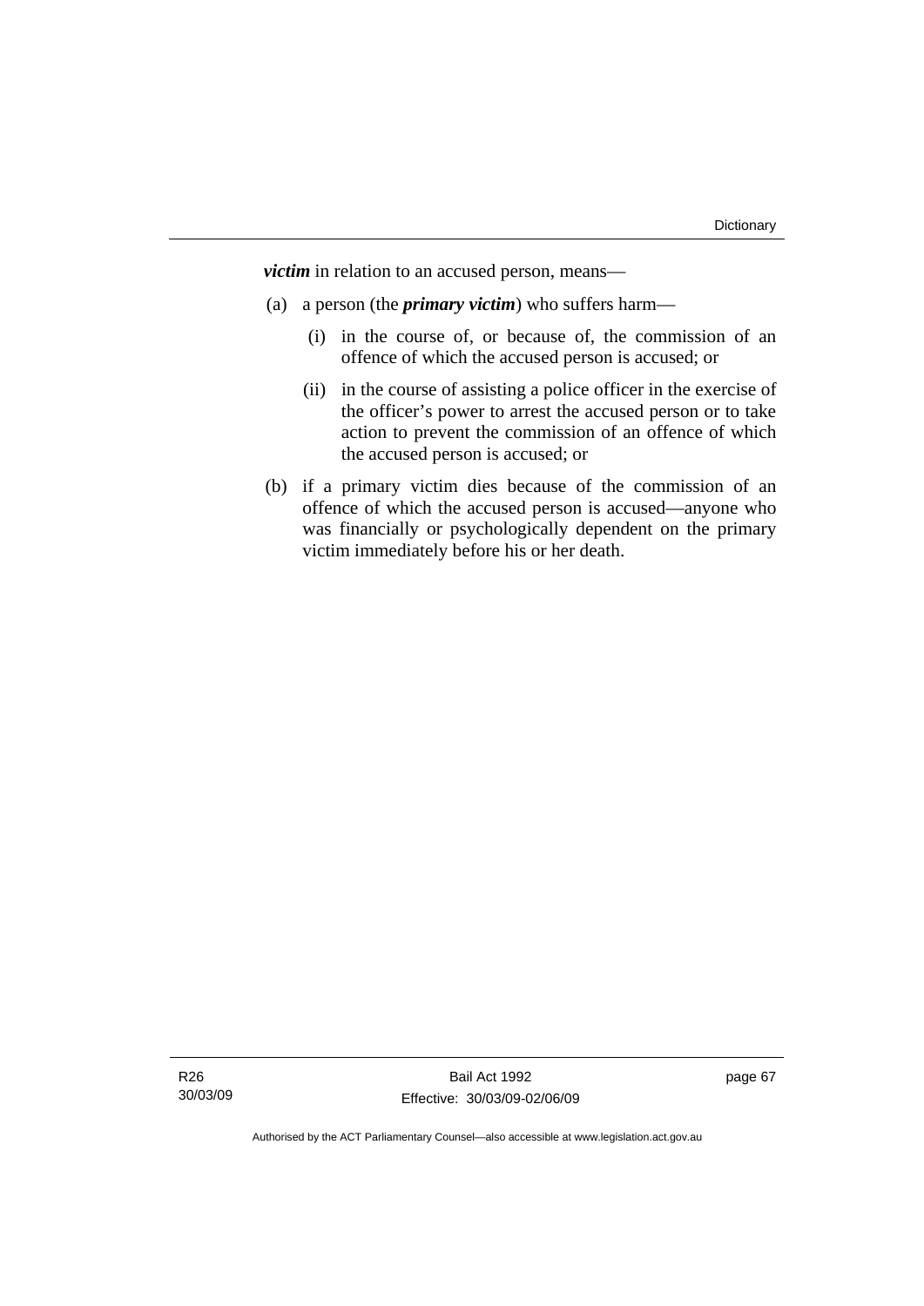***victim*** in relation to an accused person, means—

(a) a person (the ***primary victim***) who suffers harm—

   (i) in the course of, or because of, the commission of an offence of which the accused person is accused; or

   (ii) in the course of assisting a police officer in the exercise of the officer's power to arrest the accused person or to take action to prevent the commission of an offence of which the accused person is accused; or

(b) if a primary victim dies because of the commission of an offence of which the accused person is accused—anyone who was financially or psychologically dependent on the primary victim immediately before his or her death.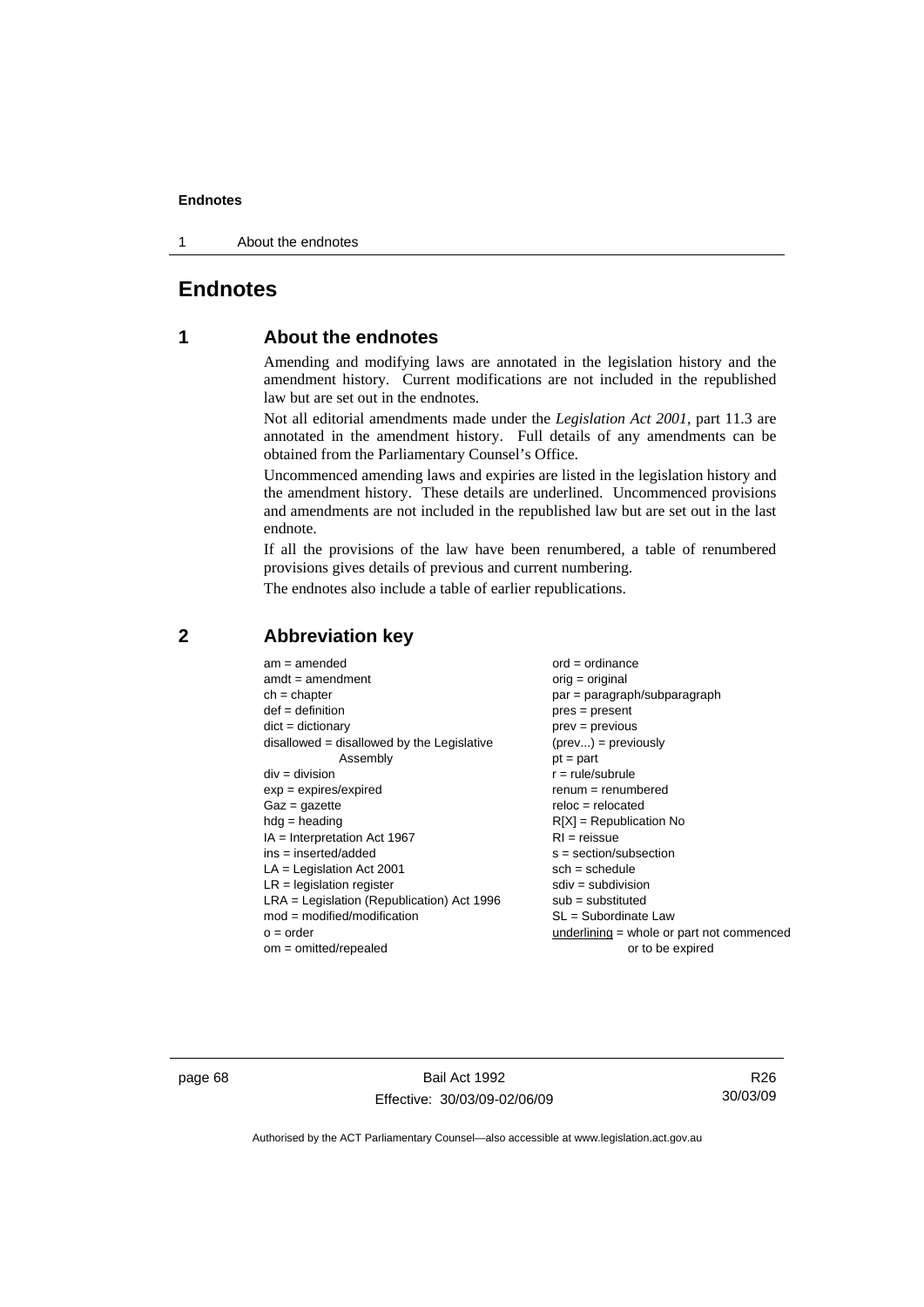# Endnotes

## 1 About the endnotes

Amending and modifying laws are annotated in the legislation history and the amendment history. Current modifications are not included in the republished law but are set out in the endnotes.

Not all editorial amendments made under the *Legislation Act 2001*, part 11.3 are annotated in the amendment history. Full details of any amendments can be obtained from the Parliamentary Counsel's Office.

Uncommenced amending laws and expiries are listed in the legislation history and the amendment history. These details are underlined. Uncommenced provisions and amendments are not included in the republished law but are set out in the last endnote.

If all the provisions of the law have been renumbered, a table of renumbered provisions gives details of previous and current numbering.

The endnotes also include a table of earlier republications.

## 2 Abbreviation key

am = amended
amdt = amendment
ch = chapter
def = definition
dict = dictionary
disallowed = disallowed by the Legislative Assembly
div = division
exp = expires/expired
Gaz = gazette
hdg = heading
IA = Interpretation Act 1967
ins = inserted/added
LA = Legislation Act 2001
LR = legislation register
LRA = Legislation (Republication) Act 1996
mod = modified/modification
o = order
om = omitted/repealed
ord = ordinance
orig = original
par = paragraph/subparagraph
pres = present
prev = previous
(prev...) = previously
pt = part
r = rule/subrule
renum = renumbered
reloc = relocated
R[X] = Republication No
RI = reissue
s = section/subsection
sch = schedule
sdiv = subdivision
sub = substituted
SL = Subordinate Law
underlining = whole or part not commenced or to be expired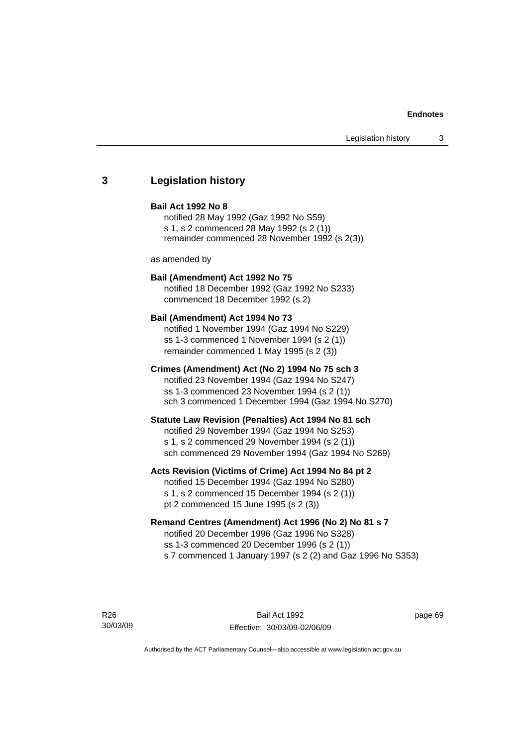## 3 Legislation history

**Bail Act 1992 No 8**

notified 28 May 1992 (Gaz 1992 No S59)
s 1, s 2 commenced 28 May 1992 (s 2 (1))
remainder commenced 28 November 1992 (s 2(3))

as amended by

**Bail (Amendment) Act 1992 No 75**

notified 18 December 1992 (Gaz 1992 No S233)
commenced 18 December 1992 (s 2)

**Bail (Amendment) Act 1994 No 73**

notified 1 November 1994 (Gaz 1994 No S229)
ss 1-3 commenced 1 November 1994 (s 2 (1))
remainder commenced 1 May 1995 (s 2 (3))

**Crimes (Amendment) Act (No 2) 1994 No 75 sch 3**

notified 23 November 1994 (Gaz 1994 No S247)
ss 1-3 commenced 23 November 1994 (s 2 (1))
sch 3 commenced 1 December 1994 (Gaz 1994 No S270)

**Statute Law Revision (Penalties) Act 1994 No 81 sch**

notified 29 November 1994 (Gaz 1994 No S253)
s 1, s 2 commenced 29 November 1994 (s 2 (1))
sch commenced 29 November 1994 (Gaz 1994 No S269)

**Acts Revision (Victims of Crime) Act 1994 No 84 pt 2**

notified 15 December 1994 (Gaz 1994 No S280)
s 1, s 2 commenced 15 December 1994 (s 2 (1))
pt 2 commenced 15 June 1995 (s 2 (3))

**Remand Centres (Amendment) Act 1996 (No 2) No 81 s 7**

notified 20 December 1996 (Gaz 1996 No S328)
ss 1-3 commenced 20 December 1996 (s 2 (1))
s 7 commenced 1 January 1997 (s 2 (2) and Gaz 1996 No S353)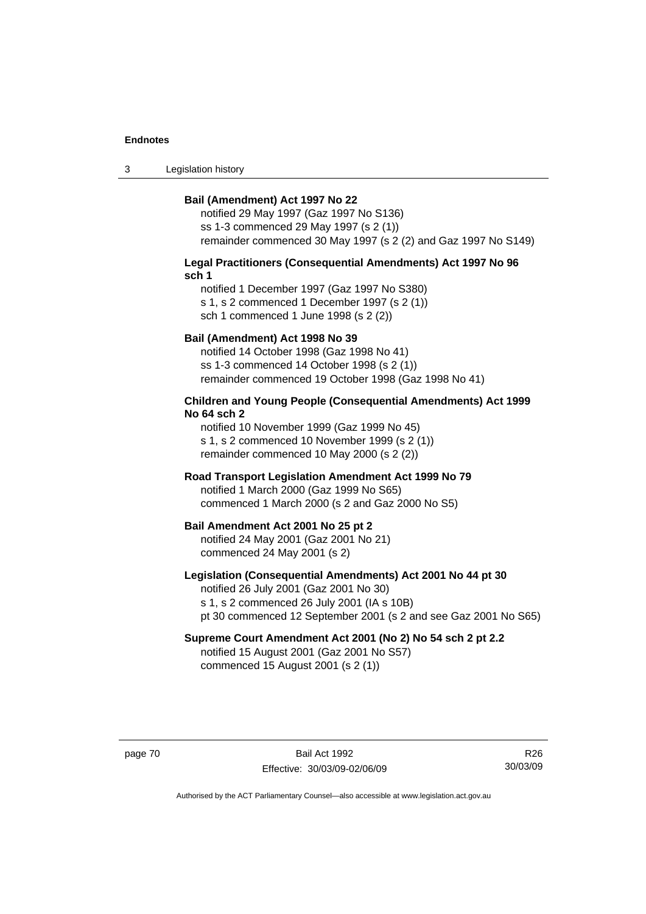**Bail (Amendment) Act 1997 No 22**

notified 29 May 1997 (Gaz 1997 No S136)
ss 1-3 commenced 29 May 1997 (s 2 (1))
remainder commenced 30 May 1997 (s 2 (2) and Gaz 1997 No S149)

**Legal Practitioners (Consequential Amendments) Act 1997 No 96 sch 1**

notified 1 December 1997 (Gaz 1997 No S380)
s 1, s 2 commenced 1 December 1997 (s 2 (1))
sch 1 commenced 1 June 1998 (s 2 (2))

**Bail (Amendment) Act 1998 No 39**

notified 14 October 1998 (Gaz 1998 No 41)
ss 1-3 commenced 14 October 1998 (s 2 (1))
remainder commenced 19 October 1998 (Gaz 1998 No 41)

**Children and Young People (Consequential Amendments) Act 1999 No 64 sch 2**

notified 10 November 1999 (Gaz 1999 No 45)
s 1, s 2 commenced 10 November 1999 (s 2 (1))
remainder commenced 10 May 2000 (s 2 (2))

**Road Transport Legislation Amendment Act 1999 No 79**

notified 1 March 2000 (Gaz 1999 No S65)
commenced 1 March 2000 (s 2 and Gaz 2000 No S5)

**Bail Amendment Act 2001 No 25 pt 2**

notified 24 May 2001 (Gaz 2001 No 21)
commenced 24 May 2001 (s 2)

**Legislation (Consequential Amendments) Act 2001 No 44 pt 30**

notified 26 July 2001 (Gaz 2001 No 30)
s 1, s 2 commenced 26 July 2001 (IA s 10B)
pt 30 commenced 12 September 2001 (s 2 and see Gaz 2001 No S65)

**Supreme Court Amendment Act 2001 (No 2) No 54 sch 2 pt 2.2**

notified 15 August 2001 (Gaz 2001 No S57)
commenced 15 August 2001 (s 2 (1))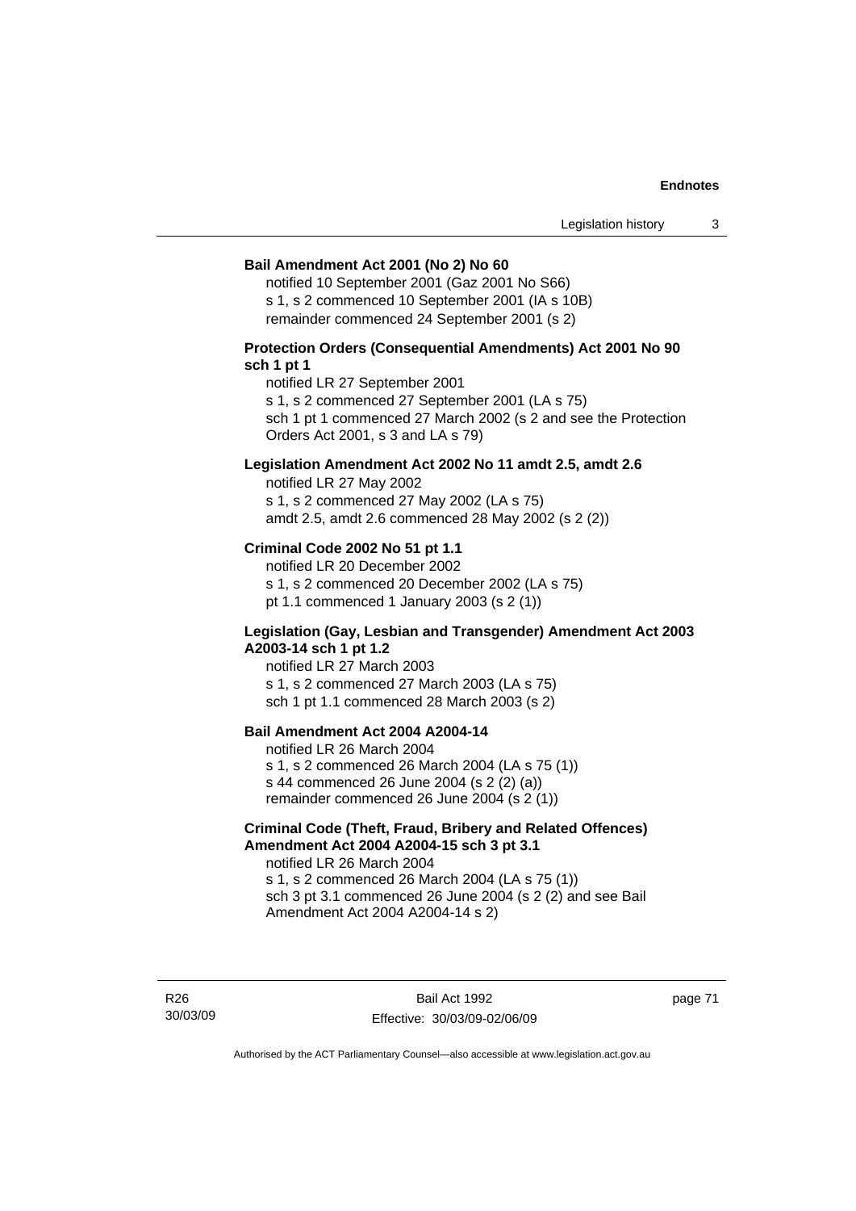**Bail Amendment Act 2001 (No 2) No 60**

notified 10 September 2001 (Gaz 2001 No S66)
s 1, s 2 commenced 10 September 2001 (IA s 10B)
remainder commenced 24 September 2001 (s 2)

**Protection Orders (Consequential Amendments) Act 2001 No 90 sch 1 pt 1**

notified LR 27 September 2001
s 1, s 2 commenced 27 September 2001 (LA s 75)
sch 1 pt 1 commenced 27 March 2002 (s 2 and see the Protection Orders Act 2001, s 3 and LA s 79)

**Legislation Amendment Act 2002 No 11 amdt 2.5, amdt 2.6**

notified LR 27 May 2002
s 1, s 2 commenced 27 May 2002 (LA s 75)
amdt 2.5, amdt 2.6 commenced 28 May 2002 (s 2 (2))

**Criminal Code 2002 No 51 pt 1.1**

notified LR 20 December 2002
s 1, s 2 commenced 20 December 2002 (LA s 75)
pt 1.1 commenced 1 January 2003 (s 2 (1))

**Legislation (Gay, Lesbian and Transgender) Amendment Act 2003 A2003-14 sch 1 pt 1.2**

notified LR 27 March 2003
s 1, s 2 commenced 27 March 2003 (LA s 75)
sch 1 pt 1.1 commenced 28 March 2003 (s 2)

**Bail Amendment Act 2004 A2004-14**

notified LR 26 March 2004
s 1, s 2 commenced 26 March 2004 (LA s 75 (1))
s 44 commenced 26 June 2004 (s 2 (2) (a))
remainder commenced 26 June 2004 (s 2 (1))

**Criminal Code (Theft, Fraud, Bribery and Related Offences) Amendment Act 2004 A2004-15 sch 3 pt 3.1**

notified LR 26 March 2004
s 1, s 2 commenced 26 March 2004 (LA s 75 (1))
sch 3 pt 3.1 commenced 26 June 2004 (s 2 (2) and see Bail Amendment Act 2004 A2004-14 s 2)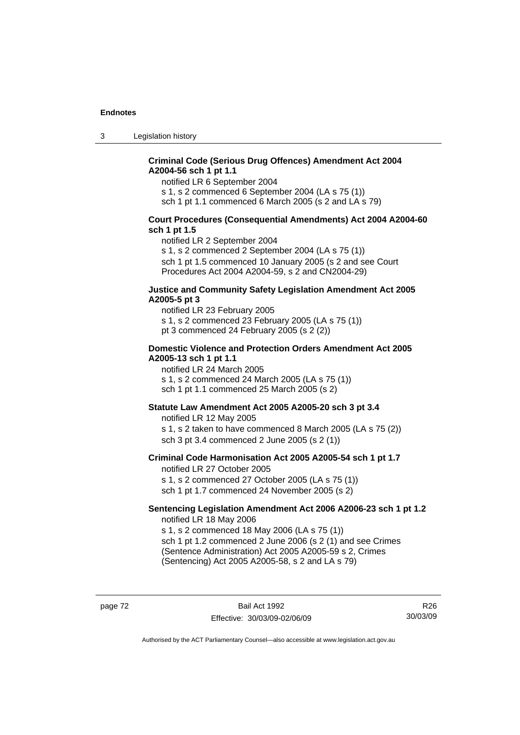**Criminal Code (Serious Drug Offences) Amendment Act 2004 A2004-56 sch 1 pt 1.1**

notified LR 6 September 2004
s 1, s 2 commenced 6 September 2004 (LA s 75 (1))
sch 1 pt 1.1 commenced 6 March 2005 (s 2 and LA s 79)

**Court Procedures (Consequential Amendments) Act 2004 A2004-60 sch 1 pt 1.5**

notified LR 2 September 2004
s 1, s 2 commenced 2 September 2004 (LA s 75 (1))
sch 1 pt 1.5 commenced 10 January 2005 (s 2 and see Court Procedures Act 2004 A2004-59, s 2 and CN2004-29)

**Justice and Community Safety Legislation Amendment Act 2005 A2005-5 pt 3**

notified LR 23 February 2005
s 1, s 2 commenced 23 February 2005 (LA s 75 (1))
pt 3 commenced 24 February 2005 (s 2 (2))

**Domestic Violence and Protection Orders Amendment Act 2005 A2005-13 sch 1 pt 1.1**

notified LR 24 March 2005
s 1, s 2 commenced 24 March 2005 (LA s 75 (1))
sch 1 pt 1.1 commenced 25 March 2005 (s 2)

**Statute Law Amendment Act 2005 A2005-20 sch 3 pt 3.4**

notified LR 12 May 2005
s 1, s 2 taken to have commenced 8 March 2005 (LA s 75 (2))
sch 3 pt 3.4 commenced 2 June 2005 (s 2 (1))

**Criminal Code Harmonisation Act 2005 A2005-54 sch 1 pt 1.7**

notified LR 27 October 2005
s 1, s 2 commenced 27 October 2005 (LA s 75 (1))
sch 1 pt 1.7 commenced 24 November 2005 (s 2)

**Sentencing Legislation Amendment Act 2006 A2006-23 sch 1 pt 1.2**

notified LR 18 May 2006
s 1, s 2 commenced 18 May 2006 (LA s 75 (1))
sch 1 pt 1.2 commenced 2 June 2006 (s 2 (1) and see Crimes (Sentence Administration) Act 2005 A2005-59 s 2, Crimes (Sentencing) Act 2005 A2005-58, s 2 and LA s 79)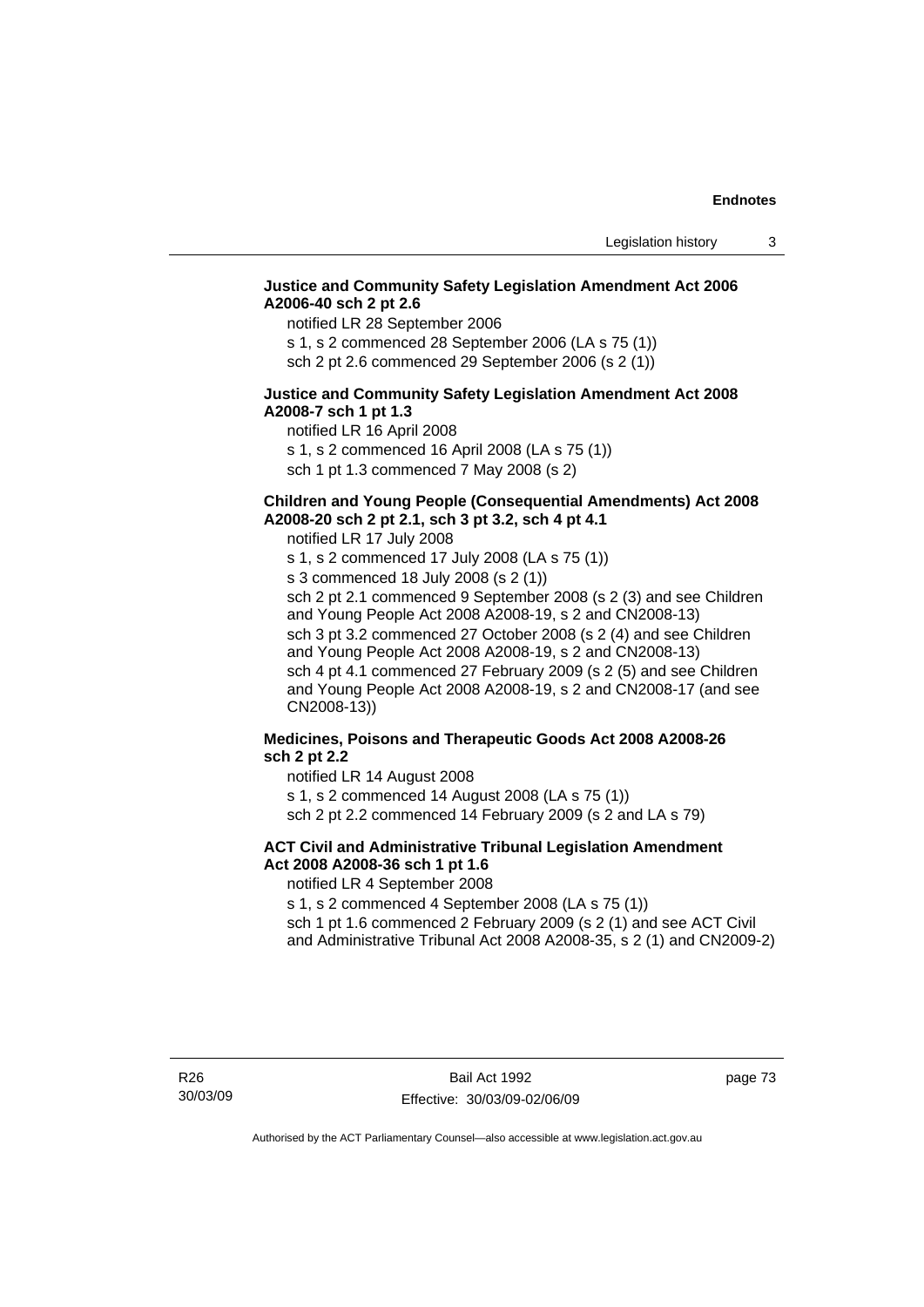**Justice and Community Safety Legislation Amendment Act 2006 A2006-40 sch 2 pt 2.6**

notified LR 28 September 2006

s 1, s 2 commenced 28 September 2006 (LA s 75 (1))

sch 2 pt 2.6 commenced 29 September 2006 (s 2 (1))

**Justice and Community Safety Legislation Amendment Act 2008 A2008-7 sch 1 pt 1.3**

notified LR 16 April 2008

s 1, s 2 commenced 16 April 2008 (LA s 75 (1))

sch 1 pt 1.3 commenced 7 May 2008 (s 2)

**Children and Young People (Consequential Amendments) Act 2008 A2008-20 sch 2 pt 2.1, sch 3 pt 3.2, sch 4 pt 4.1**

notified LR 17 July 2008

s 1, s 2 commenced 17 July 2008 (LA s 75 (1))

s 3 commenced 18 July 2008 (s 2 (1))

sch 2 pt 2.1 commenced 9 September 2008 (s 2 (3) and see Children and Young People Act 2008 A2008-19, s 2 and CN2008-13)

sch 3 pt 3.2 commenced 27 October 2008 (s 2 (4) and see Children and Young People Act 2008 A2008-19, s 2 and CN2008-13)

sch 4 pt 4.1 commenced 27 February 2009 (s 2 (5) and see Children and Young People Act 2008 A2008-19, s 2 and CN2008-17 (and see CN2008-13))

**Medicines, Poisons and Therapeutic Goods Act 2008 A2008-26 sch 2 pt 2.2**

notified LR 14 August 2008

s 1, s 2 commenced 14 August 2008 (LA s 75 (1))

sch 2 pt 2.2 commenced 14 February 2009 (s 2 and LA s 79)

**ACT Civil and Administrative Tribunal Legislation Amendment Act 2008 A2008-36 sch 1 pt 1.6**

notified LR 4 September 2008

s 1, s 2 commenced 4 September 2008 (LA s 75 (1))

sch 1 pt 1.6 commenced 2 February 2009 (s 2 (1) and see ACT Civil and Administrative Tribunal Act 2008 A2008-35, s 2 (1) and CN2009-2)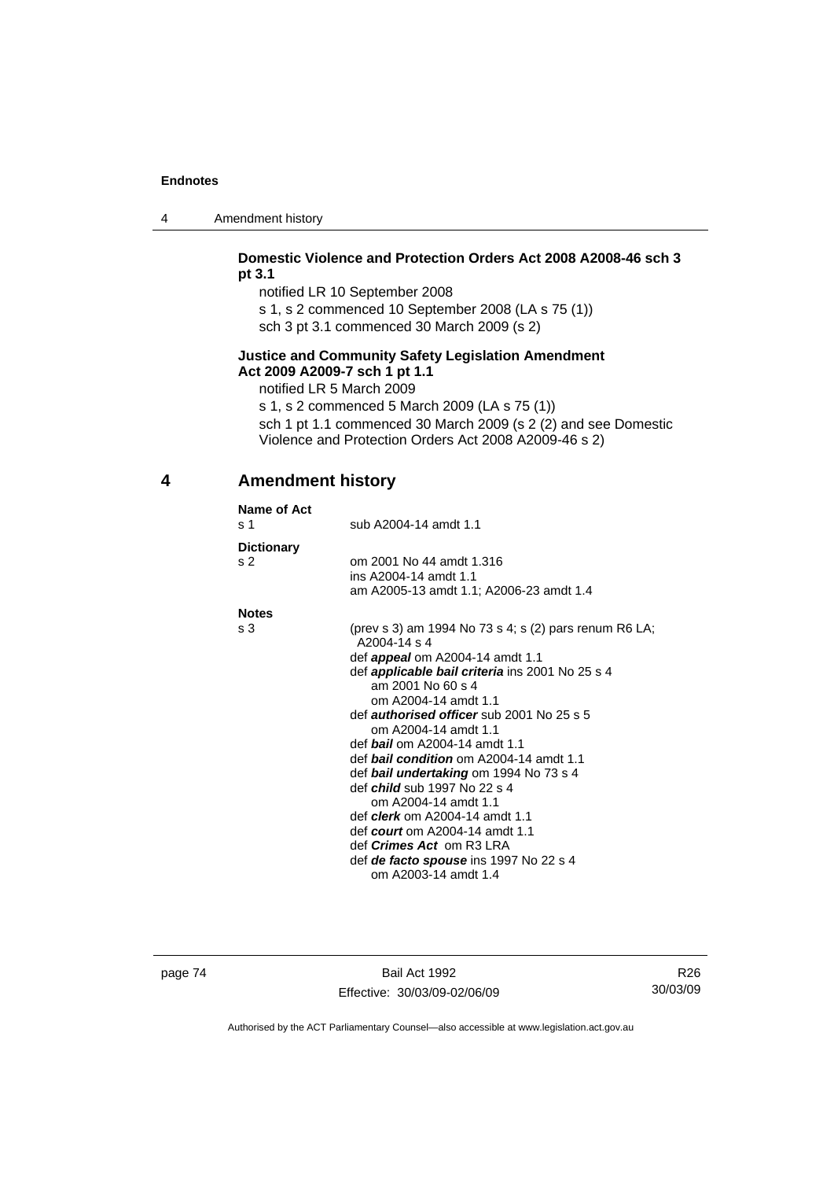**Domestic Violence and Protection Orders Act 2008 A2008-46 sch 3 pt 3.1**

notified LR 10 September 2008

s 1, s 2 commenced 10 September 2008 (LA s 75 (1))

sch 3 pt 3.1 commenced 30 March 2009 (s 2)

**Justice and Community Safety Legislation Amendment Act 2009 A2009-7 sch 1 pt 1.1**

notified LR 5 March 2009

s 1, s 2 commenced 5 March 2009 (LA s 75 (1))

sch 1 pt 1.1 commenced 30 March 2009 (s 2 (2) and see Domestic Violence and Protection Orders Act 2008 A2009-46 s 2)

## 4 Amendment history

**Name of Act**

s 1 — sub A2004-14 amdt 1.1

**Dictionary**

s 2 — om 2001 No 44 amdt 1.316
ins A2004-14 amdt 1.1
am A2005-13 amdt 1.1; A2006-23 amdt 1.4

**Notes**

s 3 — (prev s 3) am 1994 No 73 s 4; s (2) pars renum R6 LA; A2004-14 s 4

def ***appeal*** om A2004-14 amdt 1.1

def ***applicable bail criteria*** ins 2001 No 25 s 4
am 2001 No 60 s 4
om A2004-14 amdt 1.1

def ***authorised officer*** sub 2001 No 25 s 5
om A2004-14 amdt 1.1

def ***bail*** om A2004-14 amdt 1.1

def ***bail condition*** om A2004-14 amdt 1.1

def ***bail undertaking*** om 1994 No 73 s 4

def ***child*** sub 1997 No 22 s 4
om A2004-14 amdt 1.1

def ***clerk*** om A2004-14 amdt 1.1

def ***court*** om A2004-14 amdt 1.1

def ***Crimes Act*** om R3 LRA

def ***de facto spouse*** ins 1997 No 22 s 4
om A2003-14 amdt 1.4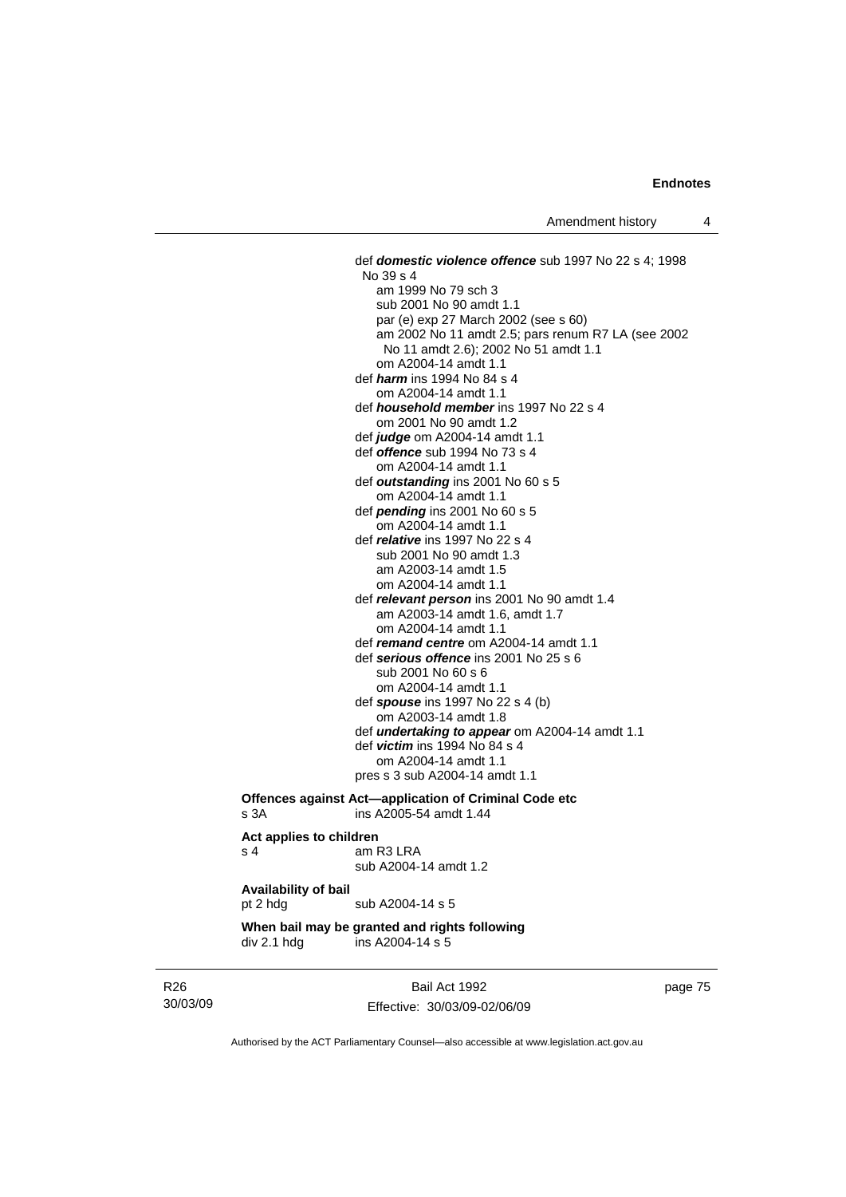def ***domestic violence offence*** sub 1997 No 22 s 4; 1998 No 39 s 4
am 1999 No 79 sch 3
sub 2001 No 90 amdt 1.1
par (e) exp 27 March 2002 (see s 60)
am 2002 No 11 amdt 2.5; pars renum R7 LA (see 2002 No 11 amdt 2.6); 2002 No 51 amdt 1.1
om A2004-14 amdt 1.1

def ***harm*** ins 1994 No 84 s 4
om A2004-14 amdt 1.1

def ***household member*** ins 1997 No 22 s 4
om 2001 No 90 amdt 1.2

def ***judge*** om A2004-14 amdt 1.1

def ***offence*** sub 1994 No 73 s 4
om A2004-14 amdt 1.1

def ***outstanding*** ins 2001 No 60 s 5
om A2004-14 amdt 1.1

def ***pending*** ins 2001 No 60 s 5
om A2004-14 amdt 1.1

def ***relative*** ins 1997 No 22 s 4
sub 2001 No 90 amdt 1.3
am A2003-14 amdt 1.5
om A2004-14 amdt 1.1

def ***relevant person*** ins 2001 No 90 amdt 1.4
am A2003-14 amdt 1.6, amdt 1.7
om A2004-14 amdt 1.1

def ***remand centre*** om A2004-14 amdt 1.1

def ***serious offence*** ins 2001 No 25 s 6
sub 2001 No 60 s 6
om A2004-14 amdt 1.1

def ***spouse*** ins 1997 No 22 s 4 (b)
om A2003-14 amdt 1.8

def ***undertaking to appear*** om A2004-14 amdt 1.1

def ***victim*** ins 1994 No 84 s 4
om A2004-14 amdt 1.1

pres s 3 sub A2004-14 amdt 1.1

**Offences against Act—application of Criminal Code etc**

s 3A ins A2005-54 amdt 1.44

**Act applies to children**

s 4 am R3 LRA
sub A2004-14 amdt 1.2

**Availability of bail**

pt 2 hdg sub A2004-14 s 5

**When bail may be granted and rights following**

div 2.1 hdg ins A2004-14 s 5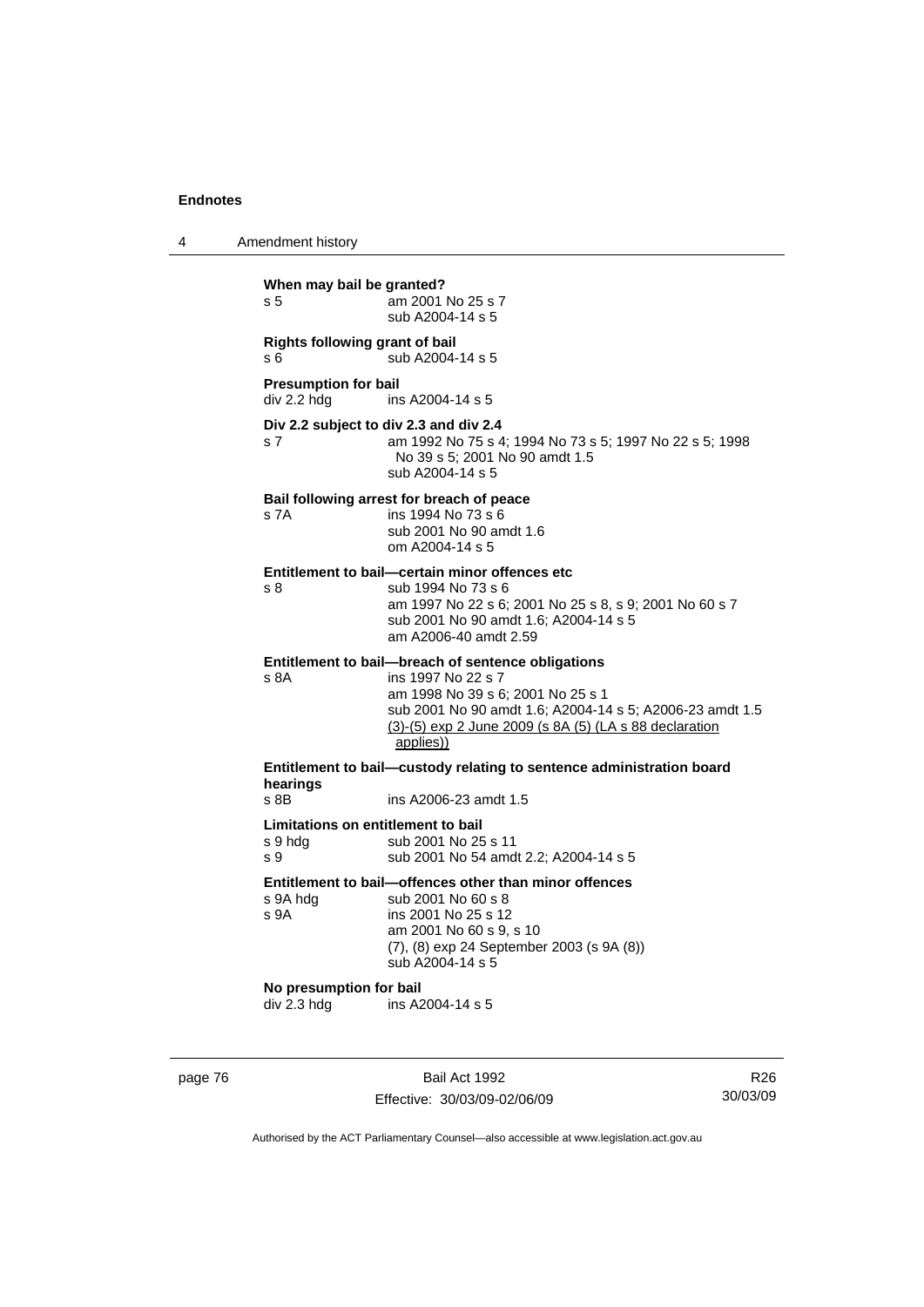**When may bail be granted?**
s 5 am 2001 No 25 s 7
sub A2004-14 s 5

**Rights following grant of bail**
s 6 sub A2004-14 s 5

**Presumption for bail**
div 2.2 hdg ins A2004-14 s 5

**Div 2.2 subject to div 2.3 and div 2.4**
s 7 am 1992 No 75 s 4; 1994 No 73 s 5; 1997 No 22 s 5; 1998 No 39 s 5; 2001 No 90 amdt 1.5
sub A2004-14 s 5

**Bail following arrest for breach of peace**
s 7A ins 1994 No 73 s 6
sub 2001 No 90 amdt 1.6
om A2004-14 s 5

**Entitlement to bail—certain minor offences etc**
s 8 sub 1994 No 73 s 6
am 1997 No 22 s 6; 2001 No 25 s 8, s 9; 2001 No 60 s 7
sub 2001 No 90 amdt 1.6; A2004-14 s 5
am A2006-40 amdt 2.59

**Entitlement to bail—breach of sentence obligations**
s 8A ins 1997 No 22 s 7
am 1998 No 39 s 6; 2001 No 25 s 1
sub 2001 No 90 amdt 1.6; A2004-14 s 5; A2006-23 amdt 1.5
(3)-(5) exp 2 June 2009 (s 8A (5) (LA s 88 declaration applies))

**Entitlement to bail—custody relating to sentence administration board hearings**
s 8B ins A2006-23 amdt 1.5

**Limitations on entitlement to bail**
s 9 hdg sub 2001 No 25 s 11
s 9 sub 2001 No 54 amdt 2.2; A2004-14 s 5

**Entitlement to bail—offences other than minor offences**
s 9A hdg sub 2001 No 60 s 8
s 9A ins 2001 No 25 s 12
am 2001 No 60 s 9, s 10
(7), (8) exp 24 September 2003 (s 9A (8))
sub A2004-14 s 5

**No presumption for bail**
div 2.3 hdg ins A2004-14 s 5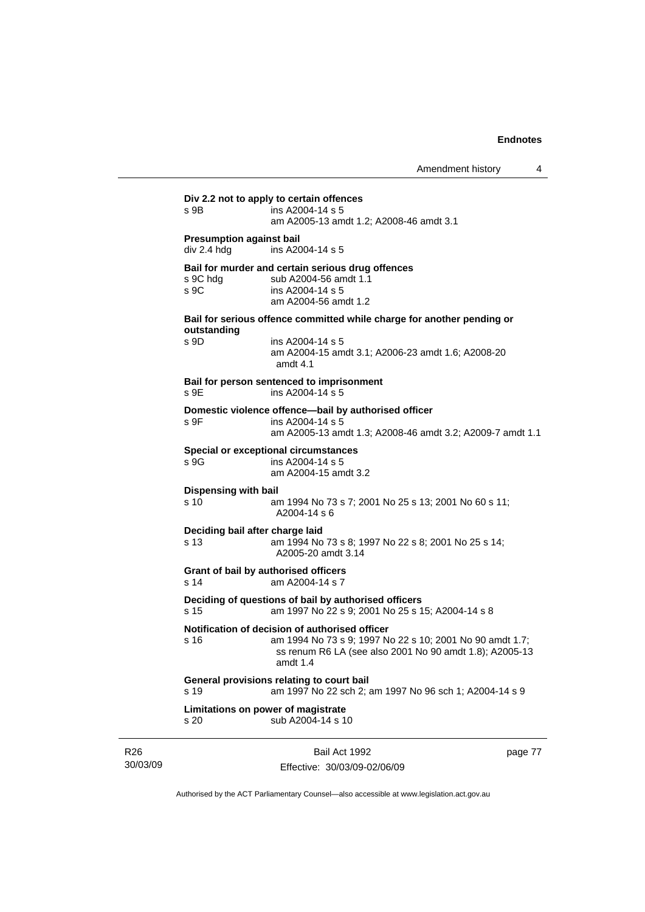**Div 2.2 not to apply to certain offences**

s 9B ins A2004-14 s 5
am A2005-13 amdt 1.2; A2008-46 amdt 3.1

**Presumption against bail**

div 2.4 hdg ins A2004-14 s 5

**Bail for murder and certain serious drug offences**

s 9C hdg sub A2004-56 amdt 1.1
s 9C ins A2004-14 s 5
am A2004-56 amdt 1.2

**Bail for serious offence committed while charge for another pending or outstanding**

s 9D ins A2004-14 s 5
am A2004-15 amdt 3.1; A2006-23 amdt 1.6; A2008-20 amdt 4.1

**Bail for person sentenced to imprisonment**

s 9E ins A2004-14 s 5

**Domestic violence offence—bail by authorised officer**

s 9F ins A2004-14 s 5
am A2005-13 amdt 1.3; A2008-46 amdt 3.2; A2009-7 amdt 1.1

**Special or exceptional circumstances**

s 9G ins A2004-14 s 5
am A2004-15 amdt 3.2

**Dispensing with bail**

s 10 am 1994 No 73 s 7; 2001 No 25 s 13; 2001 No 60 s 11; A2004-14 s 6

**Deciding bail after charge laid**

s 13 am 1994 No 73 s 8; 1997 No 22 s 8; 2001 No 25 s 14; A2005-20 amdt 3.14

**Grant of bail by authorised officers**

s 14 am A2004-14 s 7

**Deciding of questions of bail by authorised officers**

s 15 am 1997 No 22 s 9; 2001 No 25 s 15; A2004-14 s 8

**Notification of decision of authorised officer**

s 16 am 1994 No 73 s 9; 1997 No 22 s 10; 2001 No 90 amdt 1.7; ss renum R6 LA (see also 2001 No 90 amdt 1.8); A2005-13 amdt 1.4

**General provisions relating to court bail**

s 19 am 1997 No 22 sch 2; am 1997 No 96 sch 1; A2004-14 s 9

**Limitations on power of magistrate**

s 20 sub A2004-14 s 10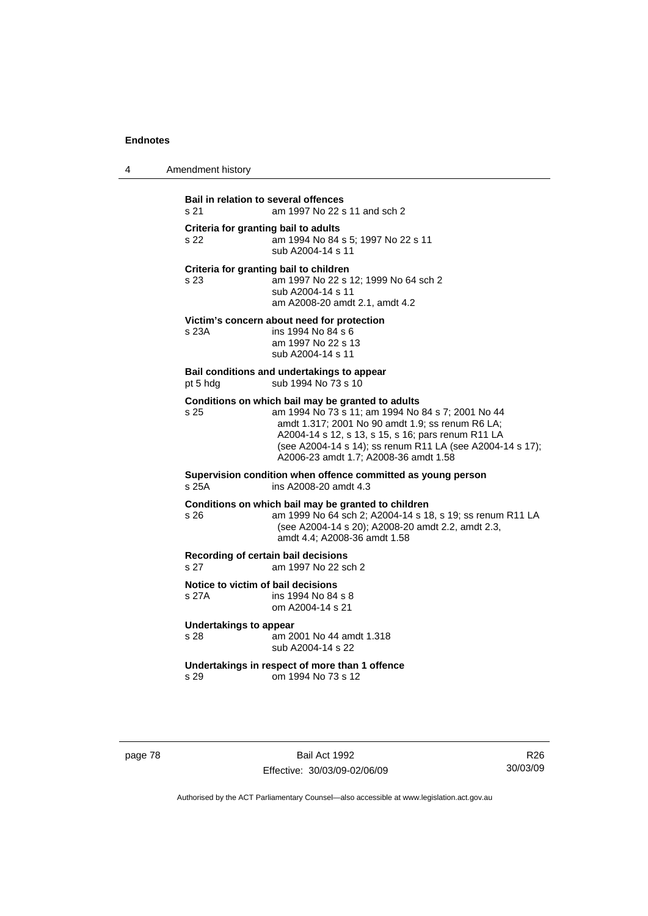**Bail in relation to several offences**
s 21 am 1997 No 22 s 11 and sch 2

**Criteria for granting bail to adults**
s 22 am 1994 No 84 s 5; 1997 No 22 s 11
sub A2004-14 s 11

**Criteria for granting bail to children**
s 23 am 1997 No 22 s 12; 1999 No 64 sch 2
sub A2004-14 s 11
am A2008-20 amdt 2.1, amdt 4.2

**Victim's concern about need for protection**
s 23A ins 1994 No 84 s 6
am 1997 No 22 s 13
sub A2004-14 s 11

**Bail conditions and undertakings to appear**
pt 5 hdg sub 1994 No 73 s 10

**Conditions on which bail may be granted to adults**
s 25 am 1994 No 73 s 11; am 1994 No 84 s 7; 2001 No 44 amdt 1.317; 2001 No 90 amdt 1.9; ss renum R6 LA; A2004-14 s 12, s 13, s 15, s 16; pars renum R11 LA (see A2004-14 s 14); ss renum R11 LA (see A2004-14 s 17); A2006-23 amdt 1.7; A2008-36 amdt 1.58

**Supervision condition when offence committed as young person**
s 25A ins A2008-20 amdt 4.3

**Conditions on which bail may be granted to children**
s 26 am 1999 No 64 sch 2; A2004-14 s 18, s 19; ss renum R11 LA (see A2004-14 s 20); A2008-20 amdt 2.2, amdt 2.3, amdt 4.4; A2008-36 amdt 1.58

**Recording of certain bail decisions**
s 27 am 1997 No 22 sch 2

**Notice to victim of bail decisions**
s 27A ins 1994 No 84 s 8
om A2004-14 s 21

**Undertakings to appear**
s 28 am 2001 No 44 amdt 1.318
sub A2004-14 s 22

**Undertakings in respect of more than 1 offence**
s 29 om 1994 No 73 s 12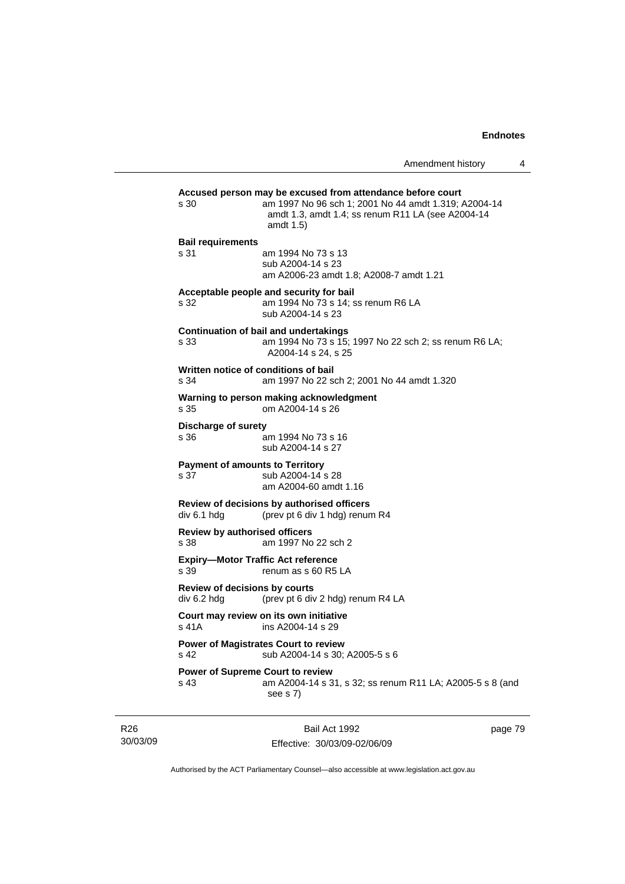**Accused person may be excused from attendance before court**

s 30 am 1997 No 96 sch 1; 2001 No 44 amdt 1.319; A2004-14 amdt 1.3, amdt 1.4; ss renum R11 LA (see A2004-14 amdt 1.5)

**Bail requirements**

s 31 am 1994 No 73 s 13
sub A2004-14 s 23
am A2006-23 amdt 1.8; A2008-7 amdt 1.21

**Acceptable people and security for bail**

s 32 am 1994 No 73 s 14; ss renum R6 LA
sub A2004-14 s 23

**Continuation of bail and undertakings**

s 33 am 1994 No 73 s 15; 1997 No 22 sch 2; ss renum R6 LA; A2004-14 s 24, s 25

**Written notice of conditions of bail**

s 34 am 1997 No 22 sch 2; 2001 No 44 amdt 1.320

**Warning to person making acknowledgment**

s 35 om A2004-14 s 26

**Discharge of surety**

s 36 am 1994 No 73 s 16
sub A2004-14 s 27

**Payment of amounts to Territory**

s 37 sub A2004-14 s 28
am A2004-60 amdt 1.16

**Review of decisions by authorised officers**

div 6.1 hdg (prev pt 6 div 1 hdg) renum R4

**Review by authorised officers**

s 38 am 1997 No 22 sch 2

**Expiry—Motor Traffic Act reference**

s 39 renum as s 60 R5 LA

**Review of decisions by courts**

div 6.2 hdg (prev pt 6 div 2 hdg) renum R4 LA

**Court may review on its own initiative**

s 41A ins A2004-14 s 29

**Power of Magistrates Court to review**

s 42 sub A2004-14 s 30; A2005-5 s 6

**Power of Supreme Court to review**

s 43 am A2004-14 s 31, s 32; ss renum R11 LA; A2005-5 s 8 (and see s 7)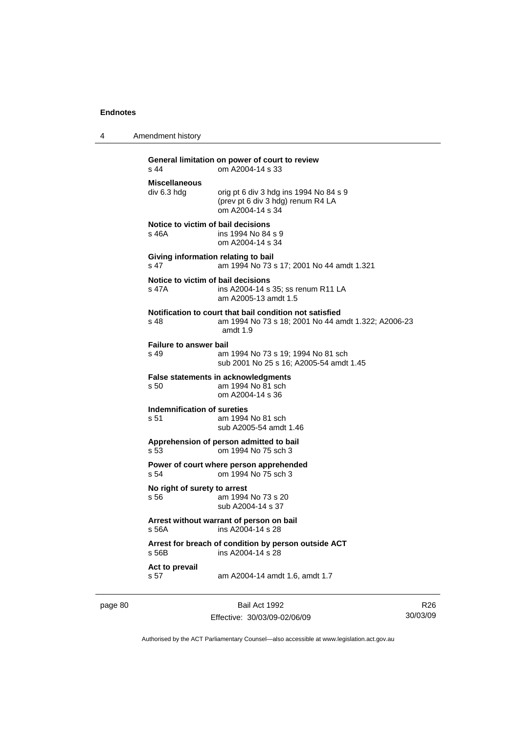**General limitation on power of court to review**
s 44 om A2004-14 s 33

**Miscellaneous**
div 6.3 hdg orig pt 6 div 3 hdg ins 1994 No 84 s 9
(prev pt 6 div 3 hdg) renum R4 LA
om A2004-14 s 34

**Notice to victim of bail decisions**
s 46A ins 1994 No 84 s 9
om A2004-14 s 34

**Giving information relating to bail**
s 47 am 1994 No 73 s 17; 2001 No 44 amdt 1.321

**Notice to victim of bail decisions**
s 47A ins A2004-14 s 35; ss renum R11 LA
am A2005-13 amdt 1.5

**Notification to court that bail condition not satisfied**
s 48 am 1994 No 73 s 18; 2001 No 44 amdt 1.322; A2006-23 amdt 1.9

**Failure to answer bail**
s 49 am 1994 No 73 s 19; 1994 No 81 sch
sub 2001 No 25 s 16; A2005-54 amdt 1.45

**False statements in acknowledgments**
s 50 am 1994 No 81 sch
om A2004-14 s 36

**Indemnification of sureties**
s 51 am 1994 No 81 sch
sub A2005-54 amdt 1.46

**Apprehension of person admitted to bail**
s 53 om 1994 No 75 sch 3

**Power of court where person apprehended**
s 54 om 1994 No 75 sch 3

**No right of surety to arrest**
s 56 am 1994 No 73 s 20
sub A2004-14 s 37

**Arrest without warrant of person on bail**
s 56A ins A2004-14 s 28

**Arrest for breach of condition by person outside ACT**
s 56B ins A2004-14 s 28

**Act to prevail**
s 57 am A2004-14 amdt 1.6, amdt 1.7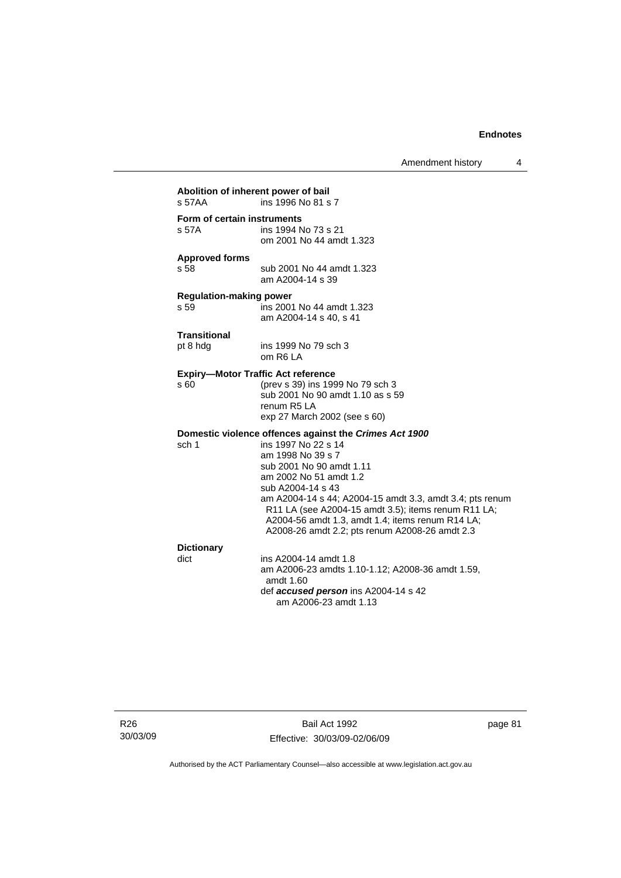**Abolition of inherent power of bail**
s 57AA ins 1996 No 81 s 7

**Form of certain instruments**
s 57A ins 1994 No 73 s 21
om 2001 No 44 amdt 1.323

**Approved forms**
s 58 sub 2001 No 44 amdt 1.323
am A2004-14 s 39

**Regulation-making power**
s 59 ins 2001 No 44 amdt 1.323
am A2004-14 s 40, s 41

**Transitional**
pt 8 hdg ins 1999 No 79 sch 3
om R6 LA

**Expiry—Motor Traffic Act reference**
s 60 (prev s 39) ins 1999 No 79 sch 3
sub 2001 No 90 amdt 1.10 as s 59
renum R5 LA
exp 27 March 2002 (see s 60)

**Domestic violence offences against the *Crimes Act 1900***
sch 1 ins 1997 No 22 s 14
am 1998 No 39 s 7
sub 2001 No 90 amdt 1.11
am 2002 No 51 amdt 1.2
sub A2004-14 s 43
am A2004-14 s 44; A2004-15 amdt 3.3, amdt 3.4; pts renum R11 LA (see A2004-15 amdt 3.5); items renum R11 LA; A2004-56 amdt 1.3, amdt 1.4; items renum R14 LA; A2008-26 amdt 2.2; pts renum A2008-26 amdt 2.3

**Dictionary**
dict ins A2004-14 amdt 1.8
am A2006-23 amdts 1.10-1.12; A2008-36 amdt 1.59, amdt 1.60
def ***accused person*** ins A2004-14 s 42
am A2006-23 amdt 1.13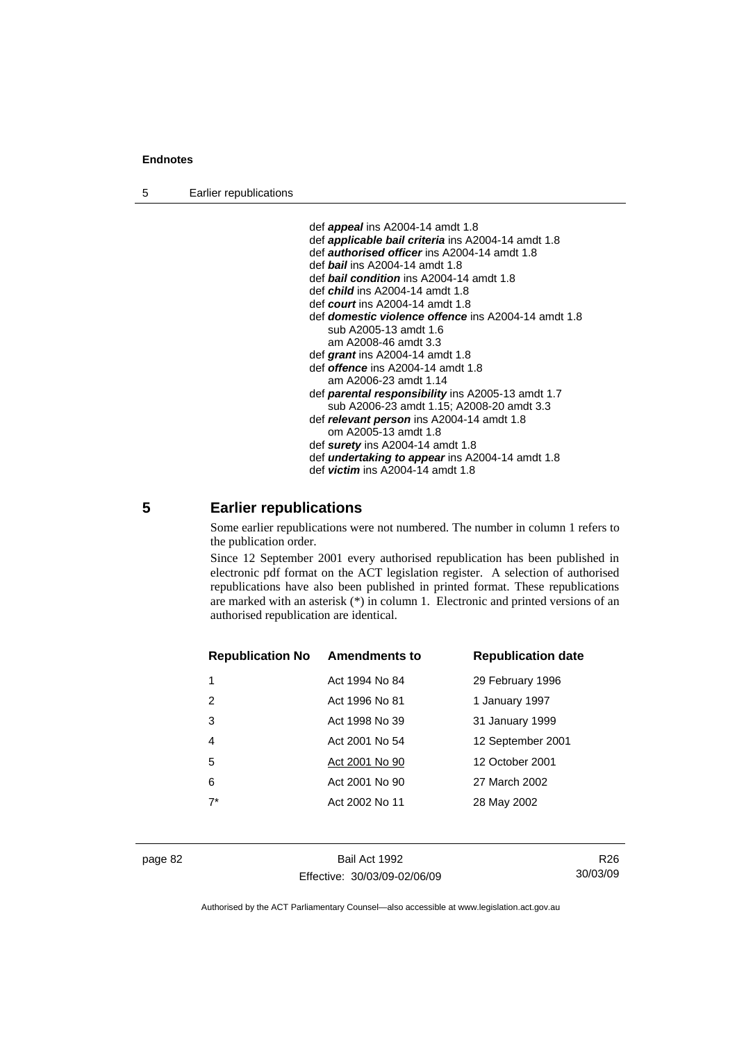def ***appeal*** ins A2004-14 amdt 1.8
def ***applicable bail criteria*** ins A2004-14 amdt 1.8
def ***authorised officer*** ins A2004-14 amdt 1.8
def ***bail*** ins A2004-14 amdt 1.8
def ***bail condition*** ins A2004-14 amdt 1.8
def ***child*** ins A2004-14 amdt 1.8
def ***court*** ins A2004-14 amdt 1.8
def ***domestic violence offence*** ins A2004-14 amdt 1.8
  sub A2005-13 amdt 1.6
  am A2008-46 amdt 3.3
def ***grant*** ins A2004-14 amdt 1.8
def ***offence*** ins A2004-14 amdt 1.8
  am A2006-23 amdt 1.14
def ***parental responsibility*** ins A2005-13 amdt 1.7
  sub A2006-23 amdt 1.15; A2008-20 amdt 3.3
def ***relevant person*** ins A2004-14 amdt 1.8
  om A2005-13 amdt 1.8
def ***surety*** ins A2004-14 amdt 1.8
def ***undertaking to appear*** ins A2004-14 amdt 1.8
def ***victim*** ins A2004-14 amdt 1.8

## 5 Earlier republications

Some earlier republications were not numbered. The number in column 1 refers to the publication order.

Since 12 September 2001 every authorised republication has been published in electronic pdf format on the ACT legislation register. A selection of authorised republications have also been published in printed format. These republications are marked with an asterisk (*) in column 1. Electronic and printed versions of an authorised republication are identical.

| Republication No | Amendments to | Republication date |
|---|---|---|
| 1 | Act 1994 No 84 | 29 February 1996 |
| 2 | Act 1996 No 81 | 1 January 1997 |
| 3 | Act 1998 No 39 | 31 January 1999 |
| 4 | Act 2001 No 54 | 12 September 2001 |
| 5 | Act 2001 No 90 | 12 October 2001 |
| 6 | Act 2001 No 90 | 27 March 2002 |
| 7* | Act 2002 No 11 | 28 May 2002 |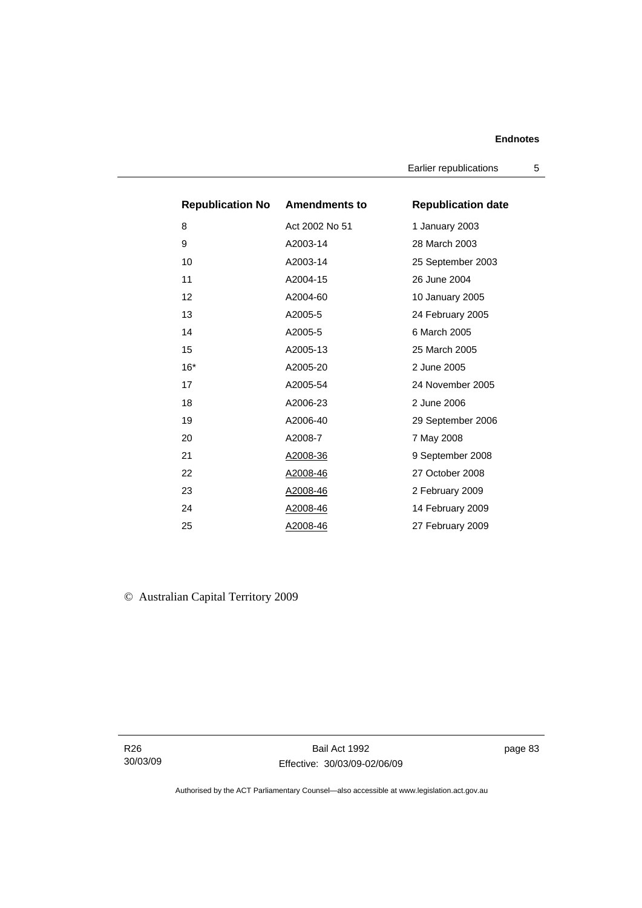| Republication No | Amendments to | Republication date |
| --- | --- | --- |
| 8 | Act 2002 No 51 | 1 January 2003 |
| 9 | A2003-14 | 28 March 2003 |
| 10 | A2003-14 | 25 September 2003 |
| 11 | A2004-15 | 26 June 2004 |
| 12 | A2004-60 | 10 January 2005 |
| 13 | A2005-5 | 24 February 2005 |
| 14 | A2005-5 | 6 March 2005 |
| 15 | A2005-13 | 25 March 2005 |
| 16* | A2005-20 | 2 June 2005 |
| 17 | A2005-54 | 24 November 2005 |
| 18 | A2006-23 | 2 June 2006 |
| 19 | A2006-40 | 29 September 2006 |
| 20 | A2008-7 | 7 May 2008 |
| 21 | A2008-36 | 9 September 2008 |
| 22 | A2008-46 | 27 October 2008 |
| 23 | A2008-46 | 2 February 2009 |
| 24 | A2008-46 | 14 February 2009 |
| 25 | A2008-46 | 27 February 2009 |

© Australian Capital Territory 2009